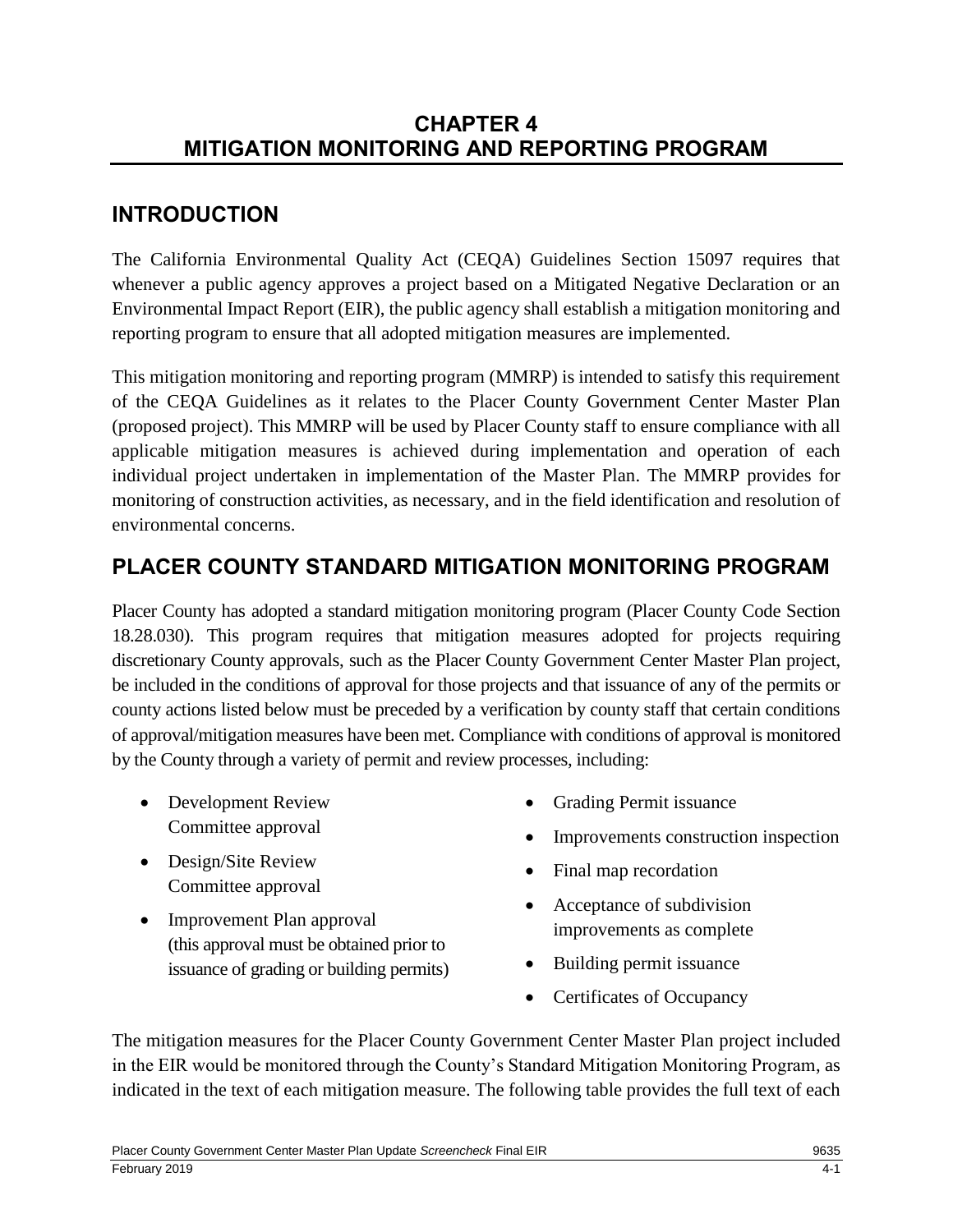# CHAPTER 4
# MITIGATION MONITORING AND REPORTING PROGRAM

## INTRODUCTION

The California Environmental Quality Act (CEQA) Guidelines Section 15097 requires that whenever a public agency approves a project based on a Mitigated Negative Declaration or an Environmental Impact Report (EIR), the public agency shall establish a mitigation monitoring and reporting program to ensure that all adopted mitigation measures are implemented.

This mitigation monitoring and reporting program (MMRP) is intended to satisfy this requirement of the CEQA Guidelines as it relates to the Placer County Government Center Master Plan (proposed project). This MMRP will be used by Placer County staff to ensure compliance with all applicable mitigation measures is achieved during implementation and operation of each individual project undertaken in implementation of the Master Plan. The MMRP provides for monitoring of construction activities, as necessary, and in the field identification and resolution of environmental concerns.

## PLACER COUNTY STANDARD MITIGATION MONITORING PROGRAM

Placer County has adopted a standard mitigation monitoring program (Placer County Code Section 18.28.030). This program requires that mitigation measures adopted for projects requiring discretionary County approvals, such as the Placer County Government Center Master Plan project, be included in the conditions of approval for those projects and that issuance of any of the permits or county actions listed below must be preceded by a verification by county staff that certain conditions of approval/mitigation measures have been met. Compliance with conditions of approval is monitored by the County through a variety of permit and review processes, including:

- Development Review Committee approval
- Design/Site Review Committee approval
- Improvement Plan approval (this approval must be obtained prior to issuance of grading or building permits)
- Grading Permit issuance
- Improvements construction inspection
- Final map recordation
- Acceptance of subdivision improvements as complete
- Building permit issuance
- Certificates of Occupancy

The mitigation measures for the Placer County Government Center Master Plan project included in the EIR would be monitored through the County's Standard Mitigation Monitoring Program, as indicated in the text of each mitigation measure. The following table provides the full text of each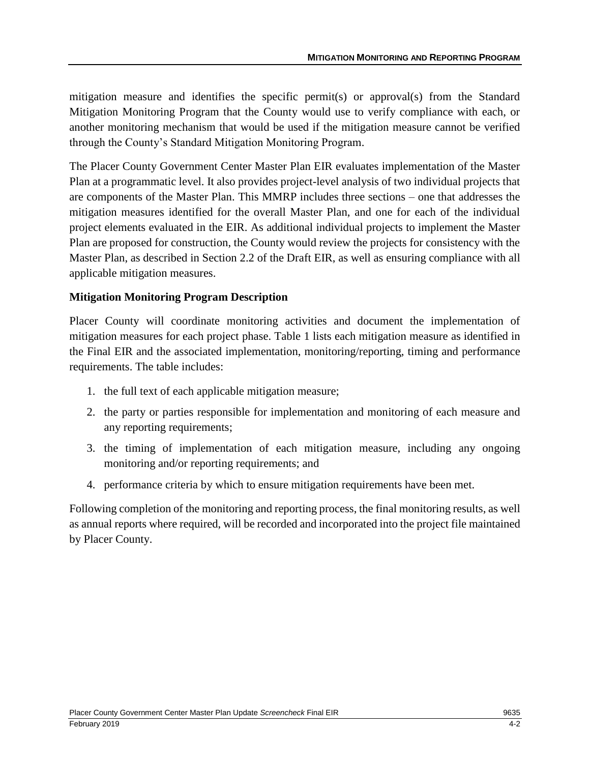mitigation measure and identifies the specific permit(s) or approval(s) from the Standard Mitigation Monitoring Program that the County would use to verify compliance with each, or another monitoring mechanism that would be used if the mitigation measure cannot be verified through the County's Standard Mitigation Monitoring Program.

The Placer County Government Center Master Plan EIR evaluates implementation of the Master Plan at a programmatic level. It also provides project-level analysis of two individual projects that are components of the Master Plan. This MMRP includes three sections – one that addresses the mitigation measures identified for the overall Master Plan, and one for each of the individual project elements evaluated in the EIR. As additional individual projects to implement the Master Plan are proposed for construction, the County would review the projects for consistency with the Master Plan, as described in Section 2.2 of the Draft EIR, as well as ensuring compliance with all applicable mitigation measures.

**Mitigation Monitoring Program Description**

Placer County will coordinate monitoring activities and document the implementation of mitigation measures for each project phase. Table 1 lists each mitigation measure as identified in the Final EIR and the associated implementation, monitoring/reporting, timing and performance requirements. The table includes:

1. the full text of each applicable mitigation measure;
2. the party or parties responsible for implementation and monitoring of each measure and any reporting requirements;
3. the timing of implementation of each mitigation measure, including any ongoing monitoring and/or reporting requirements; and
4. performance criteria by which to ensure mitigation requirements have been met.

Following completion of the monitoring and reporting process, the final monitoring results, as well as annual reports where required, will be recorded and incorporated into the project file maintained by Placer County.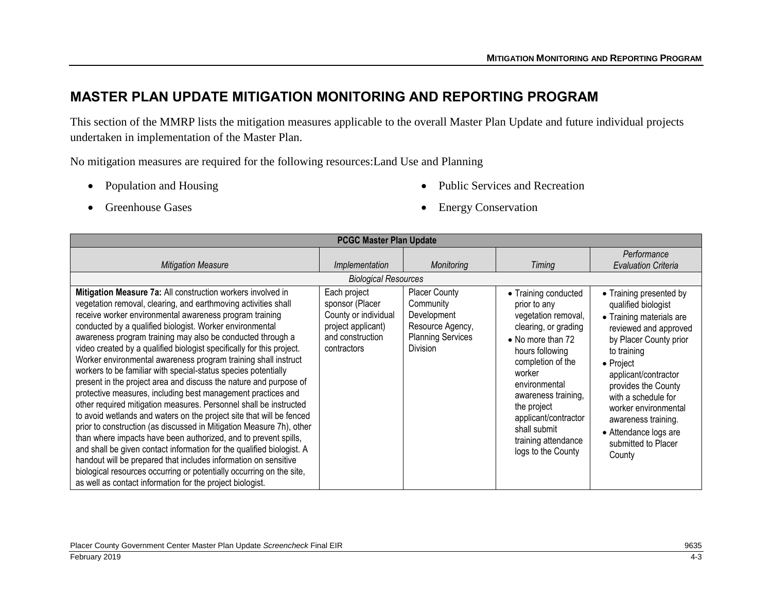# MASTER PLAN UPDATE MITIGATION MONITORING AND REPORTING PROGRAM

This section of the MMRP lists the mitigation measures applicable to the overall Master Plan Update and future individual projects undertaken in implementation of the Master Plan.

No mitigation measures are required for the following resources:Land Use and Planning

- Population and Housing
- Greenhouse Gases
- Public Services and Recreation
- Energy Conservation

| PCGC Master Plan Update | | | | |
|---|---|---|---|---|
| *Mitigation Measure* | *Implementation* | *Monitoring* | *Timing* | *Performance Evaluation Criteria* |
| *Biological Resources* | | | | |
| **Mitigation Measure 7a:** All construction workers involved in vegetation removal, clearing, and earthmoving activities shall receive worker environmental awareness program training conducted by a qualified biologist. Worker environmental awareness program training may also be conducted through a video created by a qualified biologist specifically for this project. Worker environmental awareness program training shall instruct workers to be familiar with special-status species potentially present in the project area and discuss the nature and purpose of protective measures, including best management practices and other required mitigation measures. Personnel shall be instructed to avoid wetlands and waters on the project site that will be fenced prior to construction (as discussed in Mitigation Measure 7h), other than where impacts have been authorized, and to prevent spills, and shall be given contact information for the qualified biologist. A handout will be prepared that includes information on sensitive biological resources occurring or potentially occurring on the site, as well as contact information for the project biologist. | Each project sponsor (Placer County or individual project applicant) and construction contractors | Placer County Community Development Resource Agency, Planning Services Division | • Training conducted prior to any vegetation removal, clearing, or grading<br>• No more than 72 hours following completion of the worker environmental awareness training, the project applicant/contractor shall submit training attendance logs to the County | • Training presented by qualified biologist<br>• Training materials are reviewed and approved by Placer County prior to training<br>• Project applicant/contractor provides the County with a schedule for worker environmental awareness training.<br>• Attendance logs are submitted to Placer County |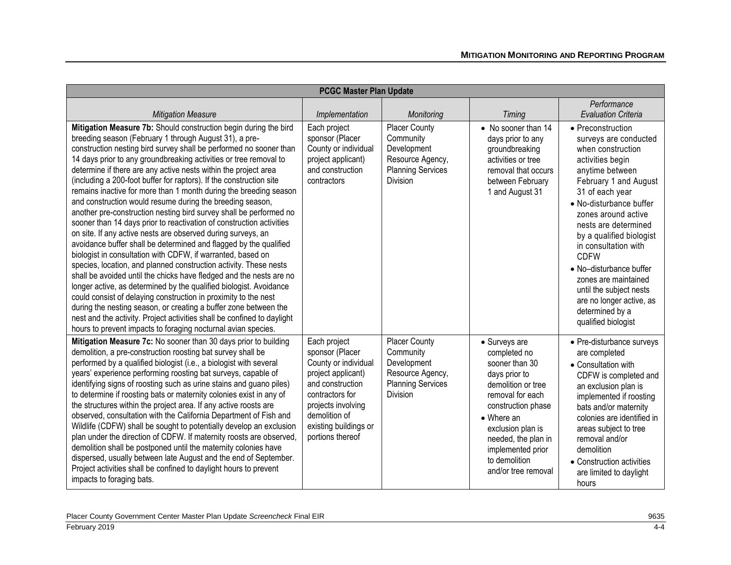| PCGC Master Plan Update | | | | |
|---|---|---|---|---|
| *Mitigation Measure* | *Implementation* | *Monitoring* | *Timing* | *Performance Evaluation Criteria* |
| **Mitigation Measure 7b:** Should construction begin during the bird breeding season (February 1 through August 31), a pre-construction nesting bird survey shall be performed no sooner than 14 days prior to any groundbreaking activities or tree removal to determine if there are any active nests within the project area (including a 200-foot buffer for raptors). If the construction site remains inactive for more than 1 month during the breeding season and construction would resume during the breeding season, another pre-construction nesting bird survey shall be performed no sooner than 14 days prior to reactivation of construction activities on site. If any active nests are observed during surveys, an avoidance buffer shall be determined and flagged by the qualified biologist in consultation with CDFW, if warranted, based on species, location, and planned construction activity. These nests shall be avoided until the chicks have fledged and the nests are no longer active, as determined by the qualified biologist. Avoidance could consist of delaying construction in proximity to the nest during the nesting season, or creating a buffer zone between the nest and the activity. Project activities shall be confined to daylight hours to prevent impacts to foraging nocturnal avian species. | Each project sponsor (Placer County or individual project applicant) and construction contractors | Placer County Community Development Resource Agency, Planning Services Division | • No sooner than 14 days prior to any groundbreaking activities or tree removal that occurs between February 1 and August 31 | • Preconstruction surveys are conducted when construction activities begin anytime between February 1 and August 31 of each year<br>• No-disturbance buffer zones around active nests are determined by a qualified biologist in consultation with CDFW<br>• No–disturbance buffer zones are maintained until the subject nests are no longer active, as determined by a qualified biologist |
| **Mitigation Measure 7c:** No sooner than 30 days prior to building demolition, a pre-construction roosting bat survey shall be performed by a qualified biologist (i.e., a biologist with several years' experience performing roosting bat surveys, capable of identifying signs of roosting such as urine stains and guano piles) to determine if roosting bats or maternity colonies exist in any of the structures within the project area. If any active roosts are observed, consultation with the California Department of Fish and Wildlife (CDFW) shall be sought to potentially develop an exclusion plan under the direction of CDFW. If maternity roosts are observed, demolition shall be postponed until the maternity colonies have dispersed, usually between late August and the end of September. Project activities shall be confined to daylight hours to prevent impacts to foraging bats. | Each project sponsor (Placer County or individual project applicant) and construction contractors for projects involving demolition of existing buildings or portions thereof | Placer County Community Development Resource Agency, Planning Services Division | • Surveys are completed no sooner than 30 days prior to demolition or tree removal for each construction phase<br>• Where an exclusion plan is needed, the plan in implemented prior to demolition and/or tree removal | • Pre-disturbance surveys are completed<br>• Consultation with CDFW is completed and an exclusion plan is implemented if roosting bats and/or maternity colonies are identified in areas subject to tree removal and/or demolition<br>• Construction activities are limited to daylight hours |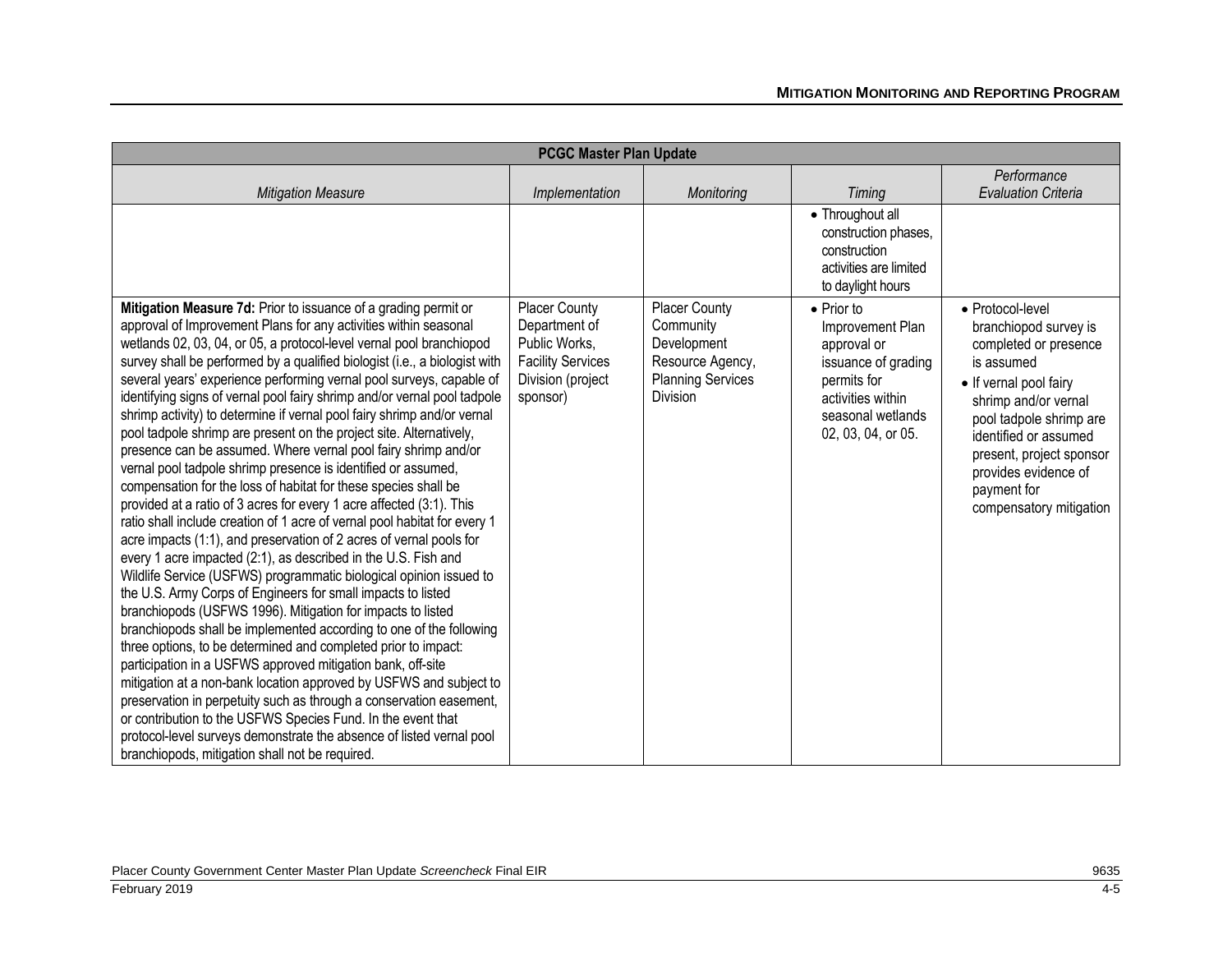| PCGC Master Plan Update | | | | |
|---|---|---|---|---|
| *Mitigation Measure* | *Implementation* | *Monitoring* | *Timing* | *Performance Evaluation Criteria* |
| | | | • Throughout all construction phases, construction activities are limited to daylight hours | |
| **Mitigation Measure 7d:** Prior to issuance of a grading permit or approval of Improvement Plans for any activities within seasonal wetlands 02, 03, 04, or 05, a protocol-level vernal pool branchiopod survey shall be performed by a qualified biologist (i.e., a biologist with several years' experience performing vernal pool surveys, capable of identifying signs of vernal pool fairy shrimp and/or vernal pool tadpole shrimp activity) to determine if vernal pool fairy shrimp and/or vernal pool tadpole shrimp are present on the project site. Alternatively, presence can be assumed. Where vernal pool fairy shrimp and/or vernal pool tadpole shrimp presence is identified or assumed, compensation for the loss of habitat for these species shall be provided at a ratio of 3 acres for every 1 acre affected (3:1). This ratio shall include creation of 1 acre of vernal pool habitat for every 1 acre impacts (1:1), and preservation of 2 acres of vernal pools for every 1 acre impacted (2:1), as described in the U.S. Fish and Wildlife Service (USFWS) programmatic biological opinion issued to the U.S. Army Corps of Engineers for small impacts to listed branchiopods (USFWS 1996). Mitigation for impacts to listed branchiopods shall be implemented according to one of the following three options, to be determined and completed prior to impact: participation in a USFWS approved mitigation bank, off-site mitigation at a non-bank location approved by USFWS and subject to preservation in perpetuity such as through a conservation easement, or contribution to the USFWS Species Fund. In the event that protocol-level surveys demonstrate the absence of listed vernal pool branchiopods, mitigation shall not be required. | Placer County Department of Public Works, Facility Services Division (project sponsor) | Placer County Community Development Resource Agency, Planning Services Division | • Prior to Improvement Plan approval or issuance of grading permits for activities within seasonal wetlands 02, 03, 04, or 05. | • Protocol-level branchiopod survey is completed or presence is assumed<br>• If vernal pool fairy shrimp and/or vernal pool tadpole shrimp are identified or assumed present, project sponsor provides evidence of payment for compensatory mitigation |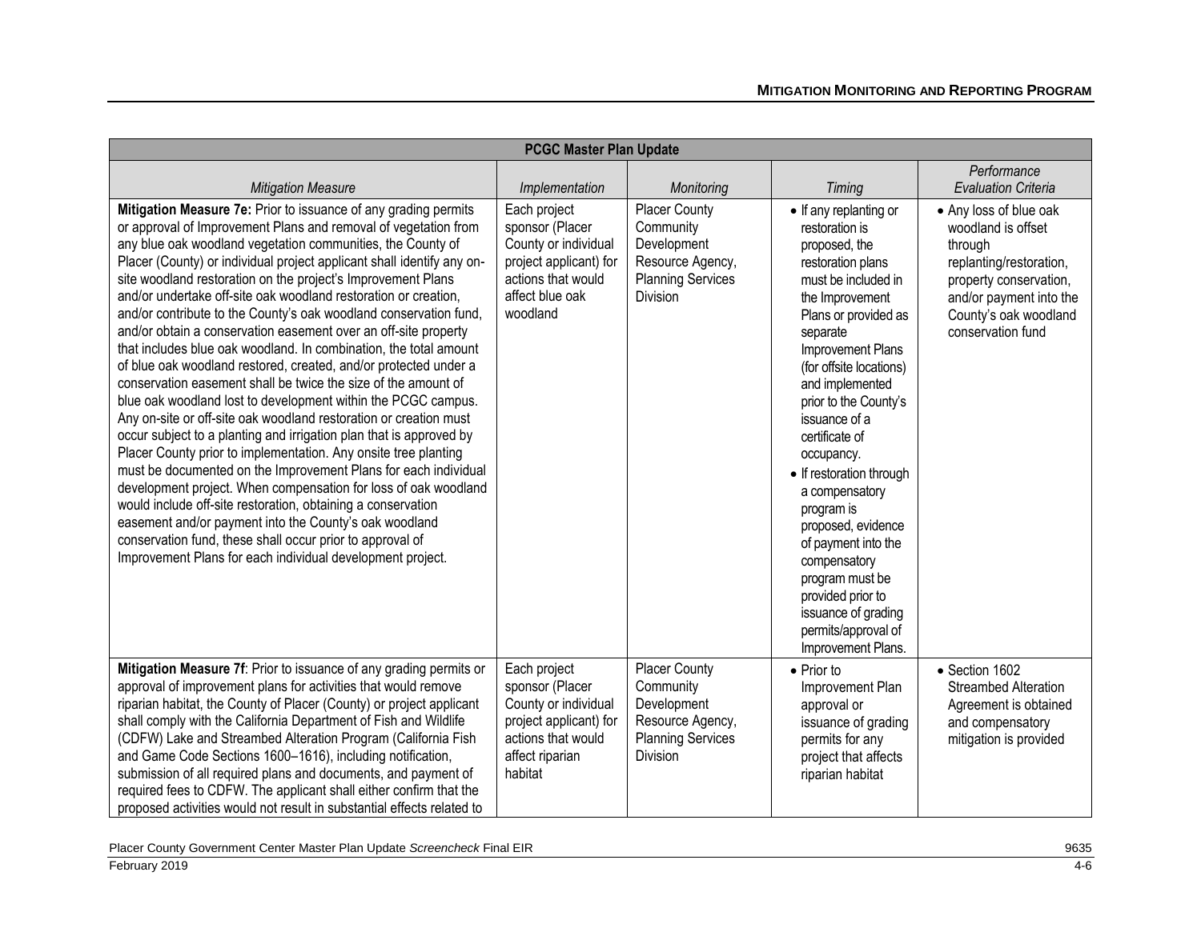| PCGC Master Plan Update | | | | |
|---|---|---|---|---|
| *Mitigation Measure* | *Implementation* | *Monitoring* | *Timing* | *Performance Evaluation Criteria* |
| **Mitigation Measure 7e:** Prior to issuance of any grading permits or approval of Improvement Plans and removal of vegetation from any blue oak woodland vegetation communities, the County of Placer (County) or individual project applicant shall identify any on-site woodland restoration on the project's Improvement Plans and/or undertake off-site oak woodland restoration or creation, and/or contribute to the County's oak woodland conservation fund, and/or obtain a conservation easement over an off-site property that includes blue oak woodland. In combination, the total amount of blue oak woodland restored, created, and/or protected under a conservation easement shall be twice the size of the amount of blue oak woodland lost to development within the PCGC campus. Any on-site or off-site oak woodland restoration or creation must occur subject to a planting and irrigation plan that is approved by Placer County prior to implementation. Any onsite tree planting must be documented on the Improvement Plans for each individual development project. When compensation for loss of oak woodland would include off-site restoration, obtaining a conservation easement and/or payment into the County's oak woodland conservation fund, these shall occur prior to approval of Improvement Plans for each individual development project. | Each project sponsor (Placer County or individual project applicant) for actions that would affect blue oak woodland | Placer County Community Development Resource Agency, Planning Services Division | • If any replanting or restoration is proposed, the restoration plans must be included in the Improvement Plans or provided as separate Improvement Plans (for offsite locations) and implemented prior to the County's issuance of a certificate of occupancy.<br>• If restoration through a compensatory program is proposed, evidence of payment into the compensatory program must be provided prior to issuance of grading permits/approval of Improvement Plans. | • Any loss of blue oak woodland is offset through replanting/restoration, property conservation, and/or payment into the County's oak woodland conservation fund |
| **Mitigation Measure 7f**: Prior to issuance of any grading permits or approval of improvement plans for activities that would remove riparian habitat, the County of Placer (County) or project applicant shall comply with the California Department of Fish and Wildlife (CDFW) Lake and Streambed Alteration Program (California Fish and Game Code Sections 1600–1616), including notification, submission of all required plans and documents, and payment of required fees to CDFW. The applicant shall either confirm that the proposed activities would not result in substantial effects related to | Each project sponsor (Placer County or individual project applicant) for actions that would affect riparian habitat | Placer County Community Development Resource Agency, Planning Services Division | • Prior to Improvement Plan approval or issuance of grading permits for any project that affects riparian habitat | • Section 1602 Streambed Alteration Agreement is obtained and compensatory mitigation is provided |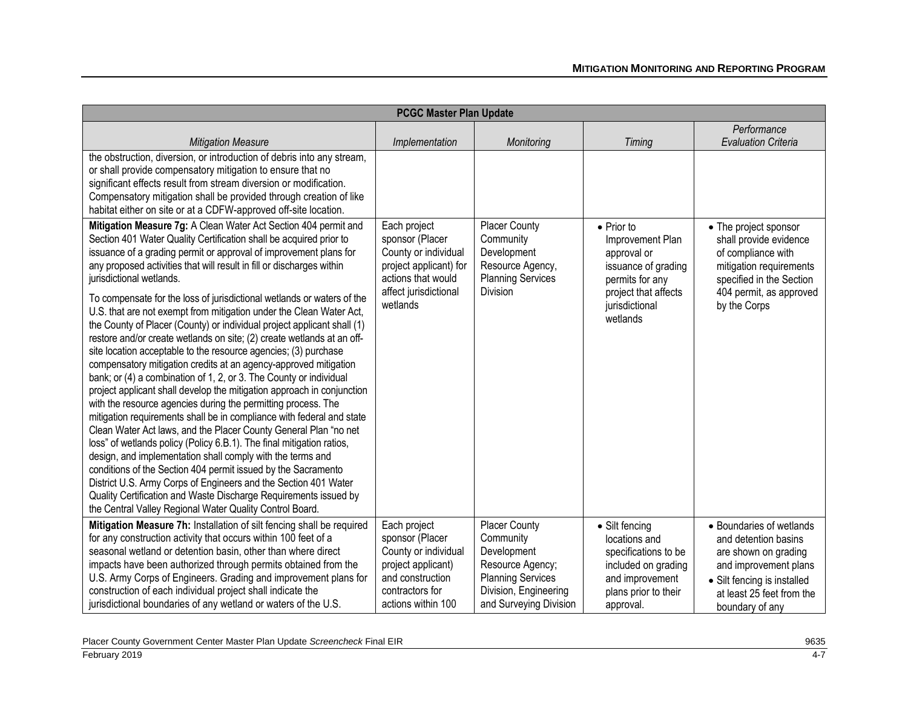| PCGC Master Plan Update | | | | |
|---|---|---|---|---|
| *Mitigation Measure* | *Implementation* | *Monitoring* | *Timing* | *Performance Evaluation Criteria* |
| the obstruction, diversion, or introduction of debris into any stream, or shall provide compensatory mitigation to ensure that no significant effects result from stream diversion or modification. Compensatory mitigation shall be provided through creation of like habitat either on site or at a CDFW-approved off-site location. | | | | |
| **Mitigation Measure 7g:** A Clean Water Act Section 404 permit and Section 401 Water Quality Certification shall be acquired prior to issuance of a grading permit or approval of improvement plans for any proposed activities that will result in fill or discharges within jurisdictional wetlands.<br><br>To compensate for the loss of jurisdictional wetlands or waters of the U.S. that are not exempt from mitigation under the Clean Water Act, the County of Placer (County) or individual project applicant shall (1) restore and/or create wetlands on site; (2) create wetlands at an off-site location acceptable to the resource agencies; (3) purchase compensatory mitigation credits at an agency-approved mitigation bank; or (4) a combination of 1, 2, or 3. The County or individual project applicant shall develop the mitigation approach in conjunction with the resource agencies during the permitting process. The mitigation requirements shall be in compliance with federal and state Clean Water Act laws, and the Placer County General Plan "no net loss" of wetlands policy (Policy 6.B.1). The final mitigation ratios, design, and implementation shall comply with the terms and conditions of the Section 404 permit issued by the Sacramento District U.S. Army Corps of Engineers and the Section 401 Water Quality Certification and Waste Discharge Requirements issued by the Central Valley Regional Water Quality Control Board. | Each project sponsor (Placer County or individual project applicant) for actions that would affect jurisdictional wetlands | Placer County Community Development Resource Agency, Planning Services Division | • Prior to Improvement Plan approval or issuance of grading permits for any project that affects jurisdictional wetlands | • The project sponsor shall provide evidence of compliance with mitigation requirements specified in the Section 404 permit, as approved by the Corps |
| **Mitigation Measure 7h:** Installation of silt fencing shall be required for any construction activity that occurs within 100 feet of a seasonal wetland or detention basin, other than where direct impacts have been authorized through permits obtained from the U.S. Army Corps of Engineers. Grading and improvement plans for construction of each individual project shall indicate the jurisdictional boundaries of any wetland or waters of the U.S. | Each project sponsor (Placer County or individual project applicant) and construction contractors for actions within 100 | Placer County Community Development Resource Agency; Planning Services Division, Engineering and Surveying Division | • Silt fencing locations and specifications to be included on grading and improvement plans prior to their approval. | • Boundaries of wetlands and detention basins are shown on grading and improvement plans<br>• Silt fencing is installed at least 25 feet from the boundary of any |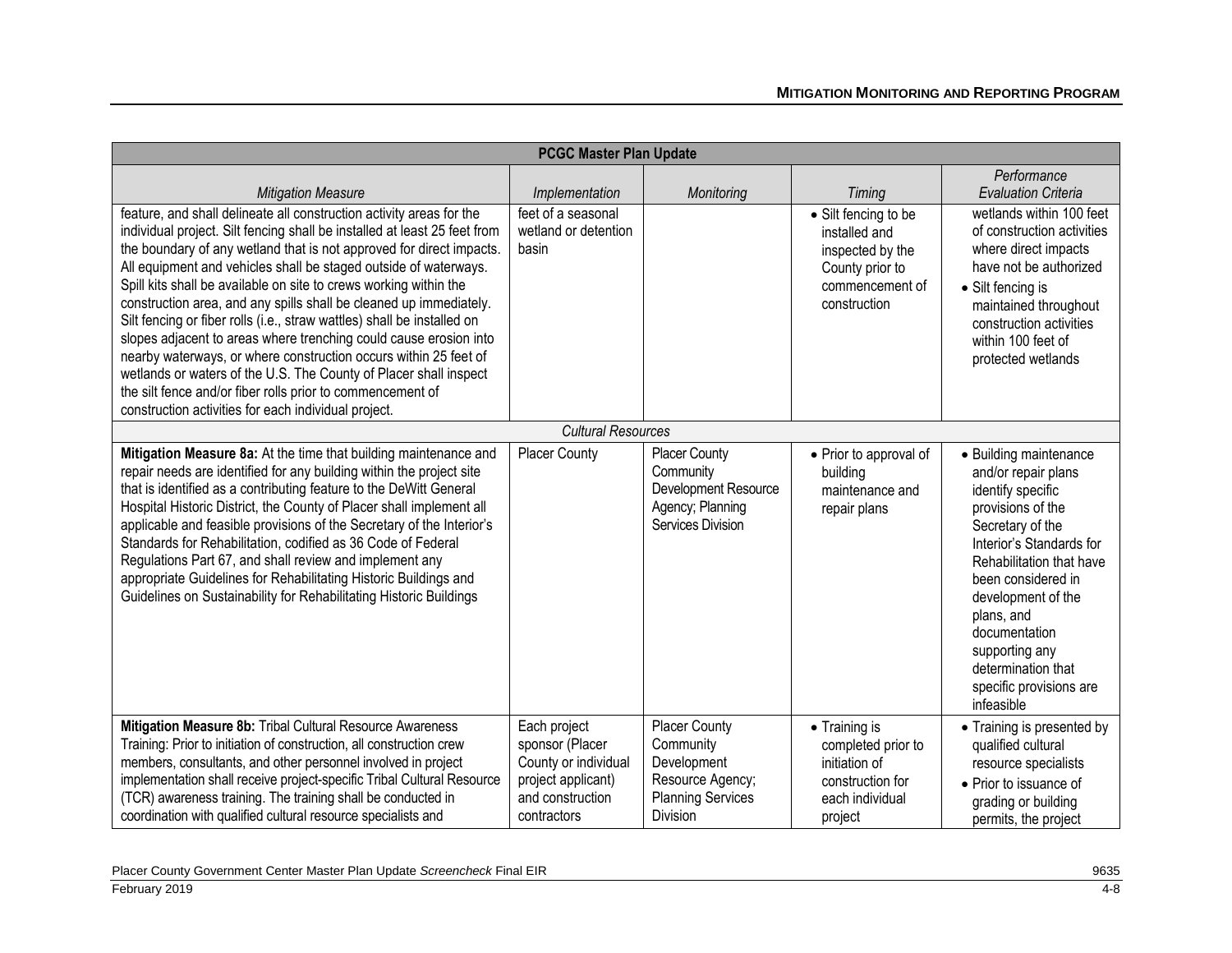| PCGC Master Plan Update | | | | |
|---|---|---|---|---|
| *Mitigation Measure* | *Implementation* | *Monitoring* | *Timing* | *Performance Evaluation Criteria* |
| feature, and shall delineate all construction activity areas for the individual project. Silt fencing shall be installed at least 25 feet from the boundary of any wetland that is not approved for direct impacts. All equipment and vehicles shall be staged outside of waterways. Spill kits shall be available on site to crews working within the construction area, and any spills shall be cleaned up immediately. Silt fencing or fiber rolls (i.e., straw wattles) shall be installed on slopes adjacent to areas where trenching could cause erosion into nearby waterways, or where construction occurs within 25 feet of wetlands or waters of the U.S. The County of Placer shall inspect the silt fence and/or fiber rolls prior to commencement of construction activities for each individual project. | feet of a seasonal wetland or detention basin | | • Silt fencing to be installed and inspected by the County prior to commencement of construction | wetlands within 100 feet of construction activities where direct impacts have not been authorized<br>• Silt fencing is maintained throughout construction activities within 100 feet of protected wetlands |
| *Cultural Resources* | | | | |
| **Mitigation Measure 8a:** At the time that building maintenance and repair needs are identified for any building within the project site that is identified as a contributing feature to the DeWitt General Hospital Historic District, the County of Placer shall implement all applicable and feasible provisions of the Secretary of the Interior's Standards for Rehabilitation, codified as 36 Code of Federal Regulations Part 67, and shall review and implement any appropriate Guidelines for Rehabilitating Historic Buildings and Guidelines on Sustainability for Rehabilitating Historic Buildings | Placer County | Placer County Community Development Resource Agency; Planning Services Division | • Prior to approval of building maintenance and repair plans | • Building maintenance and/or repair plans identify specific provisions of the Secretary of the Interior's Standards for Rehabilitation that have been considered in development of the plans, and documentation supporting any determination that specific provisions are infeasible |
| **Mitigation Measure 8b:** Tribal Cultural Resource Awareness Training: Prior to initiation of construction, all construction crew members, consultants, and other personnel involved in project implementation shall receive project-specific Tribal Cultural Resource (TCR) awareness training. The training shall be conducted in coordination with qualified cultural resource specialists and | Each project sponsor (Placer County or individual project applicant) and construction contractors | Placer County Community Development Resource Agency; Planning Services Division | • Training is completed prior to initiation of construction for each individual project | • Training is presented by qualified cultural resource specialists<br>• Prior to issuance of grading or building permits, the project |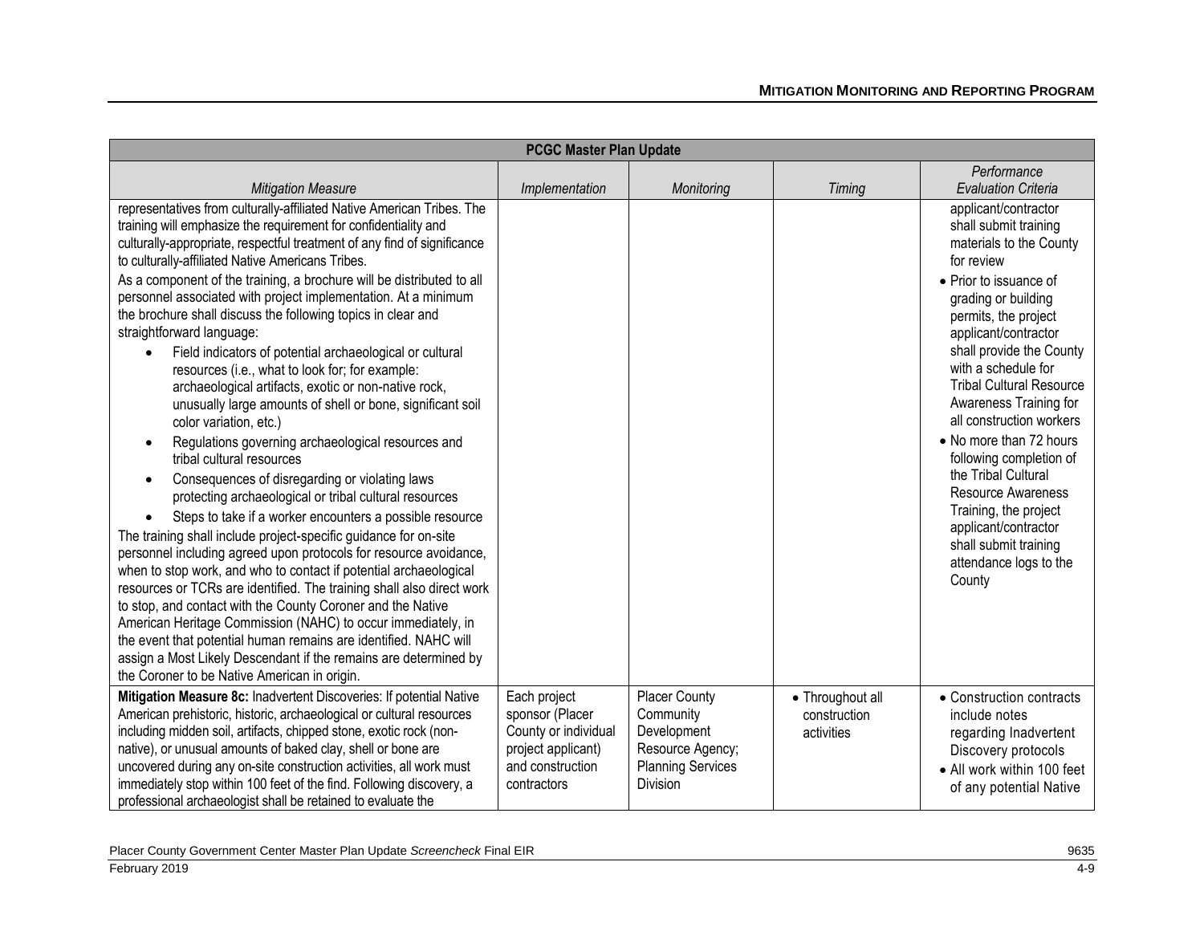| PCGC Master Plan Update | | | | |
|---|---|---|---|---|
| *Mitigation Measure* | *Implementation* | *Monitoring* | *Timing* | *Performance Evaluation Criteria* |
| representatives from culturally-affiliated Native American Tribes. The training will emphasize the requirement for confidentiality and culturally-appropriate, respectful treatment of any find of significance to culturally-affiliated Native Americans Tribes.<br>As a component of the training, a brochure will be distributed to all personnel associated with project implementation. At a minimum the brochure shall discuss the following topics in clear and straightforward language:<br>• Field indicators of potential archaeological or cultural resources (i.e., what to look for; for example: archaeological artifacts, exotic or non-native rock, unusually large amounts of shell or bone, significant soil color variation, etc.)<br>• Regulations governing archaeological resources and tribal cultural resources<br>• Consequences of disregarding or violating laws protecting archaeological or tribal cultural resources<br>• Steps to take if a worker encounters a possible resource<br>The training shall include project-specific guidance for on-site personnel including agreed upon protocols for resource avoidance, when to stop work, and who to contact if potential archaeological resources or TCRs are identified. The training shall also direct work to stop, and contact with the County Coroner and the Native American Heritage Commission (NAHC) to occur immediately, in the event that potential human remains are identified. NAHC will assign a Most Likely Descendant if the remains are determined by the Coroner to be Native American in origin. | | | | applicant/contractor shall submit training materials to the County for review<br>• Prior to issuance of grading or building permits, the project applicant/contractor shall provide the County with a schedule for Tribal Cultural Resource Awareness Training for all construction workers<br>• No more than 72 hours following completion of the Tribal Cultural Resource Awareness Training, the project applicant/contractor shall submit training attendance logs to the County |
| **Mitigation Measure 8c:** Inadvertent Discoveries: If potential Native American prehistoric, historic, archaeological or cultural resources including midden soil, artifacts, chipped stone, exotic rock (non-native), or unusual amounts of baked clay, shell or bone are uncovered during any on-site construction activities, all work must immediately stop within 100 feet of the find. Following discovery, a professional archaeologist shall be retained to evaluate the | Each project sponsor (Placer County or individual project applicant) and construction contractors | Placer County Community Development Resource Agency; Planning Services Division | • Throughout all construction activities | • Construction contracts include notes regarding Inadvertent Discovery protocols<br>• All work within 100 feet of any potential Native |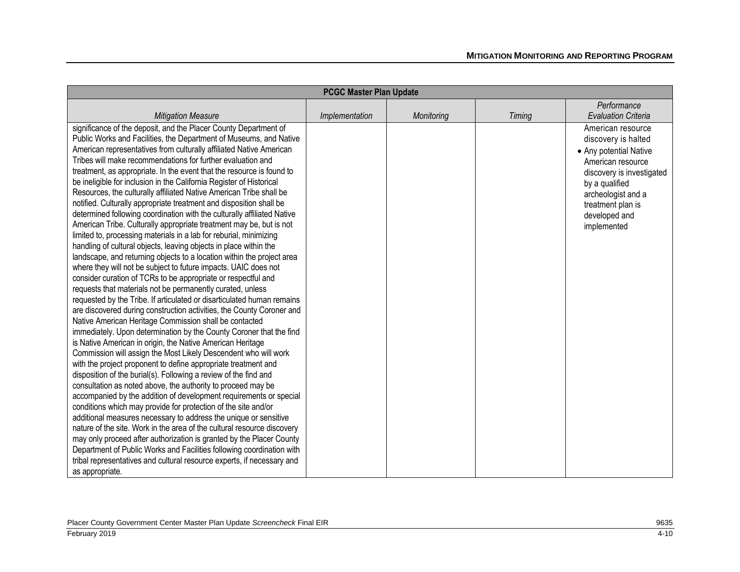| PCGC Master Plan Update | | | | |
|---|---|---|---|---|
| *Mitigation Measure* | *Implementation* | *Monitoring* | *Timing* | *Performance Evaluation Criteria* |
| significance of the deposit, and the Placer County Department of Public Works and Facilities, the Department of Museums, and Native American representatives from culturally affiliated Native American Tribes will make recommendations for further evaluation and treatment, as appropriate. In the event that the resource is found to be ineligible for inclusion in the California Register of Historical Resources, the culturally affiliated Native American Tribe shall be notified. Culturally appropriate treatment and disposition shall be determined following coordination with the culturally affiliated Native American Tribe. Culturally appropriate treatment may be, but is not limited to, processing materials in a lab for reburial, minimizing handling of cultural objects, leaving objects in place within the landscape, and returning objects to a location within the project area where they will not be subject to future impacts. UAIC does not consider curation of TCRs to be appropriate or respectful and requests that materials not be permanently curated, unless requested by the Tribe. If articulated or disarticulated human remains are discovered during construction activities, the County Coroner and Native American Heritage Commission shall be contacted immediately. Upon determination by the County Coroner that the find is Native American in origin, the Native American Heritage Commission will assign the Most Likely Descendent who will work with the project proponent to define appropriate treatment and disposition of the burial(s). Following a review of the find and consultation as noted above, the authority to proceed may be accompanied by the addition of development requirements or special conditions which may provide for protection of the site and/or additional measures necessary to address the unique or sensitive nature of the site. Work in the area of the cultural resource discovery may only proceed after authorization is granted by the Placer County Department of Public Works and Facilities following coordination with tribal representatives and cultural resource experts, if necessary and as appropriate. | | | | American resource discovery is halted<br>• Any potential Native American resource discovery is investigated by a qualified archeologist and a treatment plan is developed and implemented |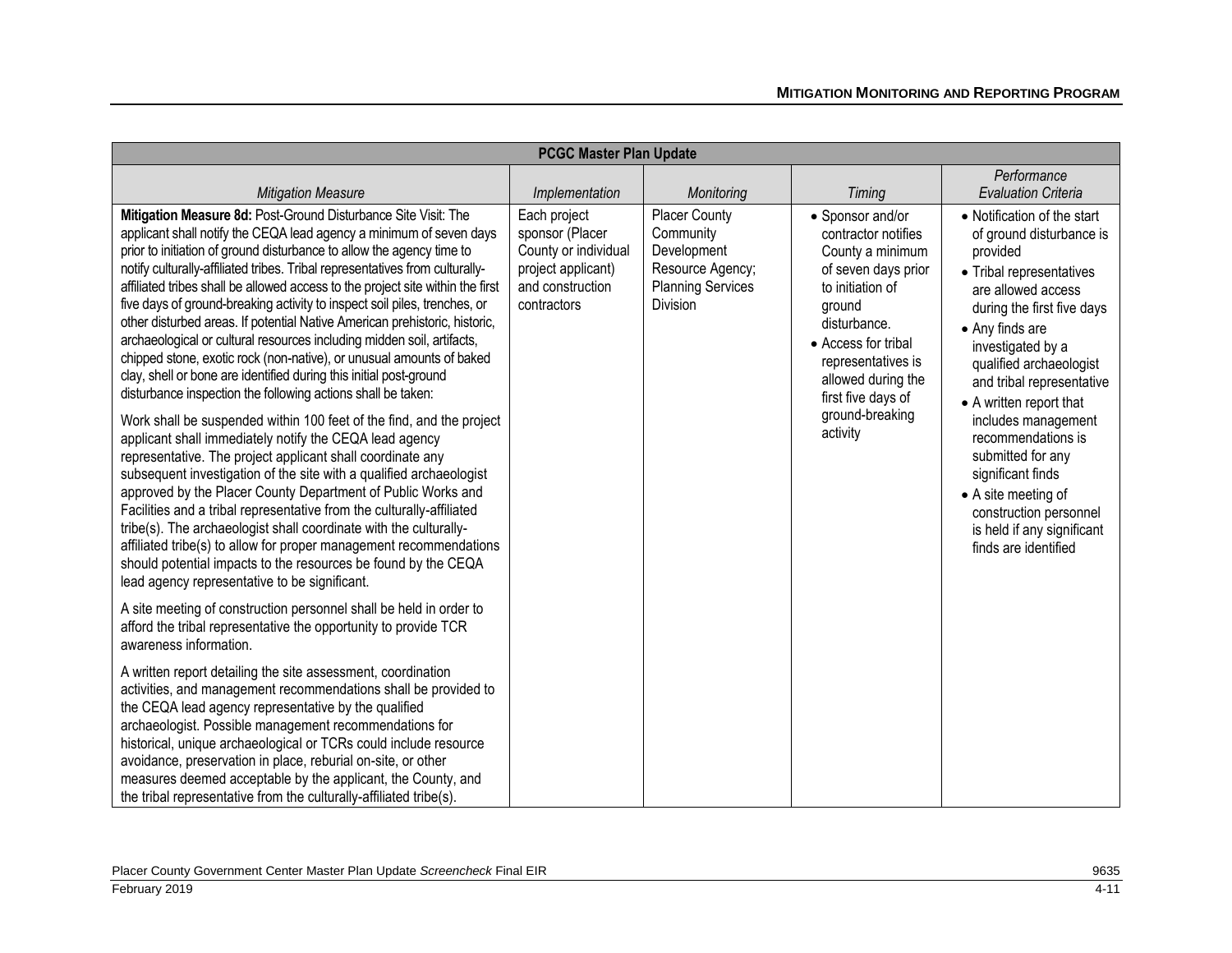| PCGC Master Plan Update | | | | |
|---|---|---|---|---|
| *Mitigation Measure* | *Implementation* | *Monitoring* | *Timing* | *Performance Evaluation Criteria* |
| **Mitigation Measure 8d:** Post-Ground Disturbance Site Visit: The applicant shall notify the CEQA lead agency a minimum of seven days prior to initiation of ground disturbance to allow the agency time to notify culturally-affiliated tribes. Tribal representatives from culturally-affiliated tribes shall be allowed access to the project site within the first five days of ground-breaking activity to inspect soil piles, trenches, or other disturbed areas. If potential Native American prehistoric, historic, archaeological or cultural resources including midden soil, artifacts, chipped stone, exotic rock (non-native), or unusual amounts of baked clay, shell or bone are identified during this initial post-ground disturbance inspection the following actions shall be taken:<br><br>Work shall be suspended within 100 feet of the find, and the project applicant shall immediately notify the CEQA lead agency representative. The project applicant shall coordinate any subsequent investigation of the site with a qualified archaeologist approved by the Placer County Department of Public Works and Facilities and a tribal representative from the culturally-affiliated tribe(s). The archaeologist shall coordinate with the culturally-affiliated tribe(s) to allow for proper management recommendations should potential impacts to the resources be found by the CEQA lead agency representative to be significant.<br><br>A site meeting of construction personnel shall be held in order to afford the tribal representative the opportunity to provide TCR awareness information.<br><br>A written report detailing the site assessment, coordination activities, and management recommendations shall be provided to the CEQA lead agency representative by the qualified archaeologist. Possible management recommendations for historical, unique archaeological or TCRs could include resource avoidance, preservation in place, reburial on-site, or other measures deemed acceptable by the applicant, the County, and the tribal representative from the culturally-affiliated tribe(s). | Each project sponsor (Placer County or individual project applicant) and construction contractors | Placer County Community Development Resource Agency; Planning Services Division | • Sponsor and/or contractor notifies County a minimum of seven days prior to initiation of ground disturbance.<br>• Access for tribal representatives is allowed during the first five days of ground-breaking activity | • Notification of the start of ground disturbance is provided<br>• Tribal representatives are allowed access during the first five days<br>• Any finds are investigated by a qualified archaeologist and tribal representative<br>• A written report that includes management recommendations is submitted for any significant finds<br>• A site meeting of construction personnel is held if any significant finds are identified |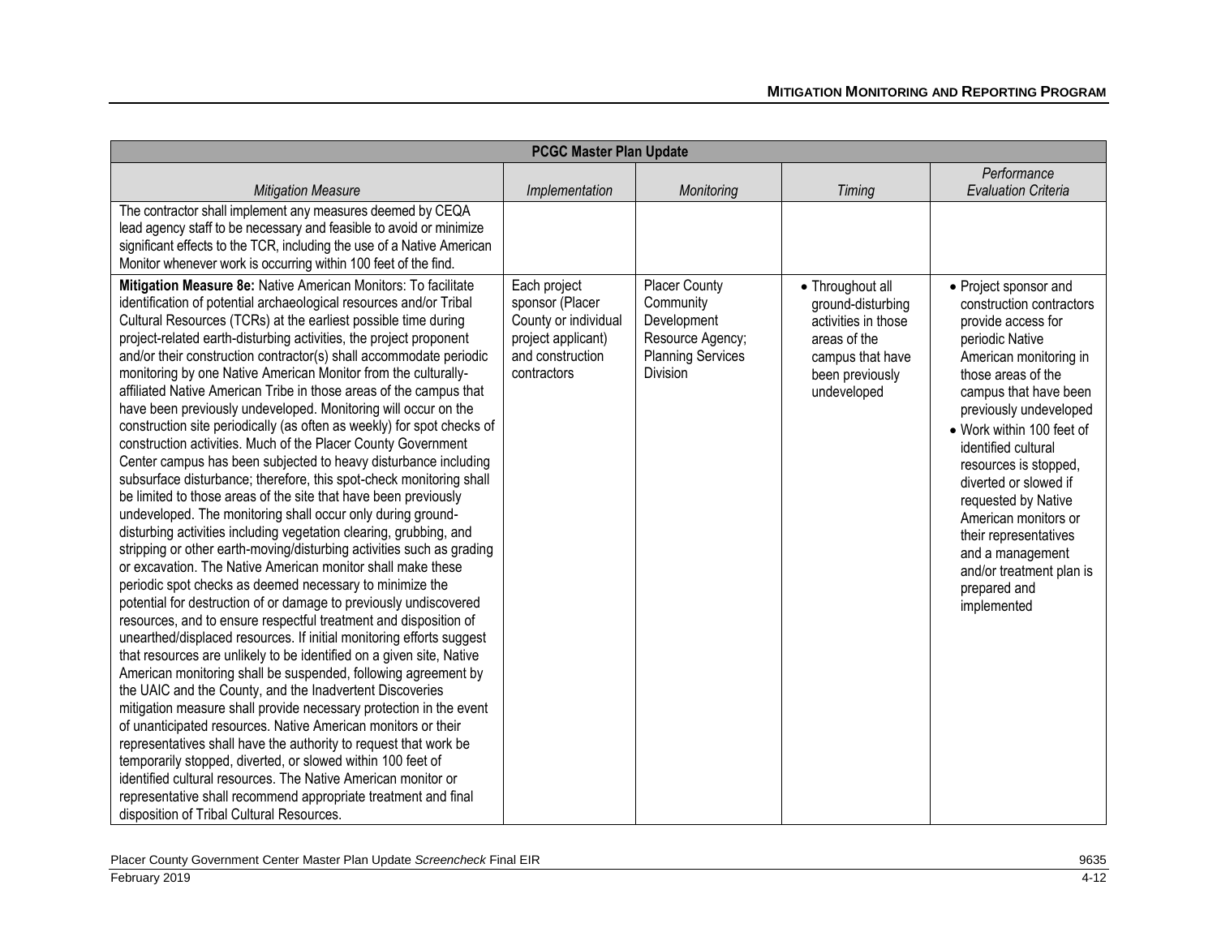| PCGC Master Plan Update | | | | |
|---|---|---|---|---|
| *Mitigation Measure* | *Implementation* | *Monitoring* | *Timing* | *Performance Evaluation Criteria* |
| The contractor shall implement any measures deemed by CEQA lead agency staff to be necessary and feasible to avoid or minimize significant effects to the TCR, including the use of a Native American Monitor whenever work is occurring within 100 feet of the find. | | | | |
| **Mitigation Measure 8e:** Native American Monitors: To facilitate identification of potential archaeological resources and/or Tribal Cultural Resources (TCRs) at the earliest possible time during project-related earth-disturbing activities, the project proponent and/or their construction contractor(s) shall accommodate periodic monitoring by one Native American Monitor from the culturally-affiliated Native American Tribe in those areas of the campus that have been previously undeveloped. Monitoring will occur on the construction site periodically (as often as weekly) for spot checks of construction activities. Much of the Placer County Government Center campus has been subjected to heavy disturbance including subsurface disturbance; therefore, this spot-check monitoring shall be limited to those areas of the site that have been previously undeveloped. The monitoring shall occur only during ground-disturbing activities including vegetation clearing, grubbing, and stripping or other earth-moving/disturbing activities such as grading or excavation. The Native American monitor shall make these periodic spot checks as deemed necessary to minimize the potential for destruction of or damage to previously undiscovered resources, and to ensure respectful treatment and disposition of unearthed/displaced resources. If initial monitoring efforts suggest that resources are unlikely to be identified on a given site, Native American monitoring shall be suspended, following agreement by the UAIC and the County, and the Inadvertent Discoveries mitigation measure shall provide necessary protection in the event of unanticipated resources. Native American monitors or their representatives shall have the authority to request that work be temporarily stopped, diverted, or slowed within 100 feet of identified cultural resources. The Native American monitor or representative shall recommend appropriate treatment and final disposition of Tribal Cultural Resources. | Each project sponsor (Placer County or individual project applicant) and construction contractors | Placer County Community Development Resource Agency; Planning Services Division | • Throughout all ground-disturbing activities in those areas of the campus that have been previously undeveloped | • Project sponsor and construction contractors provide access for periodic Native American monitoring in those areas of the campus that have been previously undeveloped<br>• Work within 100 feet of identified cultural resources is stopped, diverted or slowed if requested by Native American monitors or their representatives and a management and/or treatment plan is prepared and implemented |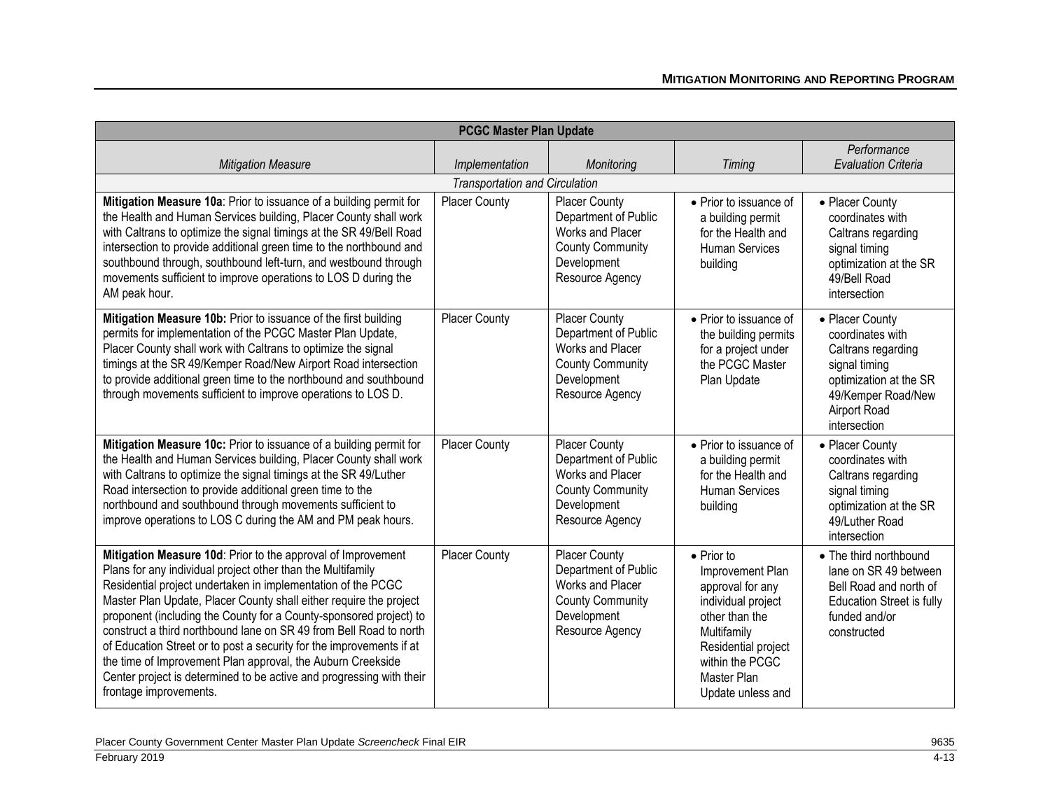| PCGC Master Plan Update | | | | |
|---|---|---|---|---|
| *Mitigation Measure* | *Implementation* | *Monitoring* | *Timing* | *Performance Evaluation Criteria* |
| *Transportation and Circulation* | | | | |
| **Mitigation Measure 10a**: Prior to issuance of a building permit for the Health and Human Services building, Placer County shall work with Caltrans to optimize the signal timings at the SR 49/Bell Road intersection to provide additional green time to the northbound and southbound through, southbound left-turn, and westbound through movements sufficient to improve operations to LOS D during the AM peak hour. | Placer County | Placer County Department of Public Works and Placer County Community Development Resource Agency | • Prior to issuance of a building permit for the Health and Human Services building | • Placer County coordinates with Caltrans regarding signal timing optimization at the SR 49/Bell Road intersection |
| **Mitigation Measure 10b:** Prior to issuance of the first building permits for implementation of the PCGC Master Plan Update, Placer County shall work with Caltrans to optimize the signal timings at the SR 49/Kemper Road/New Airport Road intersection to provide additional green time to the northbound and southbound through movements sufficient to improve operations to LOS D. | Placer County | Placer County Department of Public Works and Placer County Community Development Resource Agency | • Prior to issuance of the building permits for a project under the PCGC Master Plan Update | • Placer County coordinates with Caltrans regarding signal timing optimization at the SR 49/Kemper Road/New Airport Road intersection |
| **Mitigation Measure 10c:** Prior to issuance of a building permit for the Health and Human Services building, Placer County shall work with Caltrans to optimize the signal timings at the SR 49/Luther Road intersection to provide additional green time to the northbound and southbound through movements sufficient to improve operations to LOS C during the AM and PM peak hours. | Placer County | Placer County Department of Public Works and Placer County Community Development Resource Agency | • Prior to issuance of a building permit for the Health and Human Services building | • Placer County coordinates with Caltrans regarding signal timing optimization at the SR 49/Luther Road intersection |
| **Mitigation Measure 10d**: Prior to the approval of Improvement Plans for any individual project other than the Multifamily Residential project undertaken in implementation of the PCGC Master Plan Update, Placer County shall either require the project proponent (including the County for a County-sponsored project) to construct a third northbound lane on SR 49 from Bell Road to north of Education Street or to post a security for the improvements if at the time of Improvement Plan approval, the Auburn Creekside Center project is determined to be active and progressing with their frontage improvements. | Placer County | Placer County Department of Public Works and Placer County Community Development Resource Agency | • Prior to Improvement Plan approval for any individual project other than the Multifamily Residential project within the PCGC Master Plan Update unless and | • The third northbound lane on SR 49 between Bell Road and north of Education Street is fully funded and/or constructed |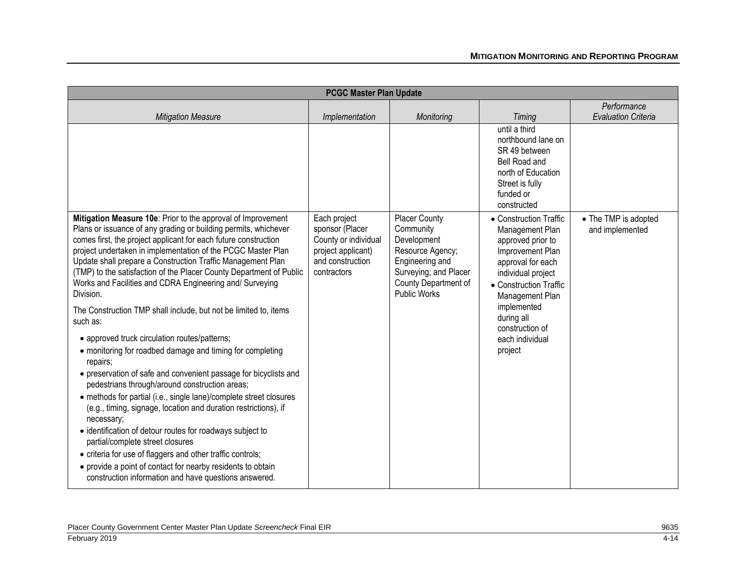| PCGC Master Plan Update | | | | |
|---|---|---|---|---|
| *Mitigation Measure* | *Implementation* | *Monitoring* | *Timing* | *Performance Evaluation Criteria* |
| | | | until a third northbound lane on SR 49 between Bell Road and north of Education Street is fully funded or constructed | |
| **Mitigation Measure 10e**: Prior to the approval of Improvement Plans or issuance of any grading or building permits, whichever comes first, the project applicant for each future construction project undertaken in implementation of the PCGC Master Plan Update shall prepare a Construction Traffic Management Plan (TMP) to the satisfaction of the Placer County Department of Public Works and Facilities and CDRA Engineering and/ Surveying Division.<br><br>The Construction TMP shall include, but not be limited to, items such as:<br><br>• approved truck circulation routes/patterns;<br>• monitoring for roadbed damage and timing for completing repairs;<br>• preservation of safe and convenient passage for bicyclists and pedestrians through/around construction areas;<br>• methods for partial (i.e., single lane)/complete street closures (e.g., timing, signage, location and duration restrictions), if necessary;<br>• identification of detour routes for roadways subject to partial/complete street closures<br>• criteria for use of flaggers and other traffic controls;<br>• provide a point of contact for nearby residents to obtain construction information and have questions answered. | Each project sponsor (Placer County or individual project applicant) and construction contractors | Placer County Community Development Resource Agency; Engineering and Surveying; and Placer County Department of Public Works | • Construction Traffic Management Plan approved prior to Improvement Plan approval for each individual project<br>• Construction Traffic Management Plan implemented during all construction of each individual project | • The TMP is adopted and implemented |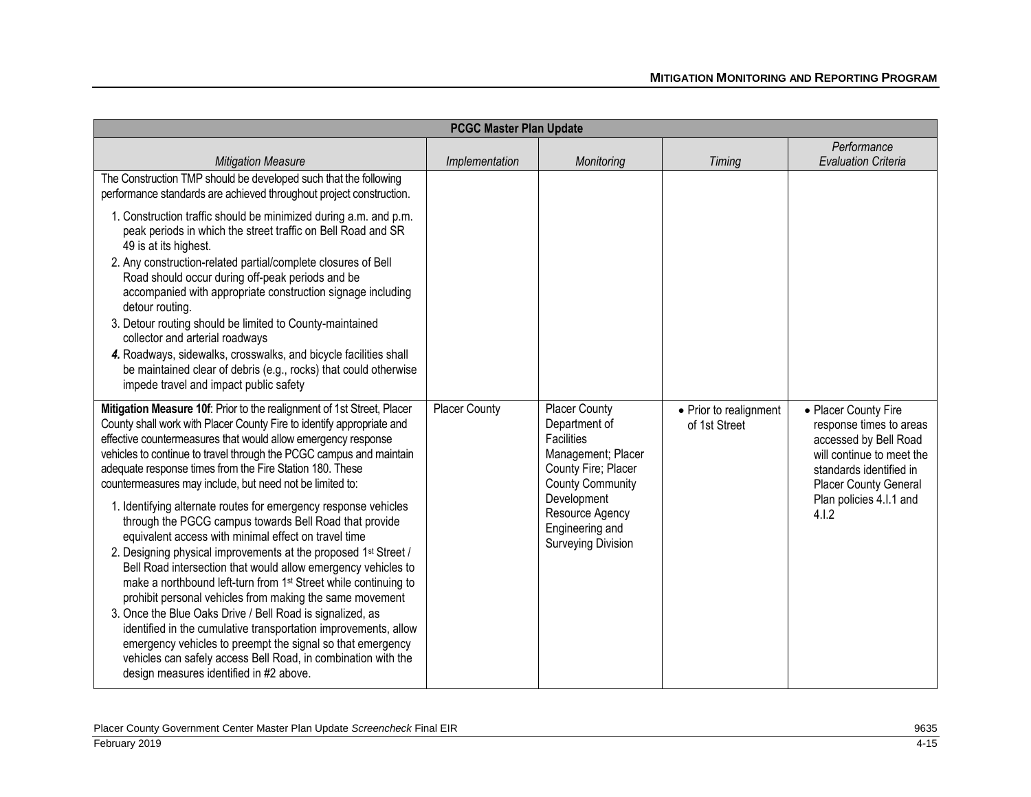| PCGC Master Plan Update | | | | |
|---|---|---|---|---|
| *Mitigation Measure* | *Implementation* | *Monitoring* | *Timing* | *Performance Evaluation Criteria* |
| The Construction TMP should be developed such that the following performance standards are achieved throughout project construction.<br><br>1. Construction traffic should be minimized during a.m. and p.m. peak periods in which the street traffic on Bell Road and SR 49 is at its highest.<br>2. Any construction-related partial/complete closures of Bell Road should occur during off-peak periods and be accompanied with appropriate construction signage including detour routing.<br>3. Detour routing should be limited to County-maintained collector and arterial roadways<br>***4.*** Roadways, sidewalks, crosswalks, and bicycle facilities shall be maintained clear of debris (e.g., rocks) that could otherwise impede travel and impact public safety | | | | |
| **Mitigation Measure 10f**: Prior to the realignment of 1st Street, Placer County shall work with Placer County Fire to identify appropriate and effective countermeasures that would allow emergency response vehicles to continue to travel through the PCGC campus and maintain adequate response times from the Fire Station 180. These countermeasures may include, but need not be limited to:<br><br>1. Identifying alternate routes for emergency response vehicles through the PGCG campus towards Bell Road that provide equivalent access with minimal effect on travel time<br>2. Designing physical improvements at the proposed 1st Street / Bell Road intersection that would allow emergency vehicles to make a northbound left-turn from 1st Street while continuing to prohibit personal vehicles from making the same movement<br>3. Once the Blue Oaks Drive / Bell Road is signalized, as identified in the cumulative transportation improvements, allow emergency vehicles to preempt the signal so that emergency vehicles can safely access Bell Road, in combination with the design measures identified in #2 above. | Placer County | Placer County Department of Facilities Management; Placer County Fire; Placer County Community Development Resource Agency Engineering and Surveying Division | • Prior to realignment of 1st Street | • Placer County Fire response times to areas accessed by Bell Road will continue to meet the standards identified in Placer County General Plan policies 4.I.1 and 4.I.2 |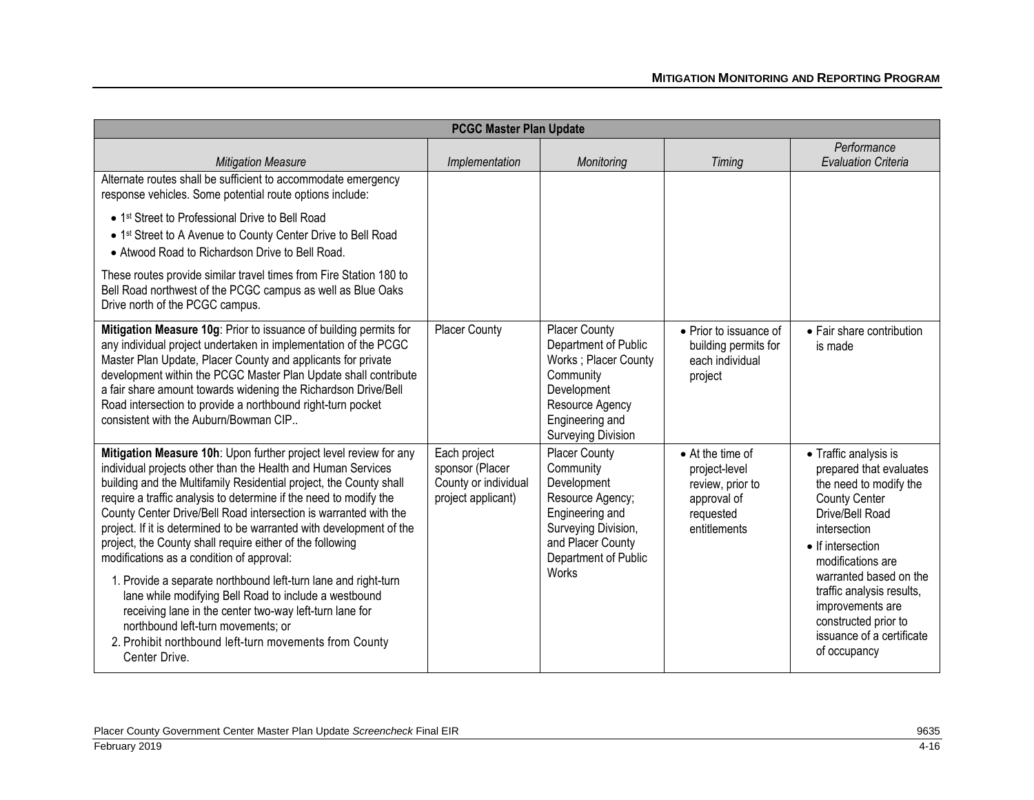| PCGC Master Plan Update | | | | |
|---|---|---|---|---|
| *Mitigation Measure* | *Implementation* | *Monitoring* | *Timing* | *Performance Evaluation Criteria* |
| Alternate routes shall be sufficient to accommodate emergency response vehicles. Some potential route options include:<br>• 1st Street to Professional Drive to Bell Road<br>• 1st Street to A Avenue to County Center Drive to Bell Road<br>• Atwood Road to Richardson Drive to Bell Road.<br>These routes provide similar travel times from Fire Station 180 to Bell Road northwest of the PCGC campus as well as Blue Oaks Drive north of the PCGC campus. | | | | |
| **Mitigation Measure 10g**: Prior to issuance of building permits for any individual project undertaken in implementation of the PCGC Master Plan Update, Placer County and applicants for private development within the PCGC Master Plan Update shall contribute a fair share amount towards widening the Richardson Drive/Bell Road intersection to provide a northbound right-turn pocket consistent with the Auburn/Bowman CIP.. | Placer County | Placer County Department of Public Works ; Placer County Community Development Resource Agency Engineering and Surveying Division | • Prior to issuance of building permits for each individual project | • Fair share contribution is made |
| **Mitigation Measure 10h**: Upon further project level review for any individual projects other than the Health and Human Services building and the Multifamily Residential project, the County shall require a traffic analysis to determine if the need to modify the County Center Drive/Bell Road intersection is warranted with the project. If it is determined to be warranted with development of the project, the County shall require either of the following modifications as a condition of approval:<br>1. Provide a separate northbound left-turn lane and right-turn lane while modifying Bell Road to include a westbound receiving lane in the center two-way left-turn lane for northbound left-turn movements; or<br>2. Prohibit northbound left-turn movements from County Center Drive. | Each project sponsor (Placer County or individual project applicant) | Placer County Community Development Resource Agency; Engineering and Surveying Division, and Placer County Department of Public Works | • At the time of project-level review, prior to approval of requested entitlements | • Traffic analysis is prepared that evaluates the need to modify the County Center Drive/Bell Road intersection<br>• If intersection modifications are warranted based on the traffic analysis results, improvements are constructed prior to issuance of a certificate of occupancy |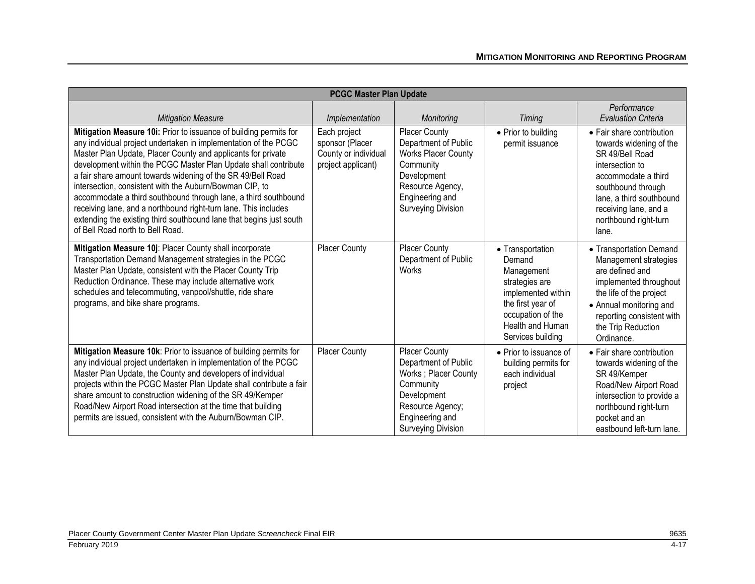| PCGC Master Plan Update | | | | |
|---|---|---|---|---|
| *Mitigation Measure* | *Implementation* | *Monitoring* | *Timing* | *Performance Evaluation Criteria* |
| **Mitigation Measure 10i:** Prior to issuance of building permits for any individual project undertaken in implementation of the PCGC Master Plan Update, Placer County and applicants for private development within the PCGC Master Plan Update shall contribute a fair share amount towards widening of the SR 49/Bell Road intersection, consistent with the Auburn/Bowman CIP, to accommodate a third southbound through lane, a third southbound receiving lane, and a northbound right-turn lane. This includes extending the existing third southbound lane that begins just south of Bell Road north to Bell Road. | Each project sponsor (Placer County or individual project applicant) | Placer County Department of Public Works Placer County Community Development Resource Agency, Engineering and Surveying Division | • Prior to building permit issuance | • Fair share contribution towards widening of the SR 49/Bell Road intersection to accommodate a third southbound through lane, a third southbound receiving lane, and a northbound right-turn lane. |
| **Mitigation Measure 10j**: Placer County shall incorporate Transportation Demand Management strategies in the PCGC Master Plan Update, consistent with the Placer County Trip Reduction Ordinance. These may include alternative work schedules and telecommuting, vanpool/shuttle, ride share programs, and bike share programs. | Placer County | Placer County Department of Public Works | • Transportation Demand Management strategies are implemented within the first year of occupation of the Health and Human Services building | • Transportation Demand Management strategies are defined and implemented throughout the life of the project<br>• Annual monitoring and reporting consistent with the Trip Reduction Ordinance. |
| **Mitigation Measure 10k**: Prior to issuance of building permits for any individual project undertaken in implementation of the PCGC Master Plan Update, the County and developers of individual projects within the PCGC Master Plan Update shall contribute a fair share amount to construction widening of the SR 49/Kemper Road/New Airport Road intersection at the time that building permits are issued, consistent with the Auburn/Bowman CIP. | Placer County | Placer County Department of Public Works ; Placer County Community Development Resource Agency; Engineering and Surveying Division | • Prior to issuance of building permits for each individual project | • Fair share contribution towards widening of the SR 49/Kemper Road/New Airport Road intersection to provide a northbound right-turn pocket and an eastbound left-turn lane. |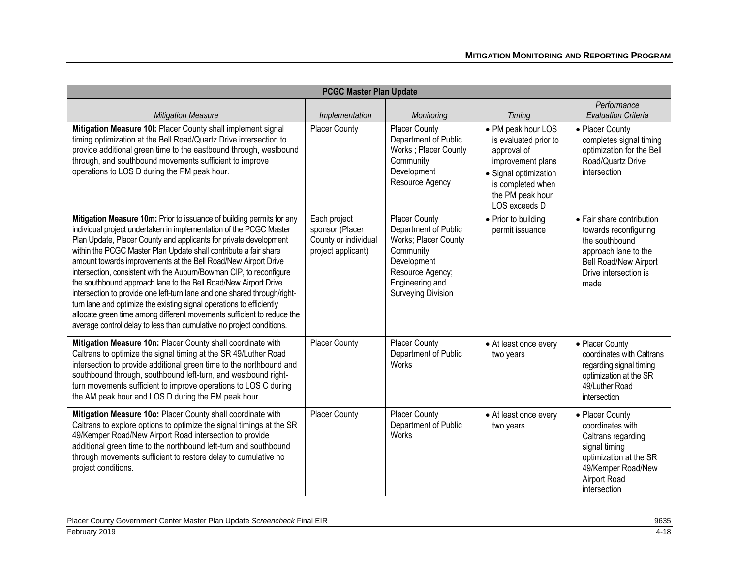| PCGC Master Plan Update | | | | |
|---|---|---|---|---|
| *Mitigation Measure* | *Implementation* | *Monitoring* | *Timing* | *Performance Evaluation Criteria* |
| **Mitigation Measure 10l:** Placer County shall implement signal timing optimization at the Bell Road/Quartz Drive intersection to provide additional green time to the eastbound through, westbound through, and southbound movements sufficient to improve operations to LOS D during the PM peak hour. | Placer County | Placer County Department of Public Works ; Placer County Community Development Resource Agency | • PM peak hour LOS is evaluated prior to approval of improvement plans • Signal optimization is completed when the PM peak hour LOS exceeds D | • Placer County completes signal timing optimization for the Bell Road/Quartz Drive intersection |
| **Mitigation Measure 10m:** Prior to issuance of building permits for any individual project undertaken in implementation of the PCGC Master Plan Update, Placer County and applicants for private development within the PCGC Master Plan Update shall contribute a fair share amount towards improvements at the Bell Road/New Airport Drive intersection, consistent with the Auburn/Bowman CIP, to reconfigure the southbound approach lane to the Bell Road/New Airport Drive intersection to provide one left-turn lane and one shared through/right-turn lane and optimize the existing signal operations to efficiently allocate green time among different movements sufficient to reduce the average control delay to less than cumulative no project conditions. | Each project sponsor (Placer County or individual project applicant) | Placer County Department of Public Works; Placer County Community Development Resource Agency; Engineering and Surveying Division | • Prior to building permit issuance | • Fair share contribution towards reconfiguring the southbound approach lane to the Bell Road/New Airport Drive intersection is made |
| **Mitigation Measure 10n:** Placer County shall coordinate with Caltrans to optimize the signal timing at the SR 49/Luther Road intersection to provide additional green time to the northbound and southbound through, southbound left-turn, and westbound right-turn movements sufficient to improve operations to LOS C during the AM peak hour and LOS D during the PM peak hour. | Placer County | Placer County Department of Public Works | • At least once every two years | • Placer County coordinates with Caltrans regarding signal timing optimization at the SR 49/Luther Road intersection |
| **Mitigation Measure 10o:** Placer County shall coordinate with Caltrans to explore options to optimize the signal timings at the SR 49/Kemper Road/New Airport Road intersection to provide additional green time to the northbound left-turn and southbound through movements sufficient to restore delay to cumulative no project conditions. | Placer County | Placer County Department of Public Works | • At least once every two years | • Placer County coordinates with Caltrans regarding signal timing optimization at the SR 49/Kemper Road/New Airport Road intersection |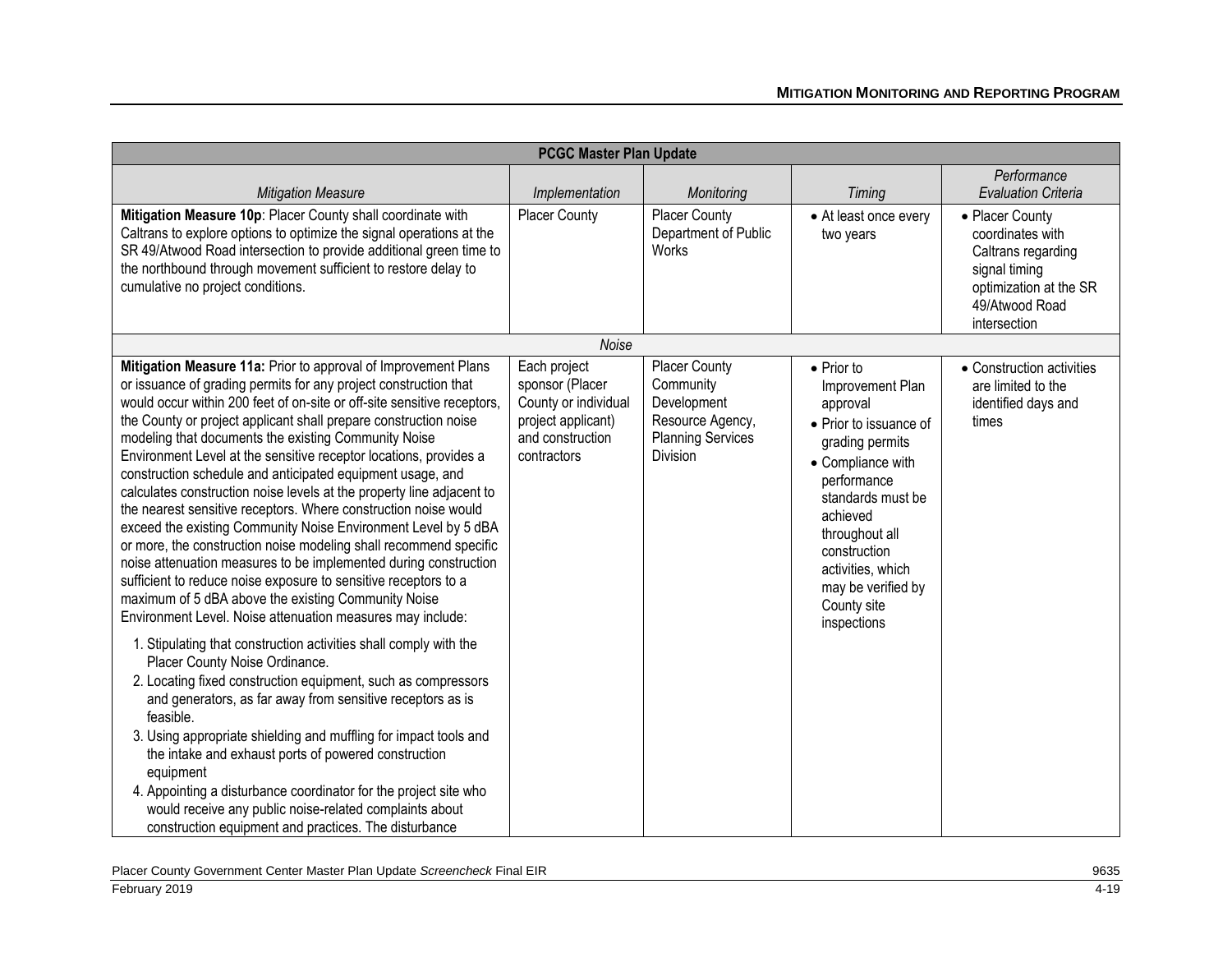| PCGC Master Plan Update | | | | |
|---|---|---|---|---|
| *Mitigation Measure* | *Implementation* | *Monitoring* | *Timing* | *Performance Evaluation Criteria* |
| **Mitigation Measure 10p**: Placer County shall coordinate with Caltrans to explore options to optimize the signal operations at the SR 49/Atwood Road intersection to provide additional green time to the northbound through movement sufficient to restore delay to cumulative no project conditions. | Placer County | Placer County Department of Public Works | • At least once every two years | • Placer County coordinates with Caltrans regarding signal timing optimization at the SR 49/Atwood Road intersection |
| *Noise* | | | | |
| **Mitigation Measure 11a:** Prior to approval of Improvement Plans or issuance of grading permits for any project construction that would occur within 200 feet of on-site or off-site sensitive receptors, the County or project applicant shall prepare construction noise modeling that documents the existing Community Noise Environment Level at the sensitive receptor locations, provides a construction schedule and anticipated equipment usage, and calculates construction noise levels at the property line adjacent to the nearest sensitive receptors. Where construction noise would exceed the existing Community Noise Environment Level by 5 dBA or more, the construction noise modeling shall recommend specific noise attenuation measures to be implemented during construction sufficient to reduce noise exposure to sensitive receptors to a maximum of 5 dBA above the existing Community Noise Environment Level. Noise attenuation measures may include:<br>1. Stipulating that construction activities shall comply with the Placer County Noise Ordinance.<br>2. Locating fixed construction equipment, such as compressors and generators, as far away from sensitive receptors as is feasible.<br>3. Using appropriate shielding and muffling for impact tools and the intake and exhaust ports of powered construction equipment<br>4. Appointing a disturbance coordinator for the project site who would receive any public noise-related complaints about construction equipment and practices. The disturbance | Each project sponsor (Placer County or individual project applicant) and construction contractors | Placer County Community Development Resource Agency, Planning Services Division | • Prior to Improvement Plan approval<br>• Prior to issuance of grading permits<br>• Compliance with performance standards must be achieved throughout all construction activities, which may be verified by County site inspections | • Construction activities are limited to the identified days and times |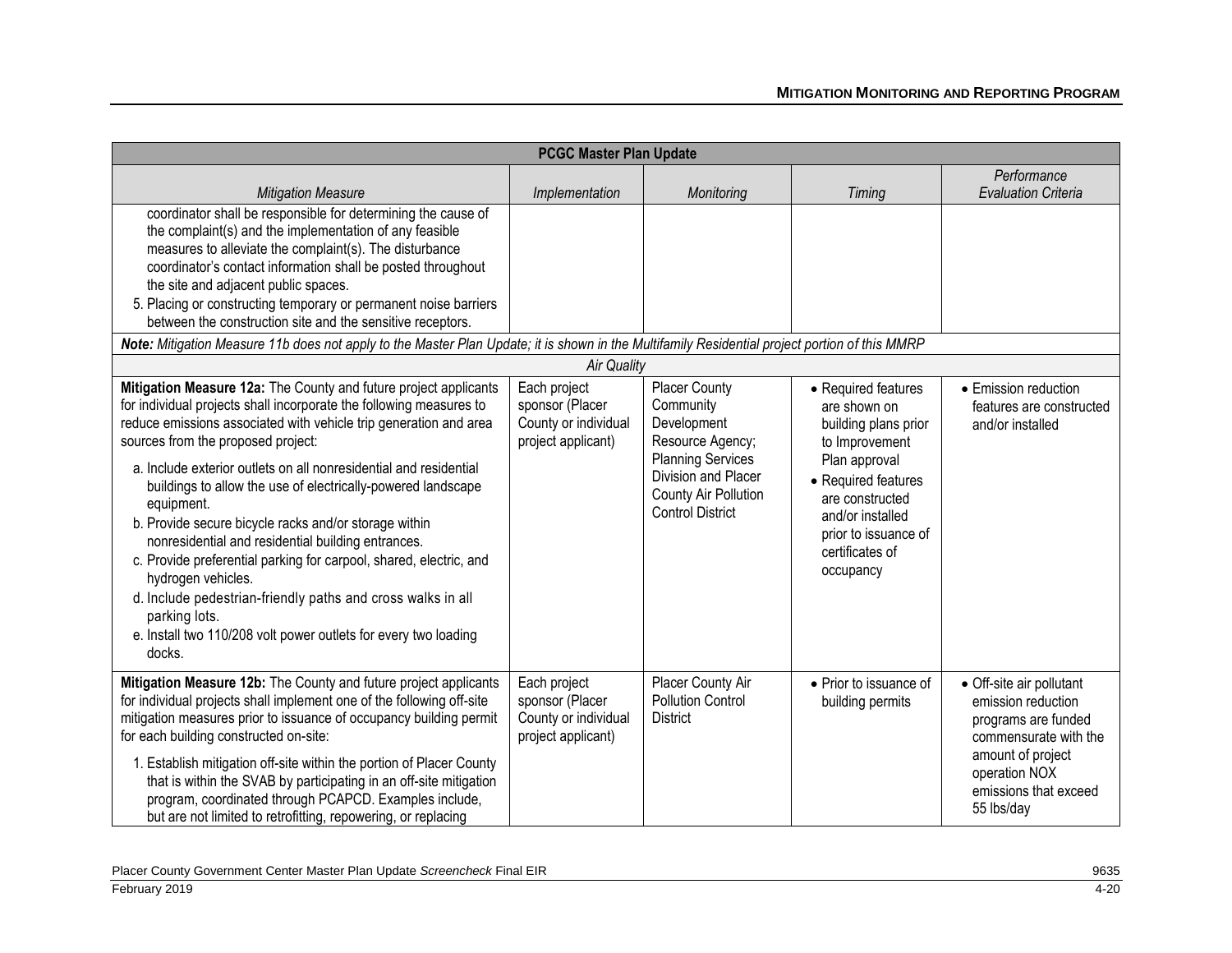| PCGC Master Plan Update | | | | |
|---|---|---|---|---|
| *Mitigation Measure* | *Implementation* | *Monitoring* | *Timing* | *Performance Evaluation Criteria* |
| coordinator shall be responsible for determining the cause of the complaint(s) and the implementation of any feasible measures to alleviate the complaint(s). The disturbance coordinator's contact information shall be posted throughout the site and adjacent public spaces.<br>5. Placing or constructing temporary or permanent noise barriers between the construction site and the sensitive receptors. | | | | |
| ***Note:*** *Mitigation Measure 11b does not apply to the Master Plan Update; it is shown in the Multifamily Residential project portion of this MMRP* | | | | |
| *Air Quality* | | | | |
| **Mitigation Measure 12a:** The County and future project applicants for individual projects shall incorporate the following measures to reduce emissions associated with vehicle trip generation and area sources from the proposed project:<br>a. Include exterior outlets on all nonresidential and residential buildings to allow the use of electrically-powered landscape equipment.<br>b. Provide secure bicycle racks and/or storage within nonresidential and residential building entrances.<br>c. Provide preferential parking for carpool, shared, electric, and hydrogen vehicles.<br>d. Include pedestrian-friendly paths and cross walks in all parking lots.<br>e. Install two 110/208 volt power outlets for every two loading docks. | Each project sponsor (Placer County or individual project applicant) | Placer County Community Development Resource Agency; Planning Services Division and Placer County Air Pollution Control District | • Required features are shown on building plans prior to Improvement Plan approval<br>• Required features are constructed and/or installed prior to issuance of certificates of occupancy | • Emission reduction features are constructed and/or installed |
| **Mitigation Measure 12b:** The County and future project applicants for individual projects shall implement one of the following off-site mitigation measures prior to issuance of occupancy building permit for each building constructed on-site:<br>1. Establish mitigation off-site within the portion of Placer County that is within the SVAB by participating in an off-site mitigation program, coordinated through PCAPCD. Examples include, but are not limited to retrofitting, repowering, or replacing | Each project sponsor (Placer County or individual project applicant) | Placer County Air Pollution Control District | • Prior to issuance of building permits | • Off-site air pollutant emission reduction programs are funded commensurate with the amount of project operation NOX emissions that exceed 55 lbs/day |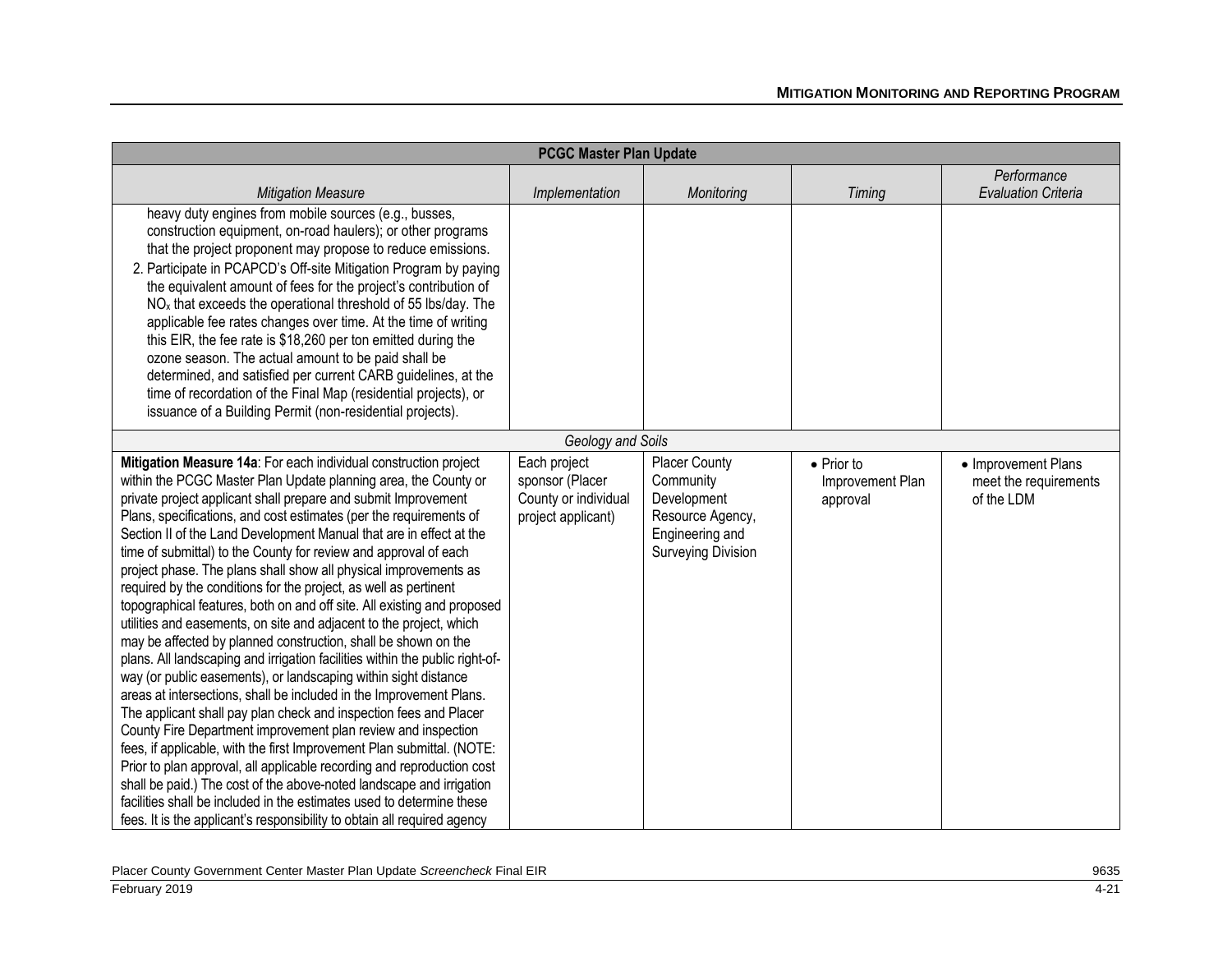| PCGC Master Plan Update | | | | |
|---|---|---|---|---|
| *Mitigation Measure* | *Implementation* | *Monitoring* | *Timing* | *Performance Evaluation Criteria* |
| heavy duty engines from mobile sources (e.g., busses, construction equipment, on-road haulers); or other programs that the project proponent may propose to reduce emissions.<br>2. Participate in PCAPCD's Off-site Mitigation Program by paying the equivalent amount of fees for the project's contribution of $NO_x$ that exceeds the operational threshold of 55 lbs/day. The applicable fee rates changes over time. At the time of writing this EIR, the fee rate is $18,260 per ton emitted during the ozone season. The actual amount to be paid shall be determined, and satisfied per current CARB guidelines, at the time of recordation of the Final Map (residential projects), or issuance of a Building Permit (non-residential projects). | | | | |
| *Geology and Soils* | | | | |
| **Mitigation Measure 14a**: For each individual construction project within the PCGC Master Plan Update planning area, the County or private project applicant shall prepare and submit Improvement Plans, specifications, and cost estimates (per the requirements of Section II of the Land Development Manual that are in effect at the time of submittal) to the County for review and approval of each project phase. The plans shall show all physical improvements as required by the conditions for the project, as well as pertinent topographical features, both on and off site. All existing and proposed utilities and easements, on site and adjacent to the project, which may be affected by planned construction, shall be shown on the plans. All landscaping and irrigation facilities within the public right-of-way (or public easements), or landscaping within sight distance areas at intersections, shall be included in the Improvement Plans. The applicant shall pay plan check and inspection fees and Placer County Fire Department improvement plan review and inspection fees, if applicable, with the first Improvement Plan submittal. (NOTE: Prior to plan approval, all applicable recording and reproduction cost shall be paid.) The cost of the above-noted landscape and irrigation facilities shall be included in the estimates used to determine these fees. It is the applicant's responsibility to obtain all required agency | Each project sponsor (Placer County or individual project applicant) | Placer County Community Development Resource Agency, Engineering and Surveying Division | • Prior to Improvement Plan approval | • Improvement Plans meet the requirements of the LDM |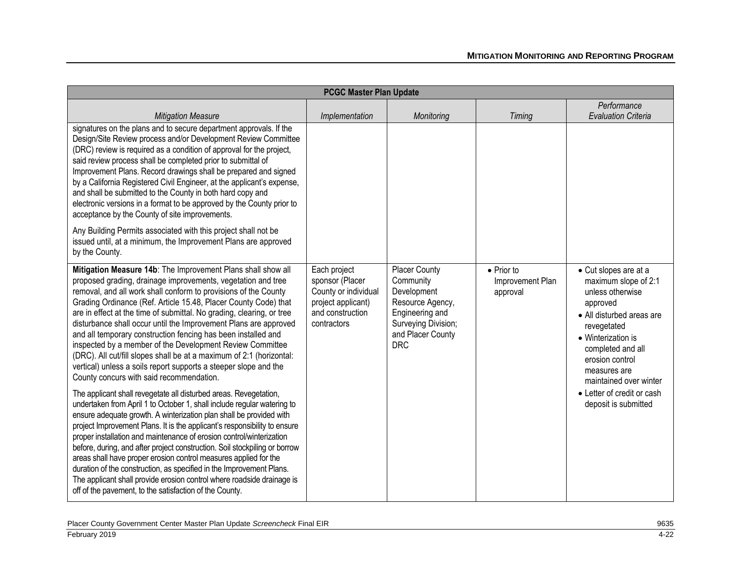| PCGC Master Plan Update | | | | |
|---|---|---|---|---|
| *Mitigation Measure* | *Implementation* | *Monitoring* | *Timing* | *Performance Evaluation Criteria* |
| signatures on the plans and to secure department approvals. If the Design/Site Review process and/or Development Review Committee (DRC) review is required as a condition of approval for the project, said review process shall be completed prior to submittal of Improvement Plans. Record drawings shall be prepared and signed by a California Registered Civil Engineer, at the applicant's expense, and shall be submitted to the County in both hard copy and electronic versions in a format to be approved by the County prior to acceptance by the County of site improvements.<br><br>Any Building Permits associated with this project shall not be issued until, at a minimum, the Improvement Plans are approved by the County. | | | | |
| **Mitigation Measure 14b**: The Improvement Plans shall show all proposed grading, drainage improvements, vegetation and tree removal, and all work shall conform to provisions of the County Grading Ordinance (Ref. Article 15.48, Placer County Code) that are in effect at the time of submittal. No grading, clearing, or tree disturbance shall occur until the Improvement Plans are approved and all temporary construction fencing has been installed and inspected by a member of the Development Review Committee (DRC). All cut/fill slopes shall be at a maximum of 2:1 (horizontal: vertical) unless a soils report supports a steeper slope and the County concurs with said recommendation.<br><br>The applicant shall revegetate all disturbed areas. Revegetation, undertaken from April 1 to October 1, shall include regular watering to ensure adequate growth. A winterization plan shall be provided with project Improvement Plans. It is the applicant's responsibility to ensure proper installation and maintenance of erosion control/winterization before, during, and after project construction. Soil stockpiling or borrow areas shall have proper erosion control measures applied for the duration of the construction, as specified in the Improvement Plans. The applicant shall provide erosion control where roadside drainage is off of the pavement, to the satisfaction of the County. | Each project sponsor (Placer County or individual project applicant) and construction contractors | Placer County Community Development Resource Agency, Engineering and Surveying Division; and Placer County DRC | • Prior to Improvement Plan approval | • Cut slopes are at a maximum slope of 2:1 unless otherwise approved<br>• All disturbed areas are revegetated<br>• Winterization is completed and all erosion control measures are maintained over winter<br>• Letter of credit or cash deposit is submitted |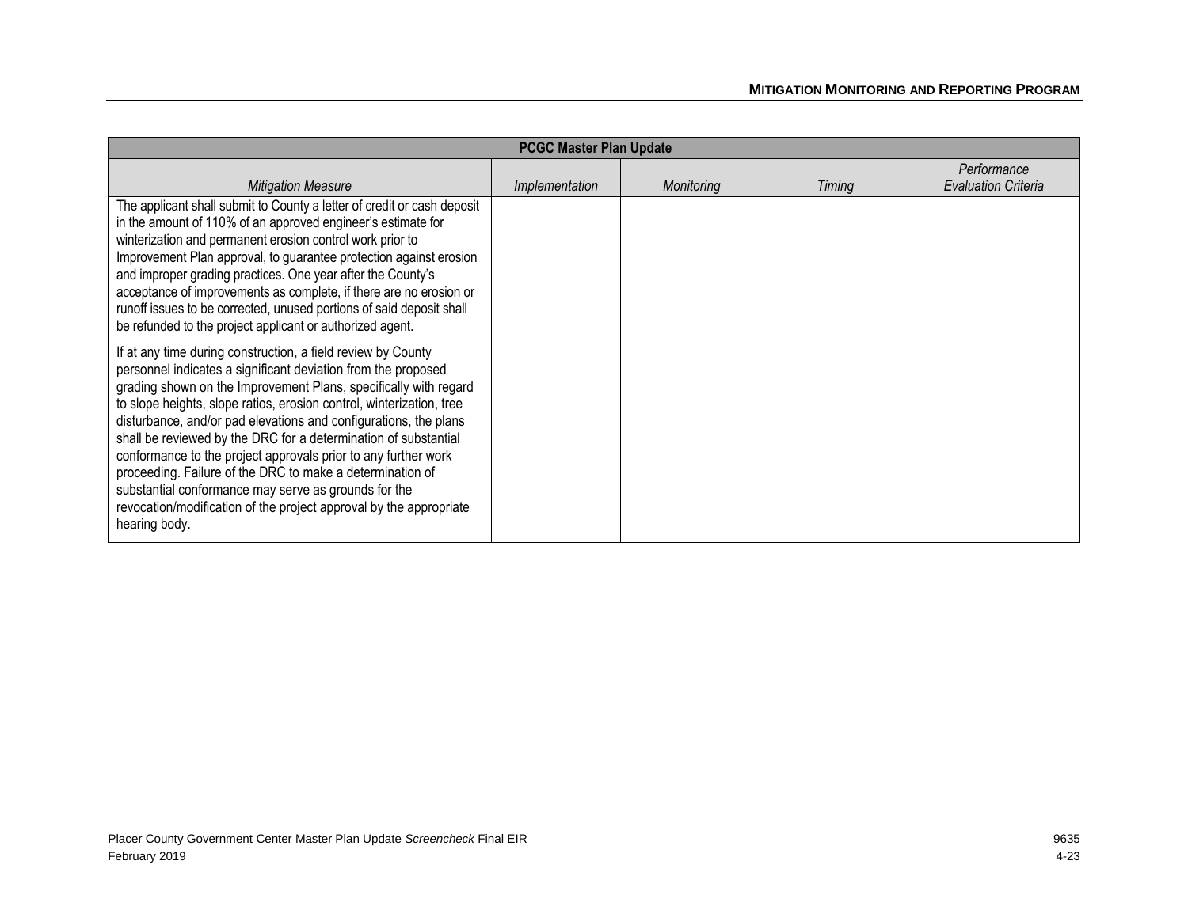| PCGC Master Plan Update | | | | |
|---|---|---|---|---|
| *Mitigation Measure* | *Implementation* | *Monitoring* | *Timing* | *Performance Evaluation Criteria* |
| The applicant shall submit to County a letter of credit or cash deposit in the amount of 110% of an approved engineer's estimate for winterization and permanent erosion control work prior to Improvement Plan approval, to guarantee protection against erosion and improper grading practices. One year after the County's acceptance of improvements as complete, if there are no erosion or runoff issues to be corrected, unused portions of said deposit shall be refunded to the project applicant or authorized agent.<br><br>If at any time during construction, a field review by County personnel indicates a significant deviation from the proposed grading shown on the Improvement Plans, specifically with regard to slope heights, slope ratios, erosion control, winterization, tree disturbance, and/or pad elevations and configurations, the plans shall be reviewed by the DRC for a determination of substantial conformance to the project approvals prior to any further work proceeding. Failure of the DRC to make a determination of substantial conformance may serve as grounds for the revocation/modification of the project approval by the appropriate hearing body. | | | | |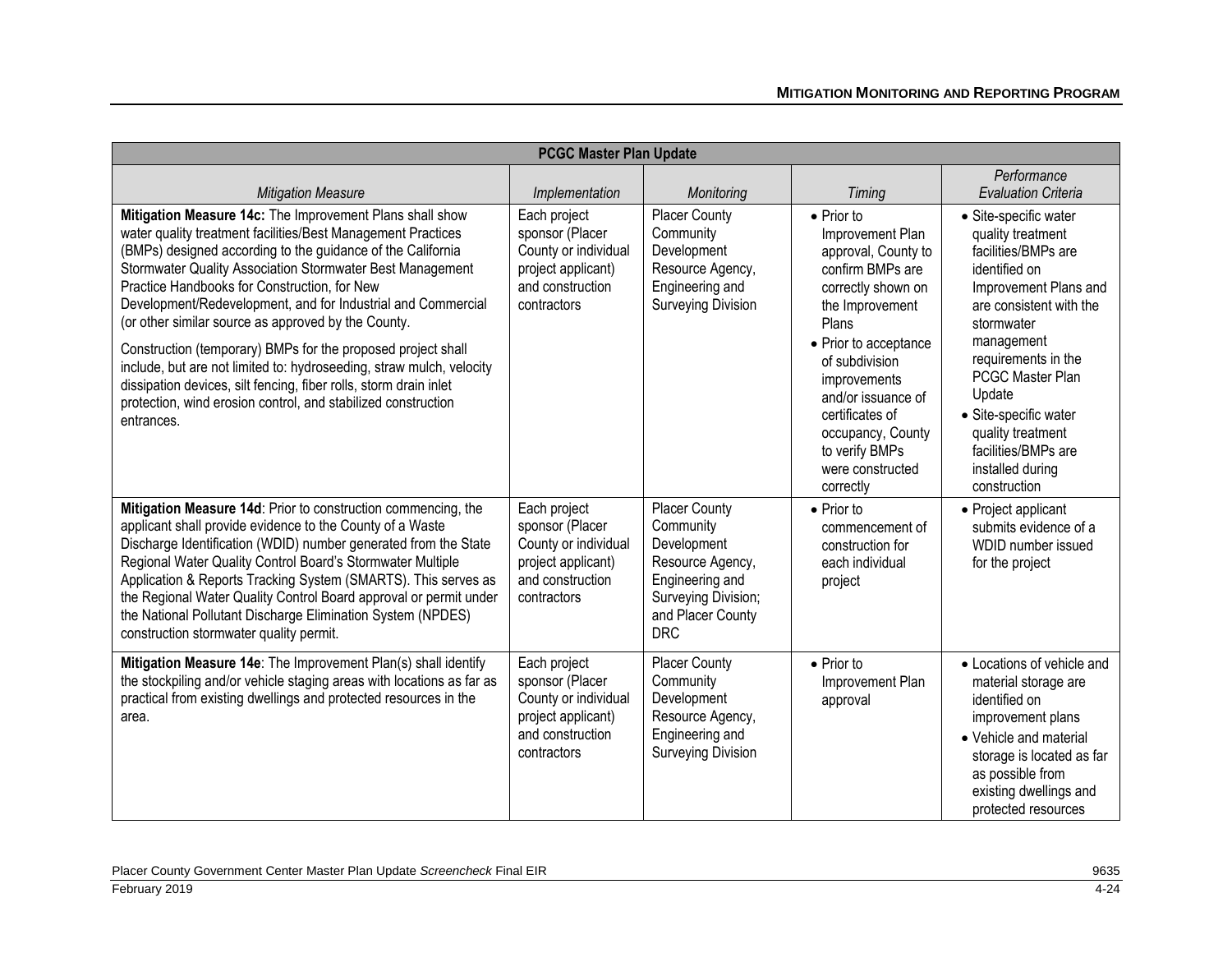| PCGC Master Plan Update | | | | |
|---|---|---|---|---|
| *Mitigation Measure* | *Implementation* | *Monitoring* | *Timing* | *Performance Evaluation Criteria* |
| **Mitigation Measure 14c:** The Improvement Plans shall show water quality treatment facilities/Best Management Practices (BMPs) designed according to the guidance of the California Stormwater Quality Association Stormwater Best Management Practice Handbooks for Construction, for New Development/Redevelopment, and for Industrial and Commercial (or other similar source as approved by the County.<br><br>Construction (temporary) BMPs for the proposed project shall include, but are not limited to: hydroseeding, straw mulch, velocity dissipation devices, silt fencing, fiber rolls, storm drain inlet protection, wind erosion control, and stabilized construction entrances. | Each project sponsor (Placer County or individual project applicant) and construction contractors | Placer County Community Development Resource Agency, Engineering and Surveying Division | • Prior to Improvement Plan approval, County to confirm BMPs are correctly shown on the Improvement Plans<br>• Prior to acceptance of subdivision improvements and/or issuance of certificates of occupancy, County to verify BMPs were constructed correctly | • Site-specific water quality treatment facilities/BMPs are identified on Improvement Plans and are consistent with the stormwater management requirements in the PCGC Master Plan Update<br>• Site-specific water quality treatment facilities/BMPs are installed during construction |
| **Mitigation Measure 14d**: Prior to construction commencing, the applicant shall provide evidence to the County of a Waste Discharge Identification (WDID) number generated from the State Regional Water Quality Control Board's Stormwater Multiple Application & Reports Tracking System (SMARTS). This serves as the Regional Water Quality Control Board approval or permit under the National Pollutant Discharge Elimination System (NPDES) construction stormwater quality permit. | Each project sponsor (Placer County or individual project applicant) and construction contractors | Placer County Community Development Resource Agency, Engineering and Surveying Division; and Placer County DRC | • Prior to commencement of construction for each individual project | • Project applicant submits evidence of a WDID number issued for the project |
| **Mitigation Measure 14e**: The Improvement Plan(s) shall identify the stockpiling and/or vehicle staging areas with locations as far as practical from existing dwellings and protected resources in the area. | Each project sponsor (Placer County or individual project applicant) and construction contractors | Placer County Community Development Resource Agency, Engineering and Surveying Division | • Prior to Improvement Plan approval | • Locations of vehicle and material storage are identified on improvement plans<br>• Vehicle and material storage is located as far as possible from existing dwellings and protected resources |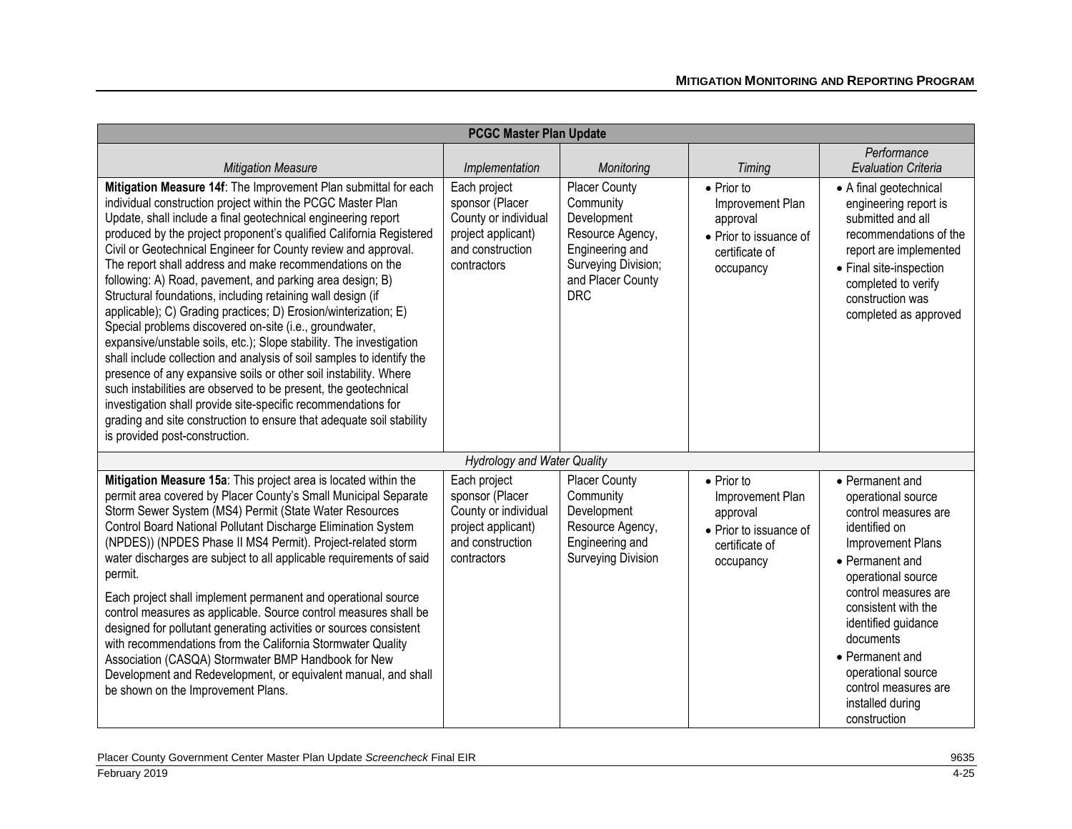| PCGC Master Plan Update | | | | |
|---|---|---|---|---|
| *Mitigation Measure* | *Implementation* | *Monitoring* | *Timing* | *Performance Evaluation Criteria* |
| **Mitigation Measure 14f**: The Improvement Plan submittal for each individual construction project within the PCGC Master Plan Update, shall include a final geotechnical engineering report produced by the project proponent's qualified California Registered Civil or Geotechnical Engineer for County review and approval. The report shall address and make recommendations on the following: A) Road, pavement, and parking area design; B) Structural foundations, including retaining wall design (if applicable); C) Grading practices; D) Erosion/winterization; E) Special problems discovered on-site (i.e., groundwater, expansive/unstable soils, etc.); Slope stability. The investigation shall include collection and analysis of soil samples to identify the presence of any expansive soils or other soil instability. Where such instabilities are observed to be present, the geotechnical investigation shall provide site-specific recommendations for grading and site construction to ensure that adequate soil stability is provided post-construction. | Each project sponsor (Placer County or individual project applicant) and construction contractors | Placer County Community Development Resource Agency, Engineering and Surveying Division; and Placer County DRC | • Prior to Improvement Plan approval<br>• Prior to issuance of certificate of occupancy | • A final geotechnical engineering report is submitted and all recommendations of the report are implemented<br>• Final site-inspection completed to verify construction was completed as approved |
| *Hydrology and Water Quality* | | | | |
| **Mitigation Measure 15a**: This project area is located within the permit area covered by Placer County's Small Municipal Separate Storm Sewer System (MS4) Permit (State Water Resources Control Board National Pollutant Discharge Elimination System (NPDES)) (NPDES Phase II MS4 Permit). Project-related storm water discharges are subject to all applicable requirements of said permit.<br><br>Each project shall implement permanent and operational source control measures as applicable. Source control measures shall be designed for pollutant generating activities or sources consistent with recommendations from the California Stormwater Quality Association (CASQA) Stormwater BMP Handbook for New Development and Redevelopment, or equivalent manual, and shall be shown on the Improvement Plans. | Each project sponsor (Placer County or individual project applicant) and construction contractors | Placer County Community Development Resource Agency, Engineering and Surveying Division | • Prior to Improvement Plan approval<br>• Prior to issuance of certificate of occupancy | • Permanent and operational source control measures are identified on Improvement Plans<br>• Permanent and operational source control measures are consistent with the identified guidance documents<br>• Permanent and operational source control measures are installed during construction |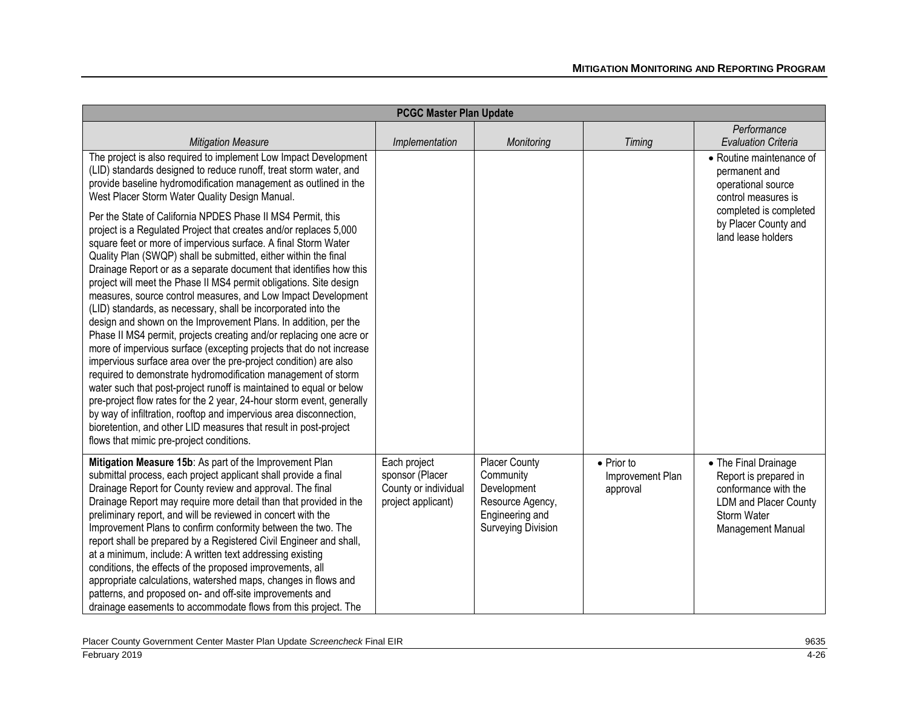| PCGC Master Plan Update | | | | |
|---|---|---|---|---|
| *Mitigation Measure* | *Implementation* | *Monitoring* | *Timing* | *Performance Evaluation Criteria* |
| The project is also required to implement Low Impact Development (LID) standards designed to reduce runoff, treat storm water, and provide baseline hydromodification management as outlined in the West Placer Storm Water Quality Design Manual.<br><br>Per the State of California NPDES Phase II MS4 Permit, this project is a Regulated Project that creates and/or replaces 5,000 square feet or more of impervious surface. A final Storm Water Quality Plan (SWQP) shall be submitted, either within the final Drainage Report or as a separate document that identifies how this project will meet the Phase II MS4 permit obligations. Site design measures, source control measures, and Low Impact Development (LID) standards, as necessary, shall be incorporated into the design and shown on the Improvement Plans. In addition, per the Phase II MS4 permit, projects creating and/or replacing one acre or more of impervious surface (excepting projects that do not increase impervious surface area over the pre-project condition) are also required to demonstrate hydromodification management of storm water such that post-project runoff is maintained to equal or below pre-project flow rates for the 2 year, 24-hour storm event, generally by way of infiltration, rooftop and impervious area disconnection, bioretention, and other LID measures that result in post-project flows that mimic pre-project conditions. | | | | • Routine maintenance of permanent and operational source control measures is completed is completed by Placer County and land lease holders |
| **Mitigation Measure 15b**: As part of the Improvement Plan submittal process, each project applicant shall provide a final Drainage Report for County review and approval. The final Drainage Report may require more detail than that provided in the preliminary report, and will be reviewed in concert with the Improvement Plans to confirm conformity between the two. The report shall be prepared by a Registered Civil Engineer and shall, at a minimum, include: A written text addressing existing conditions, the effects of the proposed improvements, all appropriate calculations, watershed maps, changes in flows and patterns, and proposed on- and off-site improvements and drainage easements to accommodate flows from this project. The | Each project sponsor (Placer County or individual project applicant) | Placer County Community Development Resource Agency, Engineering and Surveying Division | • Prior to Improvement Plan approval | • The Final Drainage Report is prepared in conformance with the LDM and Placer County Storm Water Management Manual |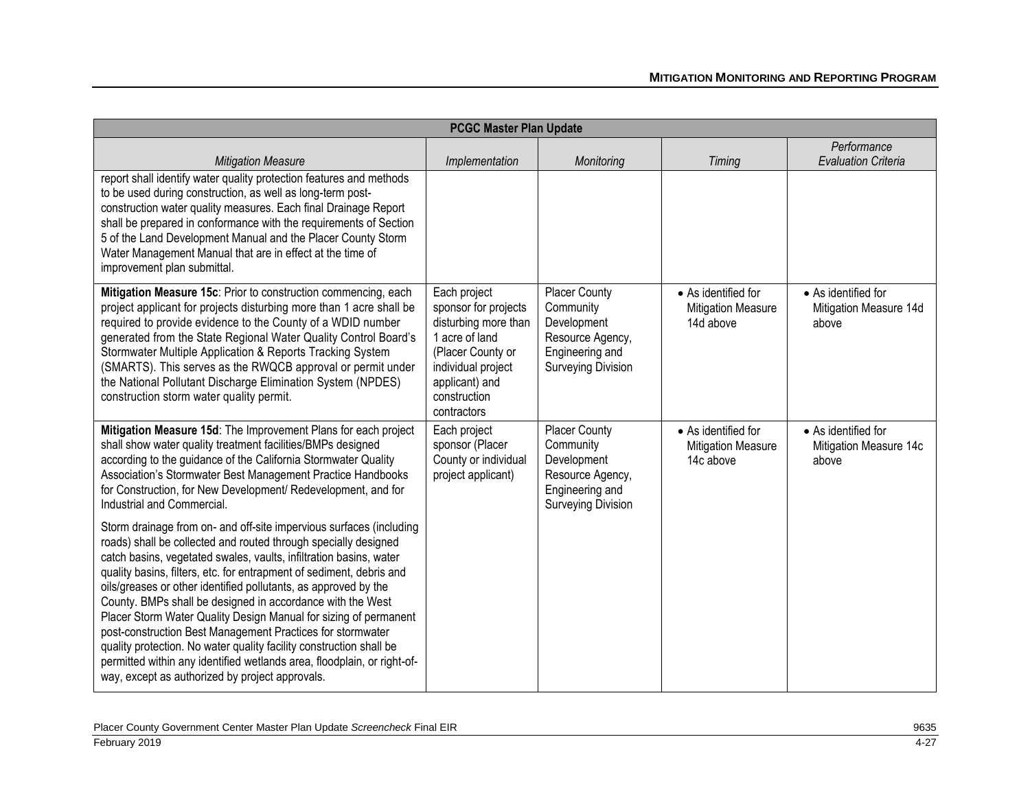| PCGC Master Plan Update | | | | |
|---|---|---|---|---|
| *Mitigation Measure* | *Implementation* | *Monitoring* | *Timing* | *Performance Evaluation Criteria* |
| report shall identify water quality protection features and methods to be used during construction, as well as long-term post-construction water quality measures. Each final Drainage Report shall be prepared in conformance with the requirements of Section 5 of the Land Development Manual and the Placer County Storm Water Management Manual that are in effect at the time of improvement plan submittal. | | | | |
| **Mitigation Measure 15c**: Prior to construction commencing, each project applicant for projects disturbing more than 1 acre shall be required to provide evidence to the County of a WDID number generated from the State Regional Water Quality Control Board's Stormwater Multiple Application & Reports Tracking System (SMARTS). This serves as the RWQCB approval or permit under the National Pollutant Discharge Elimination System (NPDES) construction storm water quality permit. | Each project sponsor for projects disturbing more than 1 acre of land (Placer County or individual project applicant) and construction contractors | Placer County Community Development Resource Agency, Engineering and Surveying Division | • As identified for Mitigation Measure 14d above | • As identified for Mitigation Measure 14d above |
| **Mitigation Measure 15d**: The Improvement Plans for each project shall show water quality treatment facilities/BMPs designed according to the guidance of the California Stormwater Quality Association's Stormwater Best Management Practice Handbooks for Construction, for New Development/ Redevelopment, and for Industrial and Commercial.<br><br>Storm drainage from on- and off-site impervious surfaces (including roads) shall be collected and routed through specially designed catch basins, vegetated swales, vaults, infiltration basins, water quality basins, filters, etc. for entrapment of sediment, debris and oils/greases or other identified pollutants, as approved by the County. BMPs shall be designed in accordance with the West Placer Storm Water Quality Design Manual for sizing of permanent post-construction Best Management Practices for stormwater quality protection. No water quality facility construction shall be permitted within any identified wetlands area, floodplain, or right-of-way, except as authorized by project approvals. | Each project sponsor (Placer County or individual project applicant) | Placer County Community Development Resource Agency, Engineering and Surveying Division | • As identified for Mitigation Measure 14c above | • As identified for Mitigation Measure 14c above |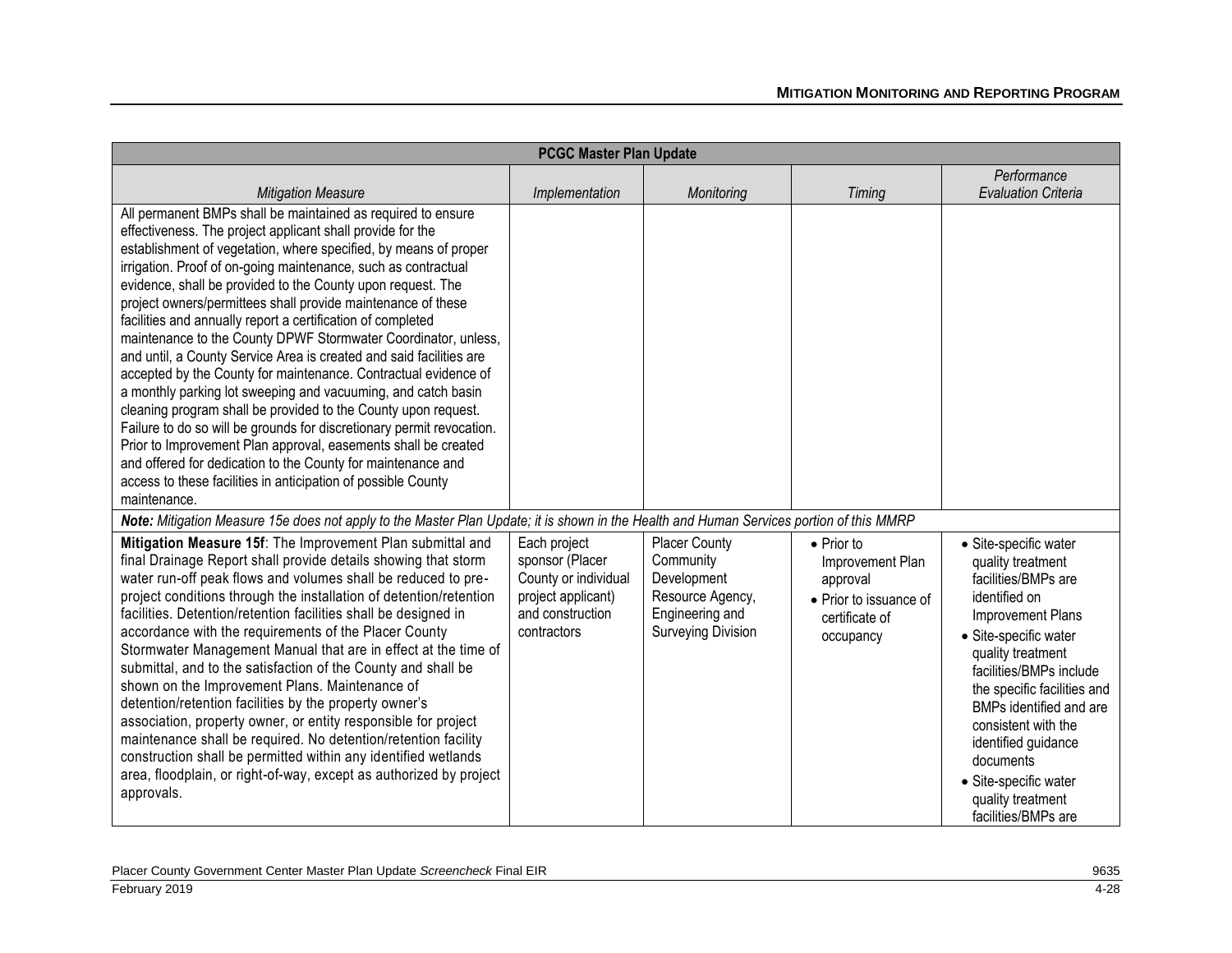| PCGC Master Plan Update | | | | |
|---|---|---|---|---|
| *Mitigation Measure* | *Implementation* | *Monitoring* | *Timing* | *Performance Evaluation Criteria* |
| All permanent BMPs shall be maintained as required to ensure effectiveness. The project applicant shall provide for the establishment of vegetation, where specified, by means of proper irrigation. Proof of on-going maintenance, such as contractual evidence, shall be provided to the County upon request. The project owners/permittees shall provide maintenance of these facilities and annually report a certification of completed maintenance to the County DPWF Stormwater Coordinator, unless, and until, a County Service Area is created and said facilities are accepted by the County for maintenance. Contractual evidence of a monthly parking lot sweeping and vacuuming, and catch basin cleaning program shall be provided to the County upon request. Failure to do so will be grounds for discretionary permit revocation. Prior to Improvement Plan approval, easements shall be created and offered for dedication to the County for maintenance and access to these facilities in anticipation of possible County maintenance. | | | | |
| ***Note:*** *Mitigation Measure 15e does not apply to the Master Plan Update; it is shown in the Health and Human Services portion of this MMRP* | | | | |
| **Mitigation Measure 15f**: The Improvement Plan submittal and final Drainage Report shall provide details showing that storm water run-off peak flows and volumes shall be reduced to pre-project conditions through the installation of detention/retention facilities. Detention/retention facilities shall be designed in accordance with the requirements of the Placer County Stormwater Management Manual that are in effect at the time of submittal, and to the satisfaction of the County and shall be shown on the Improvement Plans. Maintenance of detention/retention facilities by the property owner's association, property owner, or entity responsible for project maintenance shall be required. No detention/retention facility construction shall be permitted within any identified wetlands area, floodplain, or right-of-way, except as authorized by project approvals. | Each project sponsor (Placer County or individual project applicant) and construction contractors | Placer County Community Development Resource Agency, Engineering and Surveying Division | • Prior to Improvement Plan approval<br>• Prior to issuance of certificate of occupancy | • Site-specific water quality treatment facilities/BMPs are identified on Improvement Plans<br>• Site-specific water quality treatment facilities/BMPs include the specific facilities and BMPs identified and are consistent with the identified guidance documents<br>• Site-specific water quality treatment facilities/BMPs are |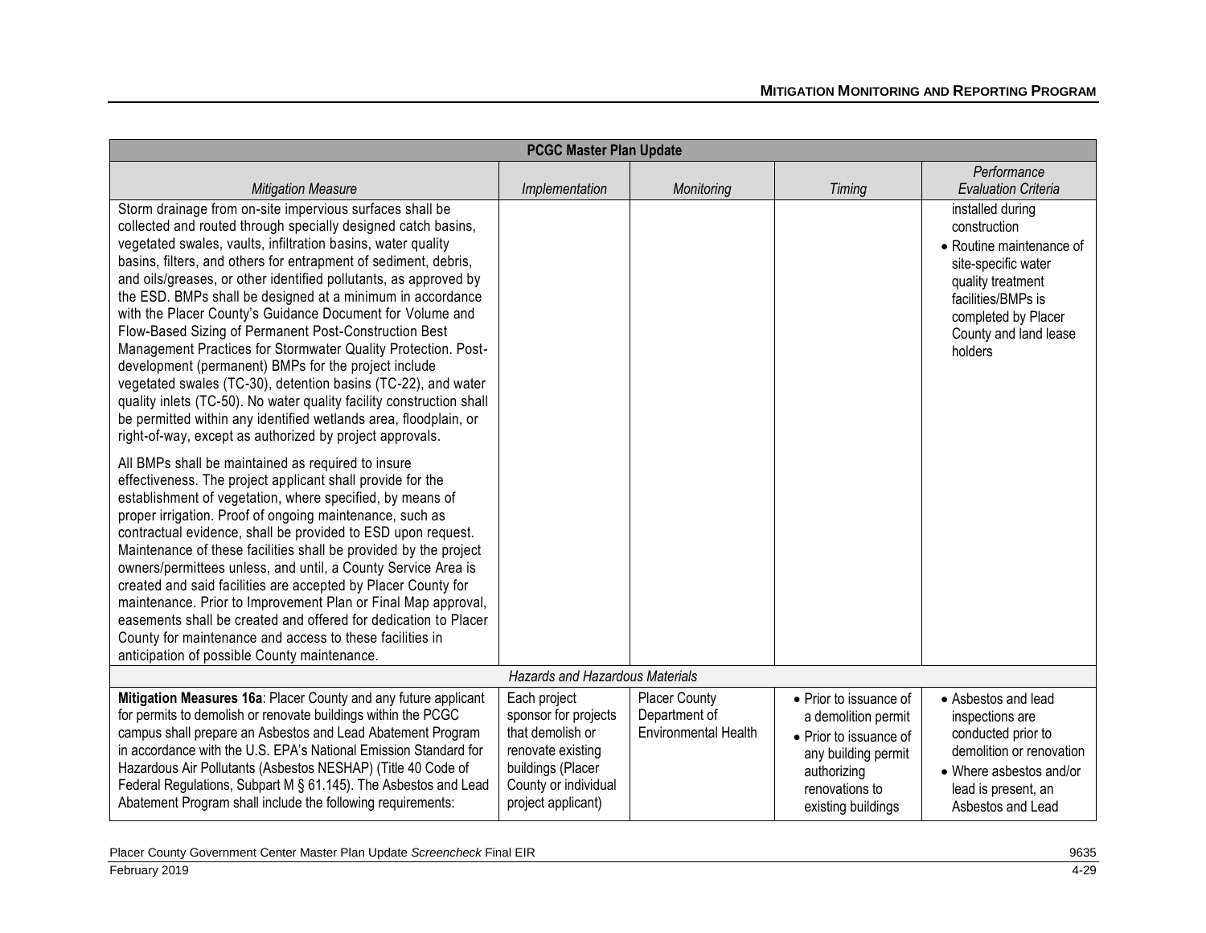| PCGC Master Plan Update | | | | |
|---|---|---|---|---|
| *Mitigation Measure* | *Implementation* | *Monitoring* | *Timing* | *Performance Evaluation Criteria* |
| Storm drainage from on-site impervious surfaces shall be collected and routed through specially designed catch basins, vegetated swales, vaults, infiltration basins, water quality basins, filters, and others for entrapment of sediment, debris, and oils/greases, or other identified pollutants, as approved by the ESD. BMPs shall be designed at a minimum in accordance with the Placer County's Guidance Document for Volume and Flow-Based Sizing of Permanent Post-Construction Best Management Practices for Stormwater Quality Protection. Post-development (permanent) BMPs for the project include vegetated swales (TC-30), detention basins (TC-22), and water quality inlets (TC-50). No water quality facility construction shall be permitted within any identified wetlands area, floodplain, or right-of-way, except as authorized by project approvals.<br><br>All BMPs shall be maintained as required to insure effectiveness. The project applicant shall provide for the establishment of vegetation, where specified, by means of proper irrigation. Proof of ongoing maintenance, such as contractual evidence, shall be provided to ESD upon request. Maintenance of these facilities shall be provided by the project owners/permittees unless, and until, a County Service Area is created and said facilities are accepted by Placer County for maintenance. Prior to Improvement Plan or Final Map approval, easements shall be created and offered for dedication to Placer County for maintenance and access to these facilities in anticipation of possible County maintenance. | | | | installed during construction<br>• Routine maintenance of site-specific water quality treatment facilities/BMPs is completed by Placer County and land lease holders |
| *Hazards and Hazardous Materials* | | | | |
| **Mitigation Measures 16a**: Placer County and any future applicant for permits to demolish or renovate buildings within the PCGC campus shall prepare an Asbestos and Lead Abatement Program in accordance with the U.S. EPA's National Emission Standard for Hazardous Air Pollutants (Asbestos NESHAP) (Title 40 Code of Federal Regulations, Subpart M § 61.145). The Asbestos and Lead Abatement Program shall include the following requirements: | Each project sponsor for projects that demolish or renovate existing buildings (Placer County or individual project applicant) | Placer County Department of Environmental Health | • Prior to issuance of a demolition permit<br>• Prior to issuance of any building permit authorizing renovations to existing buildings | • Asbestos and lead inspections are conducted prior to demolition or renovation<br>• Where asbestos and/or lead is present, an Asbestos and Lead |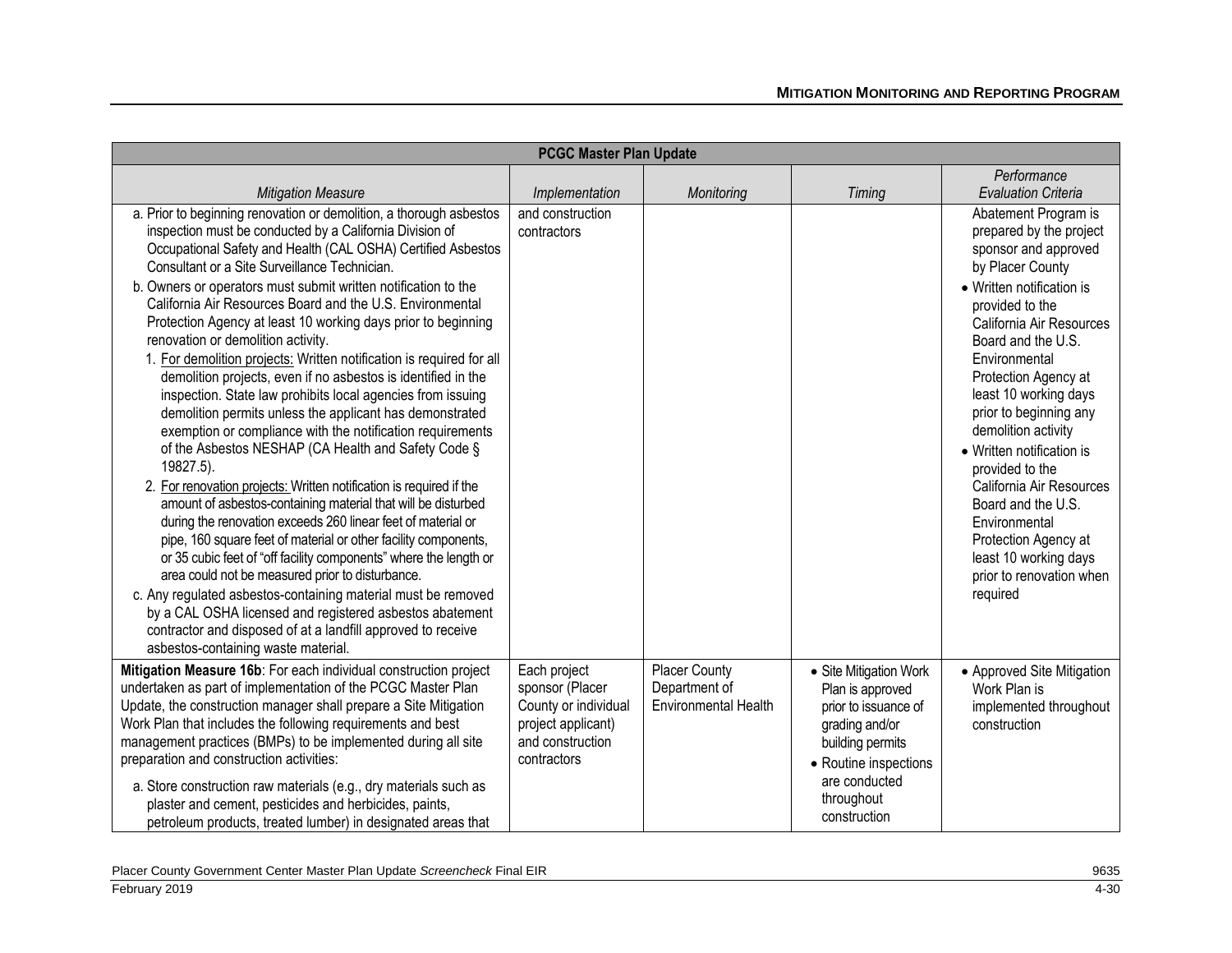| PCGC Master Plan Update | | | | |
|---|---|---|---|---|
| *Mitigation Measure* | *Implementation* | *Monitoring* | *Timing* | *Performance Evaluation Criteria* |
| a. Prior to beginning renovation or demolition, a thorough asbestos inspection must be conducted by a California Division of Occupational Safety and Health (CAL OSHA) Certified Asbestos Consultant or a Site Surveillance Technician.<br>b. Owners or operators must submit written notification to the California Air Resources Board and the U.S. Environmental Protection Agency at least 10 working days prior to beginning renovation or demolition activity.<br>1. For demolition projects: Written notification is required for all demolition projects, even if no asbestos is identified in the inspection. State law prohibits local agencies from issuing demolition permits unless the applicant has demonstrated exemption or compliance with the notification requirements of the Asbestos NESHAP (CA Health and Safety Code § 19827.5).<br>2. For renovation projects: Written notification is required if the amount of asbestos-containing material that will be disturbed during the renovation exceeds 260 linear feet of material or pipe, 160 square feet of material or other facility components, or 35 cubic feet of "off facility components" where the length or area could not be measured prior to disturbance.<br>c. Any regulated asbestos-containing material must be removed by a CAL OSHA licensed and registered asbestos abatement contractor and disposed of at a landfill approved to receive asbestos-containing waste material. | and construction contractors | | | Abatement Program is prepared by the project sponsor and approved by Placer County<br>• Written notification is provided to the California Air Resources Board and the U.S. Environmental Protection Agency at least 10 working days prior to beginning any demolition activity<br>• Written notification is provided to the California Air Resources Board and the U.S. Environmental Protection Agency at least 10 working days prior to renovation when required |
| **Mitigation Measure 16b**: For each individual construction project undertaken as part of implementation of the PCGC Master Plan Update, the construction manager shall prepare a Site Mitigation Work Plan that includes the following requirements and best management practices (BMPs) to be implemented during all site preparation and construction activities:<br>a. Store construction raw materials (e.g., dry materials such as plaster and cement, pesticides and herbicides, paints, petroleum products, treated lumber) in designated areas that | Each project sponsor (Placer County or individual project applicant) and construction contractors | Placer County Department of Environmental Health | • Site Mitigation Work Plan is approved prior to issuance of grading and/or building permits<br>• Routine inspections are conducted throughout construction | • Approved Site Mitigation Work Plan is implemented throughout construction |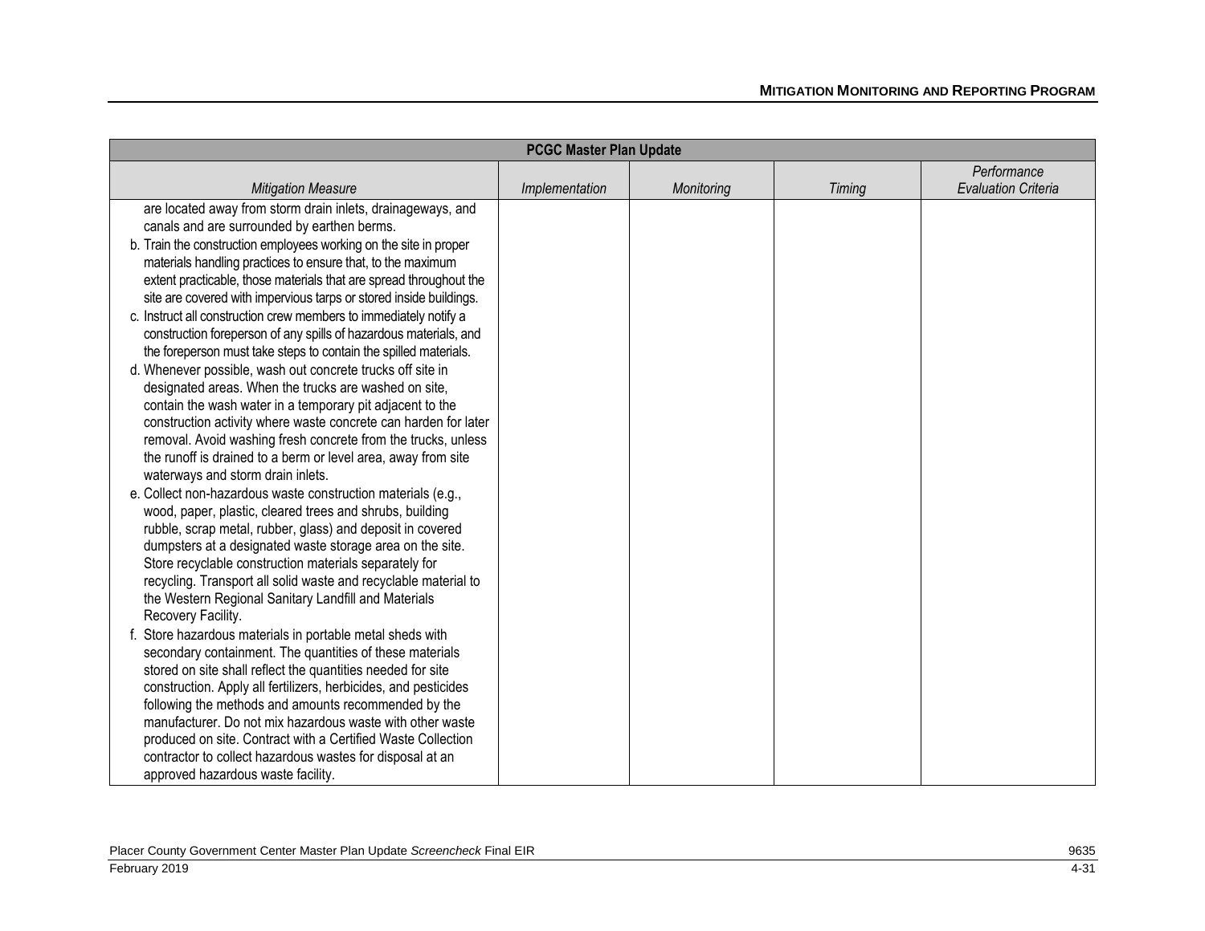| PCGC Master Plan Update | | | | |
|---|---|---|---|---|
| *Mitigation Measure* | *Implementation* | *Monitoring* | *Timing* | *Performance Evaluation Criteria* |
| are located away from storm drain inlets, drainageways, and canals and are surrounded by earthen berms.<br>b. Train the construction employees working on the site in proper materials handling practices to ensure that, to the maximum extent practicable, those materials that are spread throughout the site are covered with impervious tarps or stored inside buildings.<br>c. Instruct all construction crew members to immediately notify a construction foreperson of any spills of hazardous materials, and the foreperson must take steps to contain the spilled materials.<br>d. Whenever possible, wash out concrete trucks off site in designated areas. When the trucks are washed on site, contain the wash water in a temporary pit adjacent to the construction activity where waste concrete can harden for later removal. Avoid washing fresh concrete from the trucks, unless the runoff is drained to a berm or level area, away from site waterways and storm drain inlets.<br>e. Collect non-hazardous waste construction materials (e.g., wood, paper, plastic, cleared trees and shrubs, building rubble, scrap metal, rubber, glass) and deposit in covered dumpsters at a designated waste storage area on the site. Store recyclable construction materials separately for recycling. Transport all solid waste and recyclable material to the Western Regional Sanitary Landfill and Materials Recovery Facility.<br>f. Store hazardous materials in portable metal sheds with secondary containment. The quantities of these materials stored on site shall reflect the quantities needed for site construction. Apply all fertilizers, herbicides, and pesticides following the methods and amounts recommended by the manufacturer. Do not mix hazardous waste with other waste produced on site. Contract with a Certified Waste Collection contractor to collect hazardous wastes for disposal at an approved hazardous waste facility. | | | | |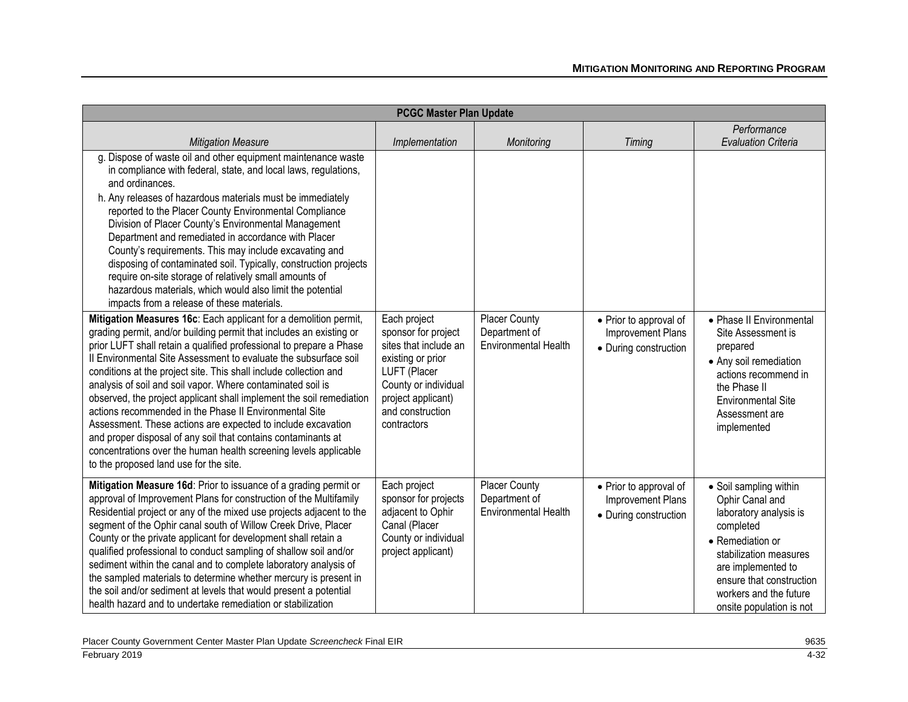| PCGC Master Plan Update | | | | |
|---|---|---|---|---|
| *Mitigation Measure* | *Implementation* | *Monitoring* | *Timing* | *Performance Evaluation Criteria* |
| g. Dispose of waste oil and other equipment maintenance waste in compliance with federal, state, and local laws, regulations, and ordinances.<br>h. Any releases of hazardous materials must be immediately reported to the Placer County Environmental Compliance Division of Placer County's Environmental Management Department and remediated in accordance with Placer County's requirements. This may include excavating and disposing of contaminated soil. Typically, construction projects require on-site storage of relatively small amounts of hazardous materials, which would also limit the potential impacts from a release of these materials. | | | | |
| **Mitigation Measures 16c**: Each applicant for a demolition permit, grading permit, and/or building permit that includes an existing or prior LUFT shall retain a qualified professional to prepare a Phase II Environmental Site Assessment to evaluate the subsurface soil conditions at the project site. This shall include collection and analysis of soil and soil vapor. Where contaminated soil is observed, the project applicant shall implement the soil remediation actions recommended in the Phase II Environmental Site Assessment. These actions are expected to include excavation and proper disposal of any soil that contains contaminants at concentrations over the human health screening levels applicable to the proposed land use for the site. | Each project sponsor for project sites that include an existing or prior LUFT (Placer County or individual project applicant) and construction contractors | Placer County Department of Environmental Health | • Prior to approval of Improvement Plans<br>• During construction | • Phase II Environmental Site Assessment is prepared<br>• Any soil remediation actions recommend in the Phase II Environmental Site Assessment are implemented |
| **Mitigation Measure 16d**: Prior to issuance of a grading permit or approval of Improvement Plans for construction of the Multifamily Residential project or any of the mixed use projects adjacent to the segment of the Ophir canal south of Willow Creek Drive, Placer County or the private applicant for development shall retain a qualified professional to conduct sampling of shallow soil and/or sediment within the canal and to complete laboratory analysis of the sampled materials to determine whether mercury is present in the soil and/or sediment at levels that would present a potential health hazard and to undertake remediation or stabilization | Each project sponsor for projects adjacent to Ophir Canal (Placer County or individual project applicant) | Placer County Department of Environmental Health | • Prior to approval of Improvement Plans<br>• During construction | • Soil sampling within Ophir Canal and laboratory analysis is completed<br>• Remediation or stabilization measures are implemented to ensure that construction workers and the future onsite population is not |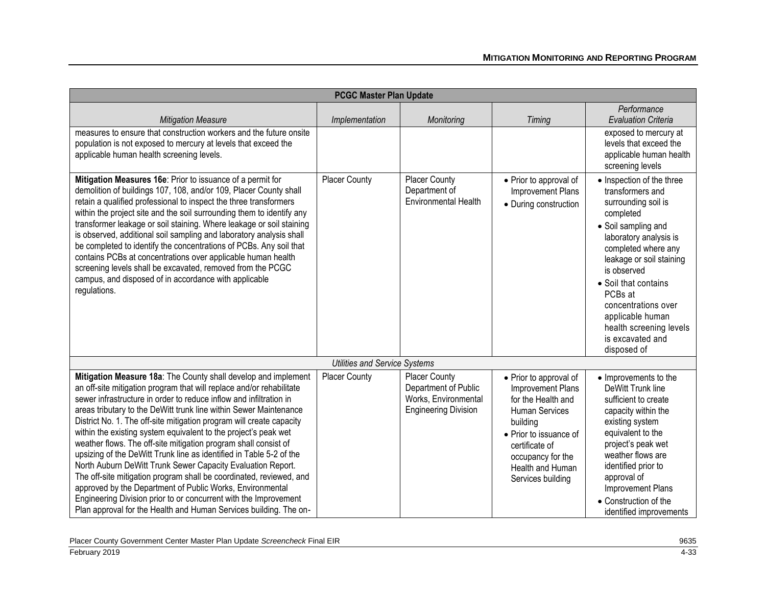| PCGC Master Plan Update | | | | |
|---|---|---|---|---|
| *Mitigation Measure* | *Implementation* | *Monitoring* | *Timing* | *Performance Evaluation Criteria* |
| measures to ensure that construction workers and the future onsite population is not exposed to mercury at levels that exceed the applicable human health screening levels. | | | | exposed to mercury at levels that exceed the applicable human health screening levels |
| **Mitigation Measures 16e**: Prior to issuance of a permit for demolition of buildings 107, 108, and/or 109, Placer County shall retain a qualified professional to inspect the three transformers within the project site and the soil surrounding them to identify any transformer leakage or soil staining. Where leakage or soil staining is observed, additional soil sampling and laboratory analysis shall be completed to identify the concentrations of PCBs. Any soil that contains PCBs at concentrations over applicable human health screening levels shall be excavated, removed from the PCGC campus, and disposed of in accordance with applicable regulations. | Placer County | Placer County Department of Environmental Health | • Prior to approval of Improvement Plans<br>• During construction | • Inspection of the three transformers and surrounding soil is completed<br>• Soil sampling and laboratory analysis is completed where any leakage or soil staining is observed<br>• Soil that contains PCBs at concentrations over applicable human health screening levels is excavated and disposed of |
| *Utilities and Service Systems* | | | | |
| **Mitigation Measure 18a**: The County shall develop and implement an off-site mitigation program that will replace and/or rehabilitate sewer infrastructure in order to reduce inflow and infiltration in areas tributary to the DeWitt trunk line within Sewer Maintenance District No. 1. The off-site mitigation program will create capacity within the existing system equivalent to the project's peak wet weather flows. The off-site mitigation program shall consist of upsizing of the DeWitt Trunk line as identified in Table 5-2 of the North Auburn DeWitt Trunk Sewer Capacity Evaluation Report. The off-site mitigation program shall be coordinated, reviewed, and approved by the Department of Public Works, Environmental Engineering Division prior to or concurrent with the Improvement Plan approval for the Health and Human Services building. The on- | Placer County | Placer County Department of Public Works, Environmental Engineering Division | • Prior to approval of Improvement Plans for the Health and Human Services building<br>• Prior to issuance of certificate of occupancy for the Health and Human Services building | • Improvements to the DeWitt Trunk line sufficient to create capacity within the existing system equivalent to the project's peak wet weather flows are identified prior to approval of Improvement Plans<br>• Construction of the identified improvements |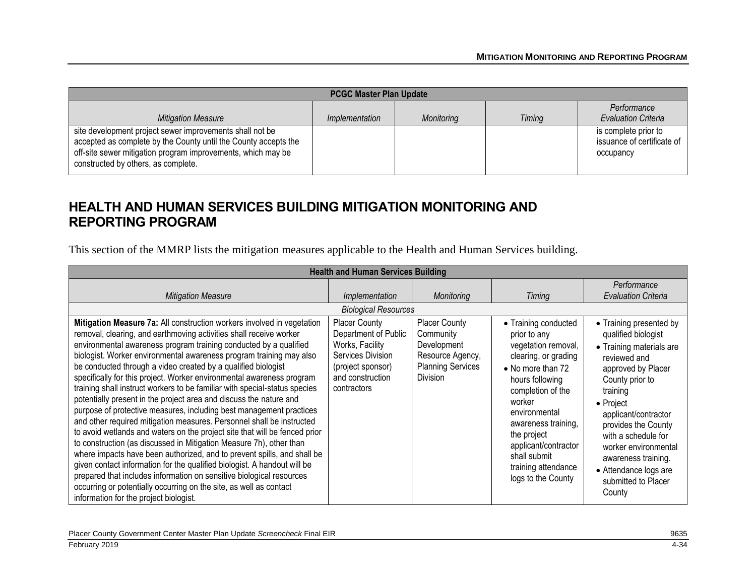| PCGC Master Plan Update | | | | |
|---|---|---|---|---|
| *Mitigation Measure* | *Implementation* | *Monitoring* | *Timing* | *Performance Evaluation Criteria* |
| site development project sewer improvements shall not be accepted as complete by the County until the County accepts the off-site sewer mitigation program improvements, which may be constructed by others, as complete. | | | | is complete prior to issuance of certificate of occupancy |

## HEALTH AND HUMAN SERVICES BUILDING MITIGATION MONITORING AND REPORTING PROGRAM

This section of the MMRP lists the mitigation measures applicable to the Health and Human Services building.

| Health and Human Services Building | | | | |
|---|---|---|---|---|
| *Mitigation Measure* | *Implementation* | *Monitoring* | *Timing* | *Performance Evaluation Criteria* |
| *Biological Resources* | | | | |
| **Mitigation Measure 7a:** All construction workers involved in vegetation removal, clearing, and earthmoving activities shall receive worker environmental awareness program training conducted by a qualified biologist. Worker environmental awareness program training may also be conducted through a video created by a qualified biologist specifically for this project. Worker environmental awareness program training shall instruct workers to be familiar with special-status species potentially present in the project area and discuss the nature and purpose of protective measures, including best management practices and other required mitigation measures. Personnel shall be instructed to avoid wetlands and waters on the project site that will be fenced prior to construction (as discussed in Mitigation Measure 7h), other than where impacts have been authorized, and to prevent spills, and shall be given contact information for the qualified biologist. A handout will be prepared that includes information on sensitive biological resources occurring or potentially occurring on the site, as well as contact information for the project biologist. | Placer County Department of Public Works, Facility Services Division (project sponsor) and construction contractors | Placer County Community Development Resource Agency, Planning Services Division | • Training conducted prior to any vegetation removal, clearing, or grading<br>• No more than 72 hours following completion of the worker environmental awareness training, the project applicant/contractor shall submit training attendance logs to the County | • Training presented by qualified biologist<br>• Training materials are reviewed and approved by Placer County prior to training<br>• Project applicant/contractor provides the County with a schedule for worker environmental awareness training.<br>• Attendance logs are submitted to Placer County |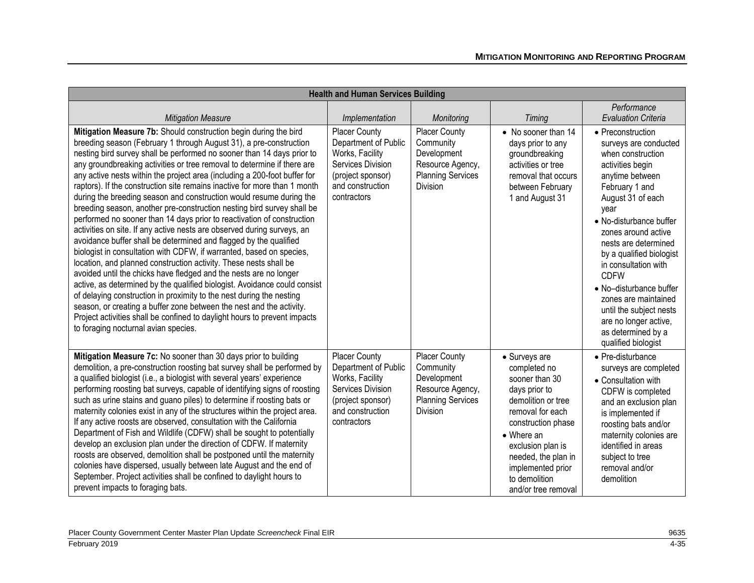| Health and Human Services Building | | | | |
|---|---|---|---|---|
| *Mitigation Measure* | *Implementation* | *Monitoring* | *Timing* | *Performance Evaluation Criteria* |
| **Mitigation Measure 7b:** Should construction begin during the bird breeding season (February 1 through August 31), a pre-construction nesting bird survey shall be performed no sooner than 14 days prior to any groundbreaking activities or tree removal to determine if there are any active nests within the project area (including a 200-foot buffer for raptors). If the construction site remains inactive for more than 1 month during the breeding season and construction would resume during the breeding season, another pre-construction nesting bird survey shall be performed no sooner than 14 days prior to reactivation of construction activities on site. If any active nests are observed during surveys, an avoidance buffer shall be determined and flagged by the qualified biologist in consultation with CDFW, if warranted, based on species, location, and planned construction activity. These nests shall be avoided until the chicks have fledged and the nests are no longer active, as determined by the qualified biologist. Avoidance could consist of delaying construction in proximity to the nest during the nesting season, or creating a buffer zone between the nest and the activity. Project activities shall be confined to daylight hours to prevent impacts to foraging nocturnal avian species. | Placer County Department of Public Works, Facility Services Division (project sponsor) and construction contractors | Placer County Community Development Resource Agency, Planning Services Division | • No sooner than 14 days prior to any groundbreaking activities or tree removal that occurs between February 1 and August 31 | • Preconstruction surveys are conducted when construction activities begin anytime between February 1 and August 31 of each year<br>• No-disturbance buffer zones around active nests are determined by a qualified biologist in consultation with CDFW<br>• No–disturbance buffer zones are maintained until the subject nests are no longer active, as determined by a qualified biologist |
| **Mitigation Measure 7c:** No sooner than 30 days prior to building demolition, a pre-construction roosting bat survey shall be performed by a qualified biologist (i.e., a biologist with several years' experience performing roosting bat surveys, capable of identifying signs of roosting such as urine stains and guano piles) to determine if roosting bats or maternity colonies exist in any of the structures within the project area. If any active roosts are observed, consultation with the California Department of Fish and Wildlife (CDFW) shall be sought to potentially develop an exclusion plan under the direction of CDFW. If maternity roosts are observed, demolition shall be postponed until the maternity colonies have dispersed, usually between late August and the end of September. Project activities shall be confined to daylight hours to prevent impacts to foraging bats. | Placer County Department of Public Works, Facility Services Division (project sponsor) and construction contractors | Placer County Community Development Resource Agency, Planning Services Division | • Surveys are completed no sooner than 30 days prior to demolition or tree removal for each construction phase<br>• Where an exclusion plan is needed, the plan in implemented prior to demolition and/or tree removal | • Pre-disturbance surveys are completed<br>• Consultation with CDFW is completed and an exclusion plan is implemented if roosting bats and/or maternity colonies are identified in areas subject to tree removal and/or demolition |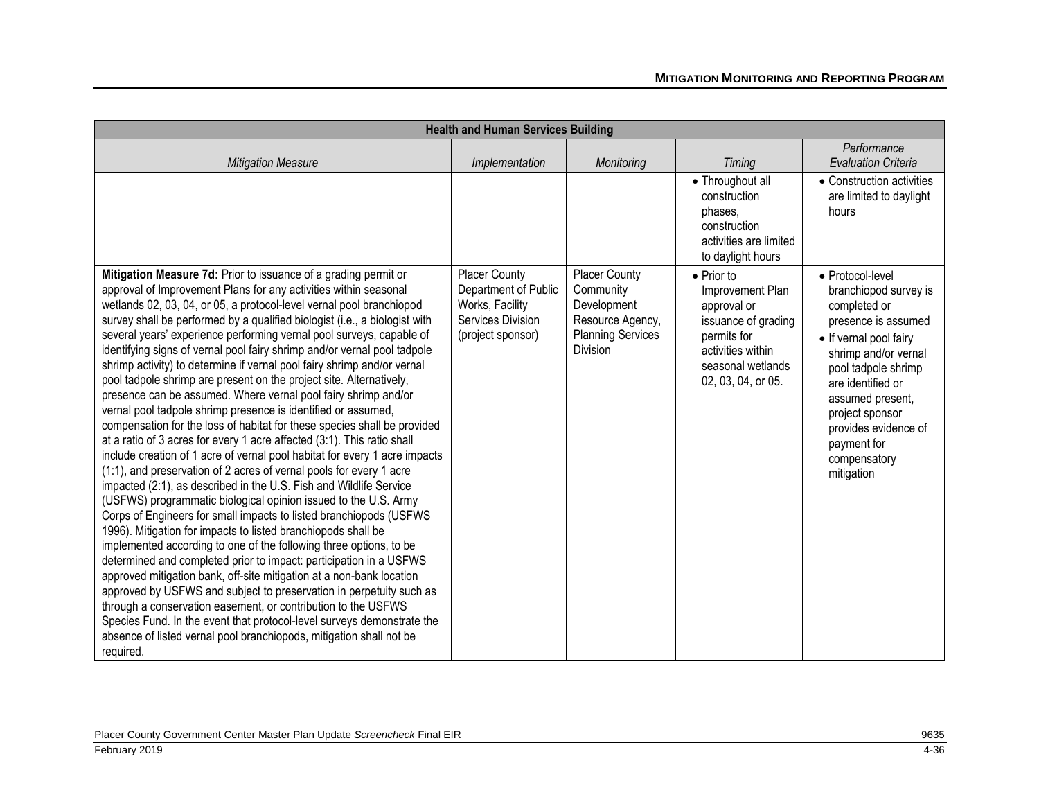| Health and Human Services Building | | | | |
|---|---|---|---|---|
| *Mitigation Measure* | *Implementation* | *Monitoring* | *Timing* | *Performance Evaluation Criteria* |
| | | | • Throughout all construction phases, construction activities are limited to daylight hours | • Construction activities are limited to daylight hours |
| **Mitigation Measure 7d:** Prior to issuance of a grading permit or approval of Improvement Plans for any activities within seasonal wetlands 02, 03, 04, or 05, a protocol-level vernal pool branchiopod survey shall be performed by a qualified biologist (i.e., a biologist with several years' experience performing vernal pool surveys, capable of identifying signs of vernal pool fairy shrimp and/or vernal pool tadpole shrimp activity) to determine if vernal pool fairy shrimp and/or vernal pool tadpole shrimp are present on the project site. Alternatively, presence can be assumed. Where vernal pool fairy shrimp and/or vernal pool tadpole shrimp presence is identified or assumed, compensation for the loss of habitat for these species shall be provided at a ratio of 3 acres for every 1 acre affected (3:1). This ratio shall include creation of 1 acre of vernal pool habitat for every 1 acre impacts (1:1), and preservation of 2 acres of vernal pools for every 1 acre impacted (2:1), as described in the U.S. Fish and Wildlife Service (USFWS) programmatic biological opinion issued to the U.S. Army Corps of Engineers for small impacts to listed branchiopods (USFWS 1996). Mitigation for impacts to listed branchiopods shall be implemented according to one of the following three options, to be determined and completed prior to impact: participation in a USFWS approved mitigation bank, off-site mitigation at a non-bank location approved by USFWS and subject to preservation in perpetuity such as through a conservation easement, or contribution to the USFWS Species Fund. In the event that protocol-level surveys demonstrate the absence of listed vernal pool branchiopods, mitigation shall not be required. | Placer County Department of Public Works, Facility Services Division (project sponsor) | Placer County Community Development Resource Agency, Planning Services Division | • Prior to Improvement Plan approval or issuance of grading permits for activities within seasonal wetlands 02, 03, 04, or 05. | • Protocol-level branchiopod survey is completed or presence is assumed<br>• If vernal pool fairy shrimp and/or vernal pool tadpole shrimp are identified or assumed present, project sponsor provides evidence of payment for compensatory mitigation |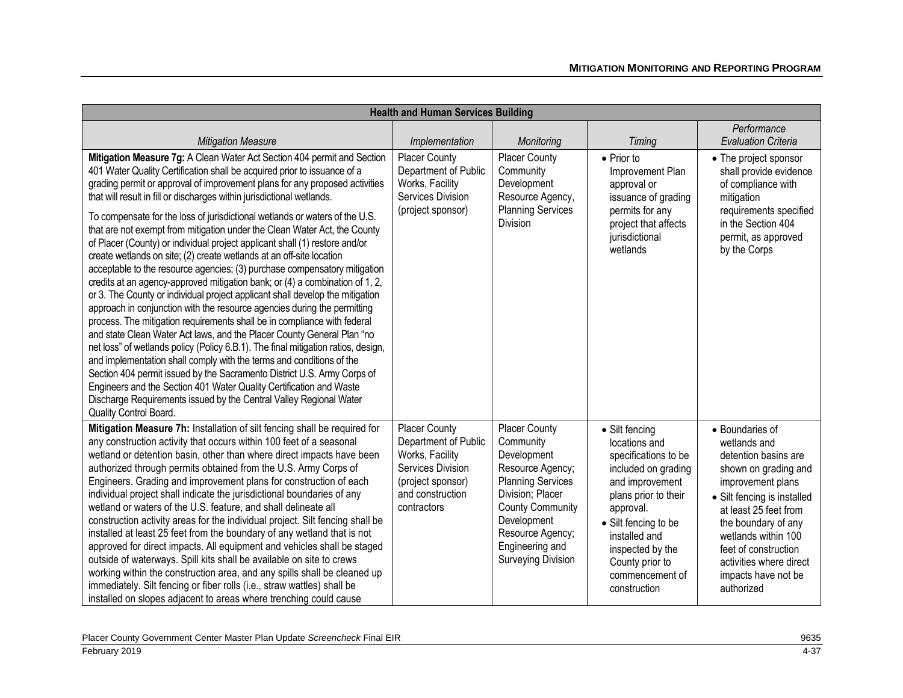| Health and Human Services Building | | | | |
|---|---|---|---|---|
| *Mitigation Measure* | *Implementation* | *Monitoring* | *Timing* | *Performance Evaluation Criteria* |
| **Mitigation Measure 7g:** A Clean Water Act Section 404 permit and Section 401 Water Quality Certification shall be acquired prior to issuance of a grading permit or approval of improvement plans for any proposed activities that will result in fill or discharges within jurisdictional wetlands.<br><br>To compensate for the loss of jurisdictional wetlands or waters of the U.S. that are not exempt from mitigation under the Clean Water Act, the County of Placer (County) or individual project applicant shall (1) restore and/or create wetlands on site; (2) create wetlands at an off-site location acceptable to the resource agencies; (3) purchase compensatory mitigation credits at an agency-approved mitigation bank; or (4) a combination of 1, 2, or 3. The County or individual project applicant shall develop the mitigation approach in conjunction with the resource agencies during the permitting process. The mitigation requirements shall be in compliance with federal and state Clean Water Act laws, and the Placer County General Plan "no net loss" of wetlands policy (Policy 6.B.1). The final mitigation ratios, design, and implementation shall comply with the terms and conditions of the Section 404 permit issued by the Sacramento District U.S. Army Corps of Engineers and the Section 401 Water Quality Certification and Waste Discharge Requirements issued by the Central Valley Regional Water Quality Control Board. | Placer County Department of Public Works, Facility Services Division (project sponsor) | Placer County Community Development Resource Agency, Planning Services Division | • Prior to Improvement Plan approval or issuance of grading permits for any project that affects jurisdictional wetlands | • The project sponsor shall provide evidence of compliance with mitigation requirements specified in the Section 404 permit, as approved by the Corps |
| **Mitigation Measure 7h:** Installation of silt fencing shall be required for any construction activity that occurs within 100 feet of a seasonal wetland or detention basin, other than where direct impacts have been authorized through permits obtained from the U.S. Army Corps of Engineers. Grading and improvement plans for construction of each individual project shall indicate the jurisdictional boundaries of any wetland or waters of the U.S. feature, and shall delineate all construction activity areas for the individual project. Silt fencing shall be installed at least 25 feet from the boundary of any wetland that is not approved for direct impacts. All equipment and vehicles shall be staged outside of waterways. Spill kits shall be available on site to crews working within the construction area, and any spills shall be cleaned up immediately. Silt fencing or fiber rolls (i.e., straw wattles) shall be installed on slopes adjacent to areas where trenching could cause | Placer County Department of Public Works, Facility Services Division (project sponsor) and construction contractors | Placer County Community Development Resource Agency; Planning Services Division; Placer County Community Development Resource Agency; Engineering and Surveying Division | • Silt fencing locations and specifications to be included on grading and improvement plans prior to their approval.<br>• Silt fencing to be installed and inspected by the County prior to commencement of construction | • Boundaries of wetlands and detention basins are shown on grading and improvement plans<br>• Silt fencing is installed at least 25 feet from the boundary of any wetlands within 100 feet of construction activities where direct impacts have not been authorized |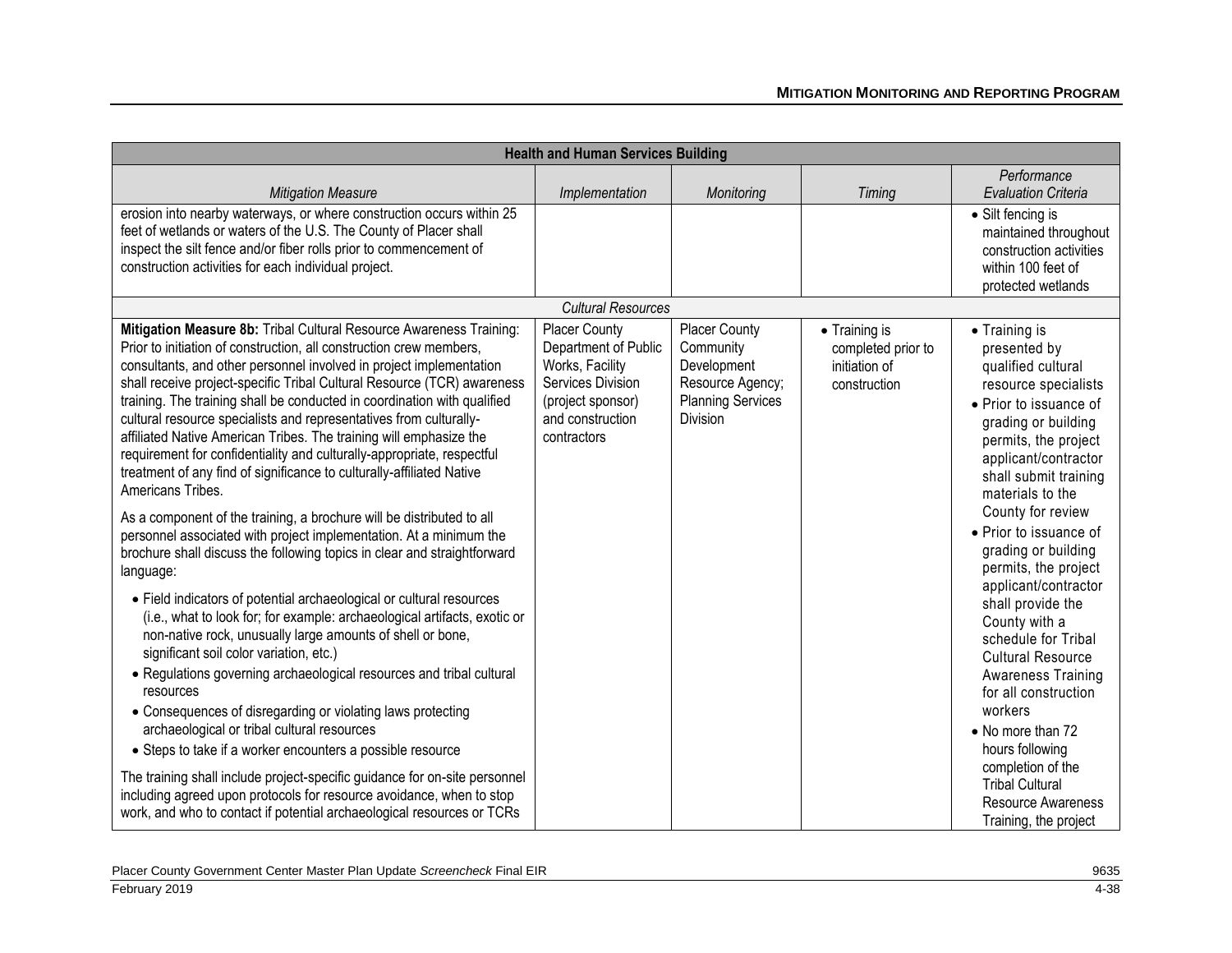| Health and Human Services Building | | | | |
|---|---|---|---|---|
| *Mitigation Measure* | *Implementation* | *Monitoring* | *Timing* | *Performance Evaluation Criteria* |
| erosion into nearby waterways, or where construction occurs within 25 feet of wetlands or waters of the U.S. The County of Placer shall inspect the silt fence and/or fiber rolls prior to commencement of construction activities for each individual project. | | | | • Silt fencing is maintained throughout construction activities within 100 feet of protected wetlands |
| *Cultural Resources* | | | | |
| **Mitigation Measure 8b:** Tribal Cultural Resource Awareness Training: Prior to initiation of construction, all construction crew members, consultants, and other personnel involved in project implementation shall receive project-specific Tribal Cultural Resource (TCR) awareness training. The training shall be conducted in coordination with qualified cultural resource specialists and representatives from culturally-affiliated Native American Tribes. The training will emphasize the requirement for confidentiality and culturally-appropriate, respectful treatment of any find of significance to culturally-affiliated Native Americans Tribes.<br><br>As a component of the training, a brochure will be distributed to all personnel associated with project implementation. At a minimum the brochure shall discuss the following topics in clear and straightforward language:<br>• Field indicators of potential archaeological or cultural resources (i.e., what to look for; for example: archaeological artifacts, exotic or non-native rock, unusually large amounts of shell or bone, significant soil color variation, etc.)<br>• Regulations governing archaeological resources and tribal cultural resources<br>• Consequences of disregarding or violating laws protecting archaeological or tribal cultural resources<br>• Steps to take if a worker encounters a possible resource<br><br>The training shall include project-specific guidance for on-site personnel including agreed upon protocols for resource avoidance, when to stop work, and who to contact if potential archaeological resources or TCRs | Placer County Department of Public Works, Facility Services Division (project sponsor) and construction contractors | Placer County Community Development Resource Agency; Planning Services Division | • Training is completed prior to initiation of construction | • Training is presented by qualified cultural resource specialists<br>• Prior to issuance of grading or building permits, the project applicant/contractor shall submit training materials to the County for review<br>• Prior to issuance of grading or building permits, the project applicant/contractor shall provide the County with a schedule for Tribal Cultural Resource Awareness Training for all construction workers<br>• No more than 72 hours following completion of the Tribal Cultural Resource Awareness Training, the project |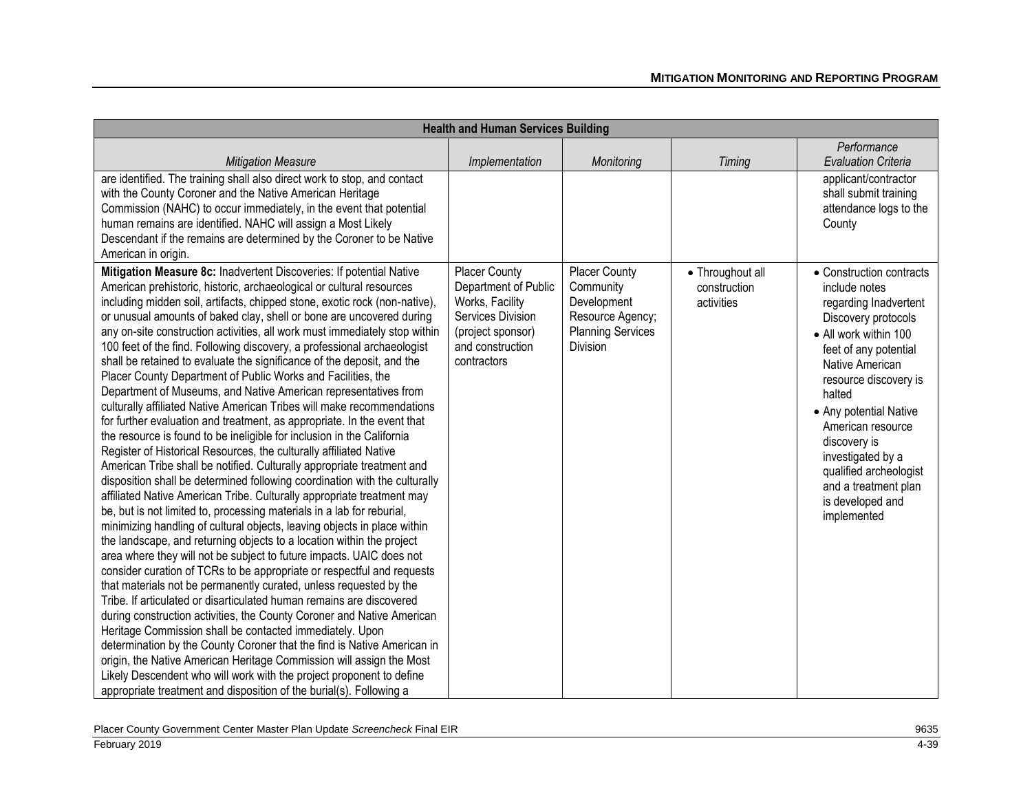| Health and Human Services Building | | | | |
|---|---|---|---|---|
| *Mitigation Measure* | *Implementation* | *Monitoring* | *Timing* | *Performance Evaluation Criteria* |
| are identified. The training shall also direct work to stop, and contact with the County Coroner and the Native American Heritage Commission (NAHC) to occur immediately, in the event that potential human remains are identified. NAHC will assign a Most Likely Descendant if the remains are determined by the Coroner to be Native American in origin. | | | | applicant/contractor shall submit training attendance logs to the County |
| **Mitigation Measure 8c:** Inadvertent Discoveries: If potential Native American prehistoric, historic, archaeological or cultural resources including midden soil, artifacts, chipped stone, exotic rock (non-native), or unusual amounts of baked clay, shell or bone are uncovered during any on-site construction activities, all work must immediately stop within 100 feet of the find. Following discovery, a professional archaeologist shall be retained to evaluate the significance of the deposit, and the Placer County Department of Public Works and Facilities, the Department of Museums, and Native American representatives from culturally affiliated Native American Tribes will make recommendations for further evaluation and treatment, as appropriate. In the event that the resource is found to be ineligible for inclusion in the California Register of Historical Resources, the culturally affiliated Native American Tribe shall be notified. Culturally appropriate treatment and disposition shall be determined following coordination with the culturally affiliated Native American Tribe. Culturally appropriate treatment may be, but is not limited to, processing materials in a lab for reburial, minimizing handling of cultural objects, leaving objects in place within the landscape, and returning objects to a location within the project area where they will not be subject to future impacts. UAIC does not consider curation of TCRs to be appropriate or respectful and requests that materials not be permanently curated, unless requested by the Tribe. If articulated or disarticulated human remains are discovered during construction activities, the County Coroner and Native American Heritage Commission shall be contacted immediately. Upon determination by the County Coroner that the find is Native American in origin, the Native American Heritage Commission will assign the Most Likely Descendent who will work with the project proponent to define appropriate treatment and disposition of the burial(s). Following a | Placer County Department of Public Works, Facility Services Division (project sponsor) and construction contractors | Placer County Community Development Resource Agency; Planning Services Division | • Throughout all construction activities | • Construction contracts include notes regarding Inadvertent Discovery protocols<br>• All work within 100 feet of any potential Native American resource discovery is halted<br>• Any potential Native American resource discovery is investigated by a qualified archeologist and a treatment plan is developed and implemented |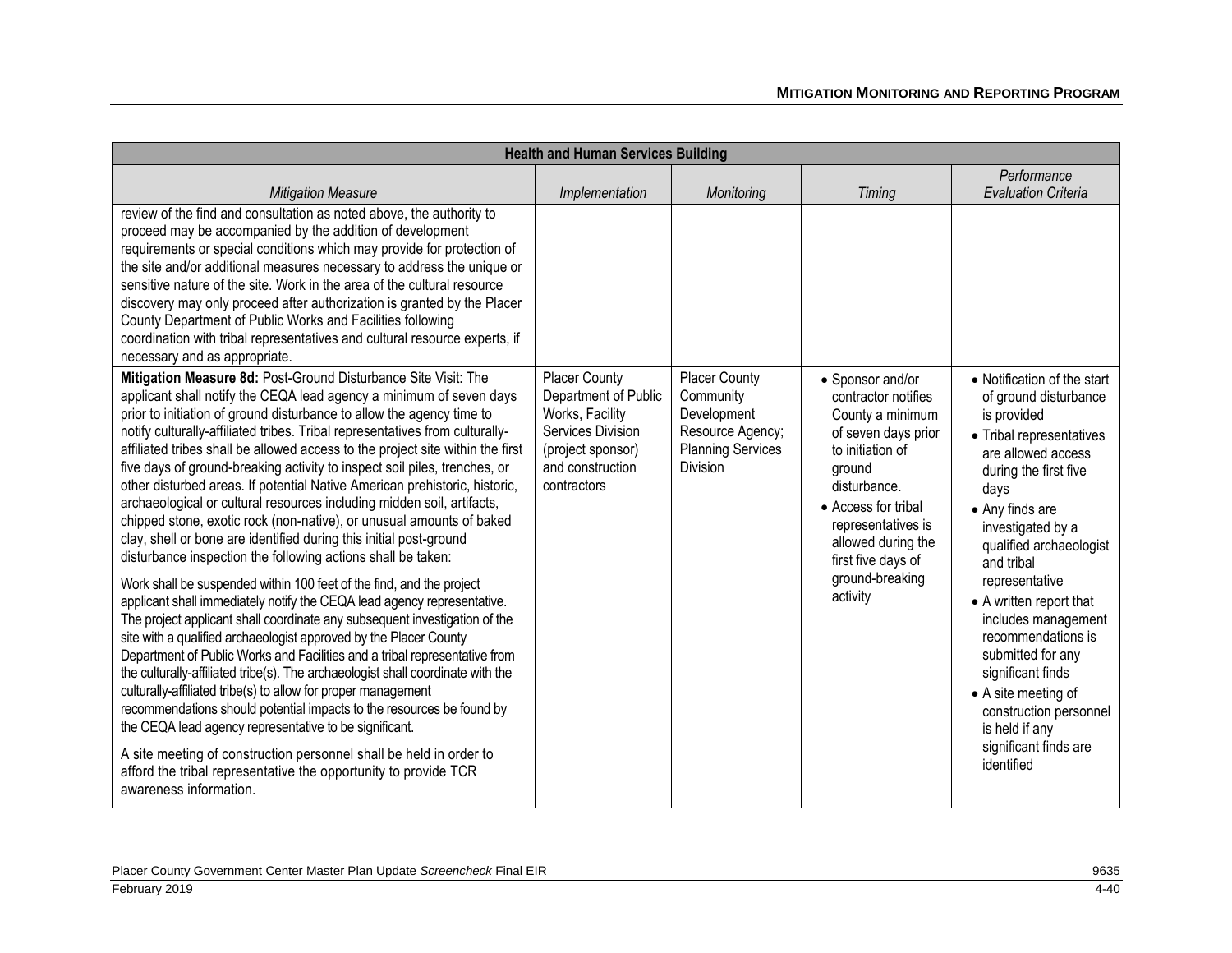| Health and Human Services Building | | | | |
|---|---|---|---|---|
| *Mitigation Measure* | *Implementation* | *Monitoring* | *Timing* | *Performance Evaluation Criteria* |
| review of the find and consultation as noted above, the authority to proceed may be accompanied by the addition of development requirements or special conditions which may provide for protection of the site and/or additional measures necessary to address the unique or sensitive nature of the site. Work in the area of the cultural resource discovery may only proceed after authorization is granted by the Placer County Department of Public Works and Facilities following coordination with tribal representatives and cultural resource experts, if necessary and as appropriate. | | | | |
| **Mitigation Measure 8d:** Post-Ground Disturbance Site Visit: The applicant shall notify the CEQA lead agency a minimum of seven days prior to initiation of ground disturbance to allow the agency time to notify culturally-affiliated tribes. Tribal representatives from culturally-affiliated tribes shall be allowed access to the project site within the first five days of ground-breaking activity to inspect soil piles, trenches, or other disturbed areas. If potential Native American prehistoric, historic, archaeological or cultural resources including midden soil, artifacts, chipped stone, exotic rock (non-native), or unusual amounts of baked clay, shell or bone are identified during this initial post-ground disturbance inspection the following actions shall be taken:<br><br>Work shall be suspended within 100 feet of the find, and the project applicant shall immediately notify the CEQA lead agency representative. The project applicant shall coordinate any subsequent investigation of the site with a qualified archaeologist approved by the Placer County Department of Public Works and Facilities and a tribal representative from the culturally-affiliated tribe(s). The archaeologist shall coordinate with the culturally-affiliated tribe(s) to allow for proper management recommendations should potential impacts to the resources be found by the CEQA lead agency representative to be significant.<br><br>A site meeting of construction personnel shall be held in order to afford the tribal representative the opportunity to provide TCR awareness information. | Placer County Department of Public Works, Facility Services Division (project sponsor) and construction contractors | Placer County Community Development Resource Agency; Planning Services Division | • Sponsor and/or contractor notifies County a minimum of seven days prior to initiation of ground disturbance.<br>• Access for tribal representatives is allowed during the first five days of ground-breaking activity | • Notification of the start of ground disturbance is provided<br>• Tribal representatives are allowed access during the first five days<br>• Any finds are investigated by a qualified archaeologist and tribal representative<br>• A written report that includes management recommendations is submitted for any significant finds<br>• A site meeting of construction personnel is held if any significant finds are identified |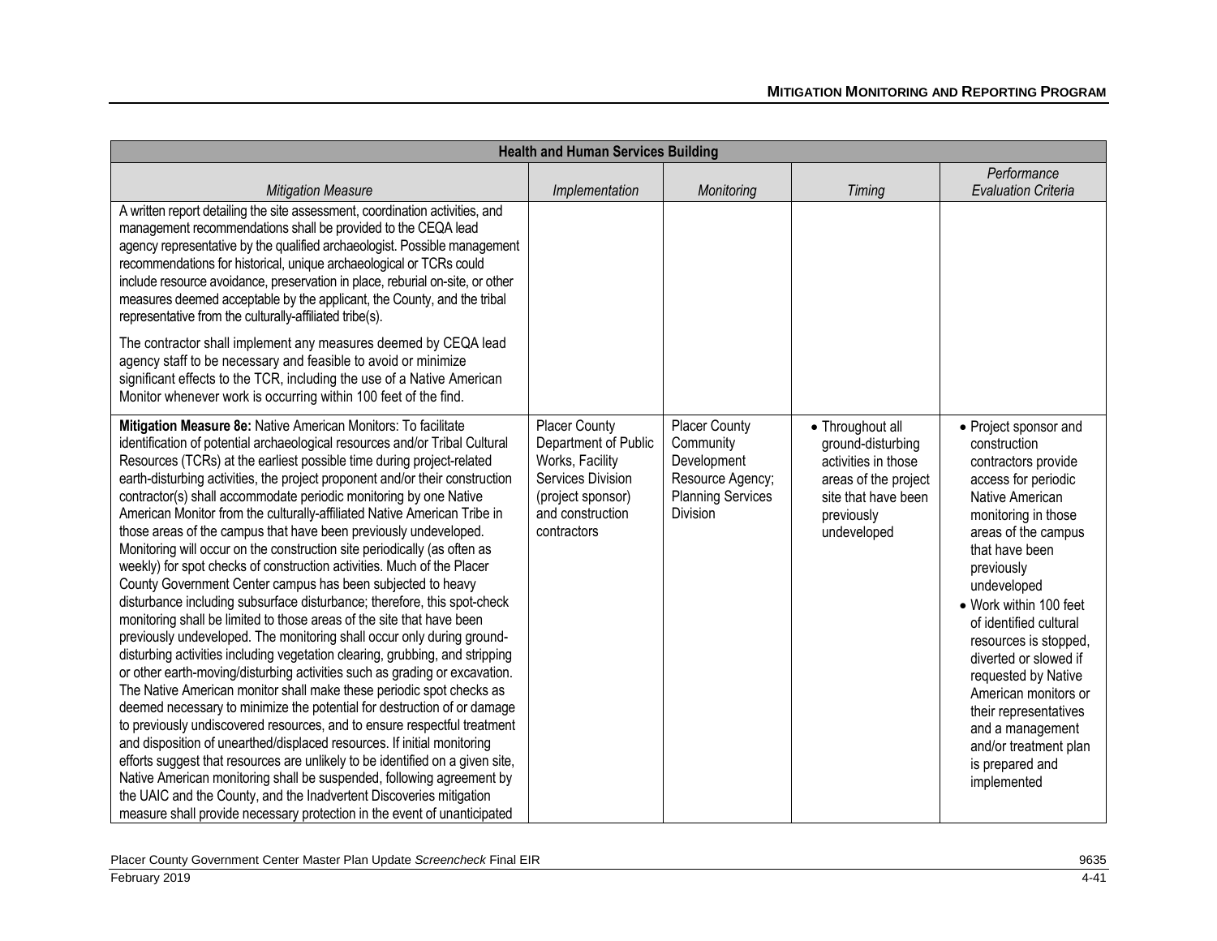| Health and Human Services Building | | | | |
|---|---|---|---|---|
| *Mitigation Measure* | *Implementation* | *Monitoring* | *Timing* | *Performance Evaluation Criteria* |
| A written report detailing the site assessment, coordination activities, and management recommendations shall be provided to the CEQA lead agency representative by the qualified archaeologist. Possible management recommendations for historical, unique archaeological or TCRs could include resource avoidance, preservation in place, reburial on-site, or other measures deemed acceptable by the applicant, the County, and the tribal representative from the culturally-affiliated tribe(s).<br><br>The contractor shall implement any measures deemed by CEQA lead agency staff to be necessary and feasible to avoid or minimize significant effects to the TCR, including the use of a Native American Monitor whenever work is occurring within 100 feet of the find. | | | | |
| **Mitigation Measure 8e:** Native American Monitors: To facilitate identification of potential archaeological resources and/or Tribal Cultural Resources (TCRs) at the earliest possible time during project-related earth-disturbing activities, the project proponent and/or their construction contractor(s) shall accommodate periodic monitoring by one Native American Monitor from the culturally-affiliated Native American Tribe in those areas of the campus that have been previously undeveloped. Monitoring will occur on the construction site periodically (as often as weekly) for spot checks of construction activities. Much of the Placer County Government Center campus has been subjected to heavy disturbance including subsurface disturbance; therefore, this spot-check monitoring shall be limited to those areas of the site that have been previously undeveloped. The monitoring shall occur only during ground-disturbing activities including vegetation clearing, grubbing, and stripping or other earth-moving/disturbing activities such as grading or excavation. The Native American monitor shall make these periodic spot checks as deemed necessary to minimize the potential for destruction of or damage to previously undiscovered resources, and to ensure respectful treatment and disposition of unearthed/displaced resources. If initial monitoring efforts suggest that resources are unlikely to be identified on a given site, Native American monitoring shall be suspended, following agreement by the UAIC and the County, and the Inadvertent Discoveries mitigation measure shall provide necessary protection in the event of unanticipated | Placer County Department of Public Works, Facility Services Division (project sponsor) and construction contractors | Placer County Community Development Resource Agency; Planning Services Division | • Throughout all ground-disturbing activities in those areas of the project site that have been previously undeveloped | • Project sponsor and construction contractors provide access for periodic Native American monitoring in those areas of the campus that have been previously undeveloped<br>• Work within 100 feet of identified cultural resources is stopped, diverted or slowed if requested by Native American monitors or their representatives and a management and/or treatment plan is prepared and implemented |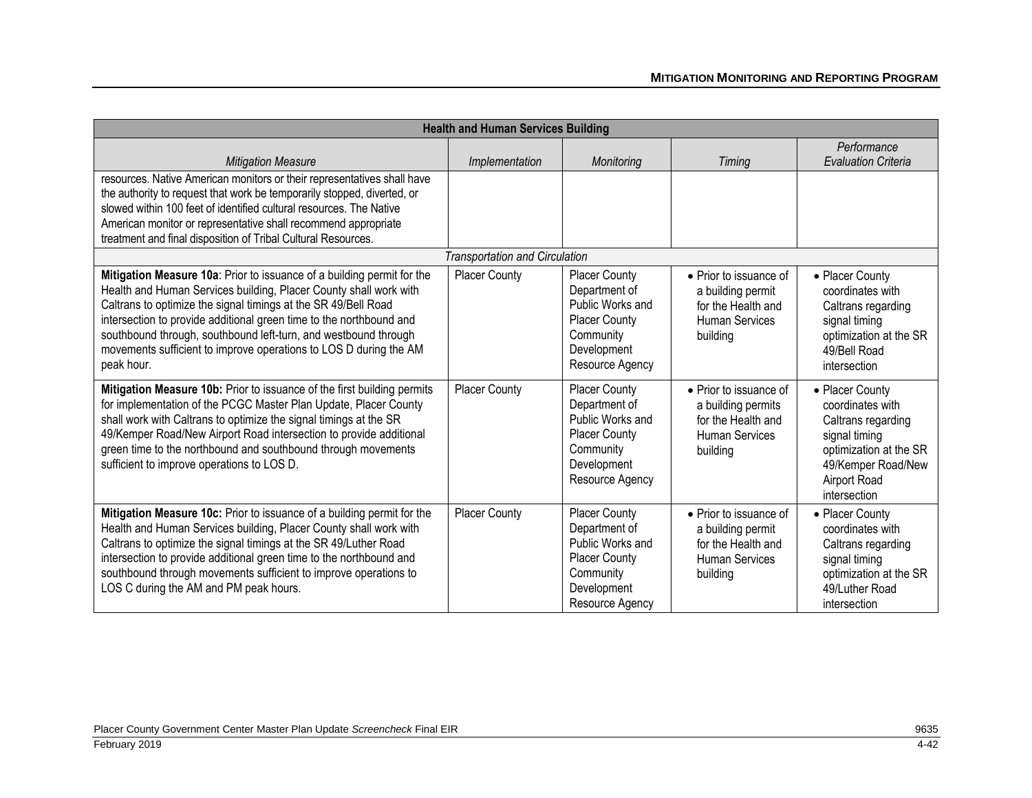| Health and Human Services Building | | | | |
|---|---|---|---|---|
| *Mitigation Measure* | *Implementation* | *Monitoring* | *Timing* | *Performance Evaluation Criteria* |
| resources. Native American monitors or their representatives shall have the authority to request that work be temporarily stopped, diverted, or slowed within 100 feet of identified cultural resources. The Native American monitor or representative shall recommend appropriate treatment and final disposition of Tribal Cultural Resources. | | | | |
| *Transportation and Circulation* | | | | |
| **Mitigation Measure 10a**: Prior to issuance of a building permit for the Health and Human Services building, Placer County shall work with Caltrans to optimize the signal timings at the SR 49/Bell Road intersection to provide additional green time to the northbound and southbound through, southbound left-turn, and westbound through movements sufficient to improve operations to LOS D during the AM peak hour. | Placer County | Placer County Department of Public Works and Placer County Community Development Resource Agency | • Prior to issuance of a building permit for the Health and Human Services building | • Placer County coordinates with Caltrans regarding signal timing optimization at the SR 49/Bell Road intersection |
| **Mitigation Measure 10b:** Prior to issuance of the first building permits for implementation of the PCGC Master Plan Update, Placer County shall work with Caltrans to optimize the signal timings at the SR 49/Kemper Road/New Airport Road intersection to provide additional green time to the northbound and southbound through movements sufficient to improve operations to LOS D. | Placer County | Placer County Department of Public Works and Placer County Community Development Resource Agency | • Prior to issuance of a building permits for the Health and Human Services building | • Placer County coordinates with Caltrans regarding signal timing optimization at the SR 49/Kemper Road/New Airport Road intersection |
| **Mitigation Measure 10c:** Prior to issuance of a building permit for the Health and Human Services building, Placer County shall work with Caltrans to optimize the signal timings at the SR 49/Luther Road intersection to provide additional green time to the northbound and southbound through movements sufficient to improve operations to LOS C during the AM and PM peak hours. | Placer County | Placer County Department of Public Works and Placer County Community Development Resource Agency | • Prior to issuance of a building permit for the Health and Human Services building | • Placer County coordinates with Caltrans regarding signal timing optimization at the SR 49/Luther Road intersection |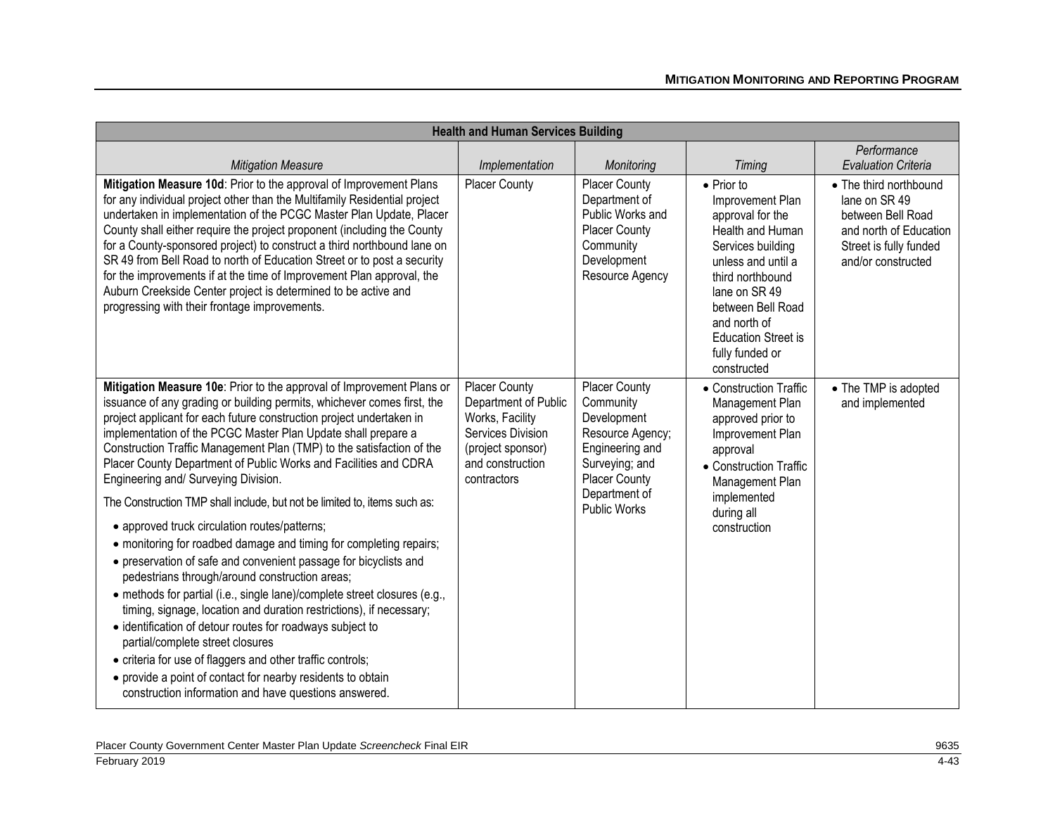| Health and Human Services Building | | | | |
|---|---|---|---|---|
| *Mitigation Measure* | *Implementation* | *Monitoring* | *Timing* | *Performance Evaluation Criteria* |
| **Mitigation Measure 10d**: Prior to the approval of Improvement Plans for any individual project other than the Multifamily Residential project undertaken in implementation of the PCGC Master Plan Update, Placer County shall either require the project proponent (including the County for a County-sponsored project) to construct a third northbound lane on SR 49 from Bell Road to north of Education Street or to post a security for the improvements if at the time of Improvement Plan approval, the Auburn Creekside Center project is determined to be active and progressing with their frontage improvements. | Placer County | Placer County Department of Public Works and Placer County Community Development Resource Agency | • Prior to Improvement Plan approval for the Health and Human Services building unless and until a third northbound lane on SR 49 between Bell Road and north of Education Street is fully funded or constructed | • The third northbound lane on SR 49 between Bell Road and north of Education Street is fully funded and/or constructed |
| **Mitigation Measure 10e**: Prior to the approval of Improvement Plans or issuance of any grading or building permits, whichever comes first, the project applicant for each future construction project undertaken in implementation of the PCGC Master Plan Update shall prepare a Construction Traffic Management Plan (TMP) to the satisfaction of the Placer County Department of Public Works and Facilities and CDRA Engineering and/ Surveying Division.<br><br>The Construction TMP shall include, but not be limited to, items such as:<br><br>• approved truck circulation routes/patterns;<br>• monitoring for roadbed damage and timing for completing repairs;<br>• preservation of safe and convenient passage for bicyclists and pedestrians through/around construction areas;<br>• methods for partial (i.e., single lane)/complete street closures (e.g., timing, signage, location and duration restrictions), if necessary;<br>• identification of detour routes for roadways subject to partial/complete street closures<br>• criteria for use of flaggers and other traffic controls;<br>• provide a point of contact for nearby residents to obtain construction information and have questions answered. | Placer County Department of Public Works, Facility Services Division (project sponsor) and construction contractors | Placer County Community Development Resource Agency; Engineering and Surveying; and Placer County Department of Public Works | • Construction Traffic Management Plan approved prior to Improvement Plan approval<br>• Construction Traffic Management Plan implemented during all construction | • The TMP is adopted and implemented |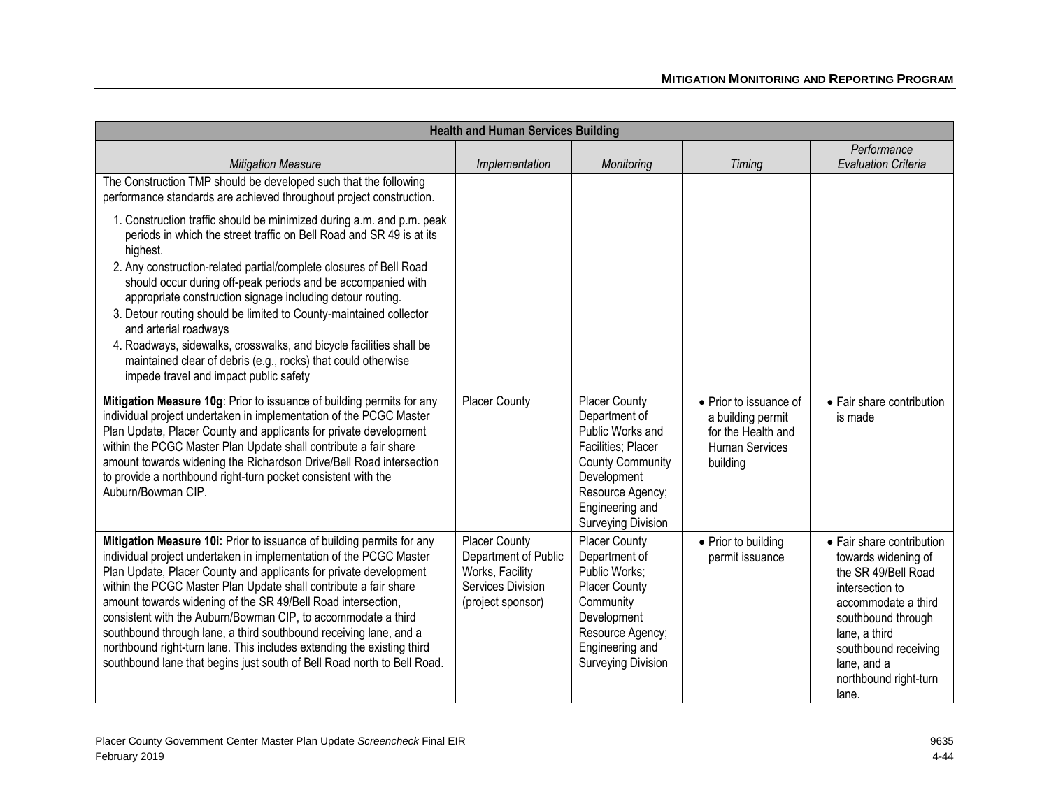| Health and Human Services Building | | | | |
|---|---|---|---|---|
| *Mitigation Measure* | *Implementation* | *Monitoring* | *Timing* | *Performance Evaluation Criteria* |
| The Construction TMP should be developed such that the following performance standards are achieved throughout project construction.<br><br>1. Construction traffic should be minimized during a.m. and p.m. peak periods in which the street traffic on Bell Road and SR 49 is at its highest.<br>2. Any construction-related partial/complete closures of Bell Road should occur during off-peak periods and be accompanied with appropriate construction signage including detour routing.<br>3. Detour routing should be limited to County-maintained collector and arterial roadways<br>4. Roadways, sidewalks, crosswalks, and bicycle facilities shall be maintained clear of debris (e.g., rocks) that could otherwise impede travel and impact public safety | | | | |
| **Mitigation Measure 10g**: Prior to issuance of building permits for any individual project undertaken in implementation of the PCGC Master Plan Update, Placer County and applicants for private development within the PCGC Master Plan Update shall contribute a fair share amount towards widening the Richardson Drive/Bell Road intersection to provide a northbound right-turn pocket consistent with the Auburn/Bowman CIP. | Placer County | Placer County Department of Public Works and Facilities; Placer County Community Development Resource Agency; Engineering and Surveying Division | • Prior to issuance of a building permit for the Health and Human Services building | • Fair share contribution is made |
| **Mitigation Measure 10i:** Prior to issuance of building permits for any individual project undertaken in implementation of the PCGC Master Plan Update, Placer County and applicants for private development within the PCGC Master Plan Update shall contribute a fair share amount towards widening of the SR 49/Bell Road intersection, consistent with the Auburn/Bowman CIP, to accommodate a third southbound through lane, a third southbound receiving lane, and a northbound right-turn lane. This includes extending the existing third southbound lane that begins just south of Bell Road north to Bell Road. | Placer County Department of Public Works, Facility Services Division (project sponsor) | Placer County Department of Public Works; Placer County Community Development Resource Agency; Engineering and Surveying Division | • Prior to building permit issuance | • Fair share contribution towards widening of the SR 49/Bell Road intersection to accommodate a third southbound through lane, a third southbound receiving lane, and a northbound right-turn lane. |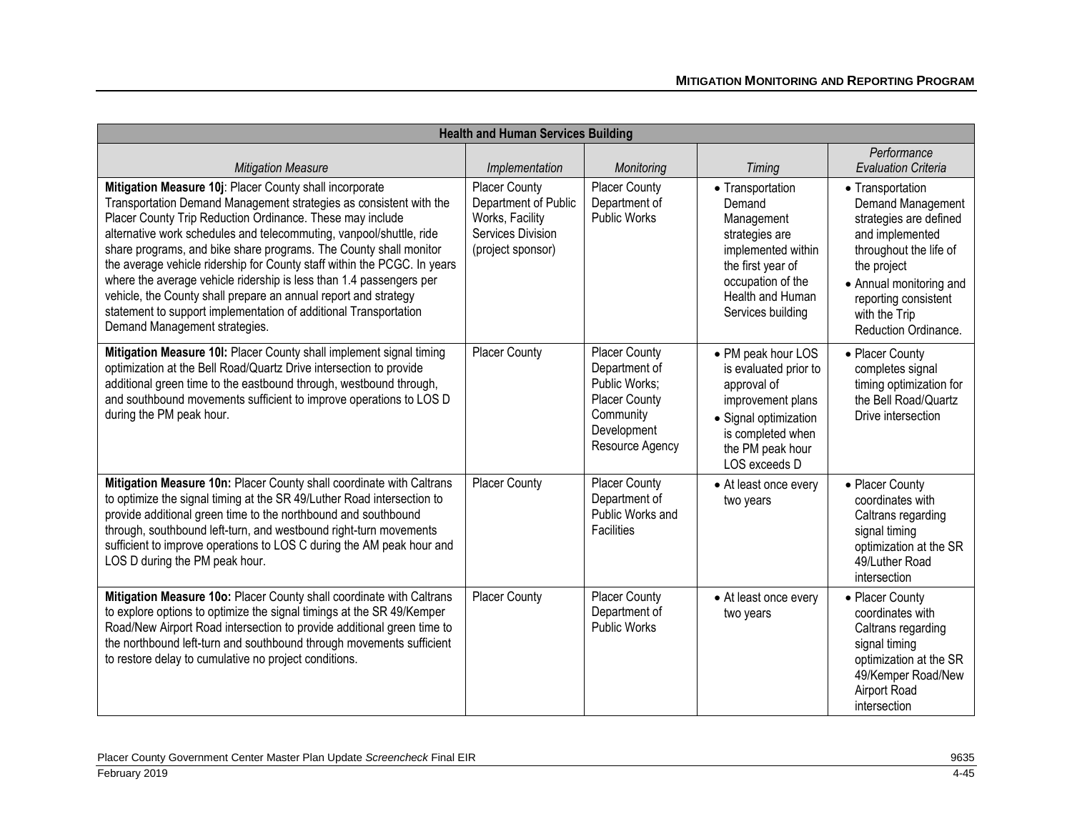| Health and Human Services Building | | | | |
|---|---|---|---|---|
| *Mitigation Measure* | *Implementation* | *Monitoring* | *Timing* | *Performance Evaluation Criteria* |
| **Mitigation Measure 10j**: Placer County shall incorporate Transportation Demand Management strategies as consistent with the Placer County Trip Reduction Ordinance. These may include alternative work schedules and telecommuting, vanpool/shuttle, ride share programs, and bike share programs. The County shall monitor the average vehicle ridership for County staff within the PCGC. In years where the average vehicle ridership is less than 1.4 passengers per vehicle, the County shall prepare an annual report and strategy statement to support implementation of additional Transportation Demand Management strategies. | Placer County Department of Public Works, Facility Services Division (project sponsor) | Placer County Department of Public Works | • Transportation Demand Management strategies are implemented within the first year of occupation of the Health and Human Services building | • Transportation Demand Management strategies are defined and implemented throughout the life of the project<br>• Annual monitoring and reporting consistent with the Trip Reduction Ordinance. |
| **Mitigation Measure 10l:** Placer County shall implement signal timing optimization at the Bell Road/Quartz Drive intersection to provide additional green time to the eastbound through, westbound through, and southbound movements sufficient to improve operations to LOS D during the PM peak hour. | Placer County | Placer County Department of Public Works; Placer County Community Development Resource Agency | • PM peak hour LOS is evaluated prior to approval of improvement plans<br>• Signal optimization is completed when the PM peak hour LOS exceeds D | • Placer County completes signal timing optimization for the Bell Road/Quartz Drive intersection |
| **Mitigation Measure 10n:** Placer County shall coordinate with Caltrans to optimize the signal timing at the SR 49/Luther Road intersection to provide additional green time to the northbound and southbound through, southbound left-turn, and westbound right-turn movements sufficient to improve operations to LOS C during the AM peak hour and LOS D during the PM peak hour. | Placer County | Placer County Department of Public Works and Facilities | • At least once every two years | • Placer County coordinates with Caltrans regarding signal timing optimization at the SR 49/Luther Road intersection |
| **Mitigation Measure 10o:** Placer County shall coordinate with Caltrans to explore options to optimize the signal timings at the SR 49/Kemper Road/New Airport Road intersection to provide additional green time to the northbound left-turn and southbound through movements sufficient to restore delay to cumulative no project conditions. | Placer County | Placer County Department of Public Works | • At least once every two years | • Placer County coordinates with Caltrans regarding signal timing optimization at the SR 49/Kemper Road/New Airport Road intersection |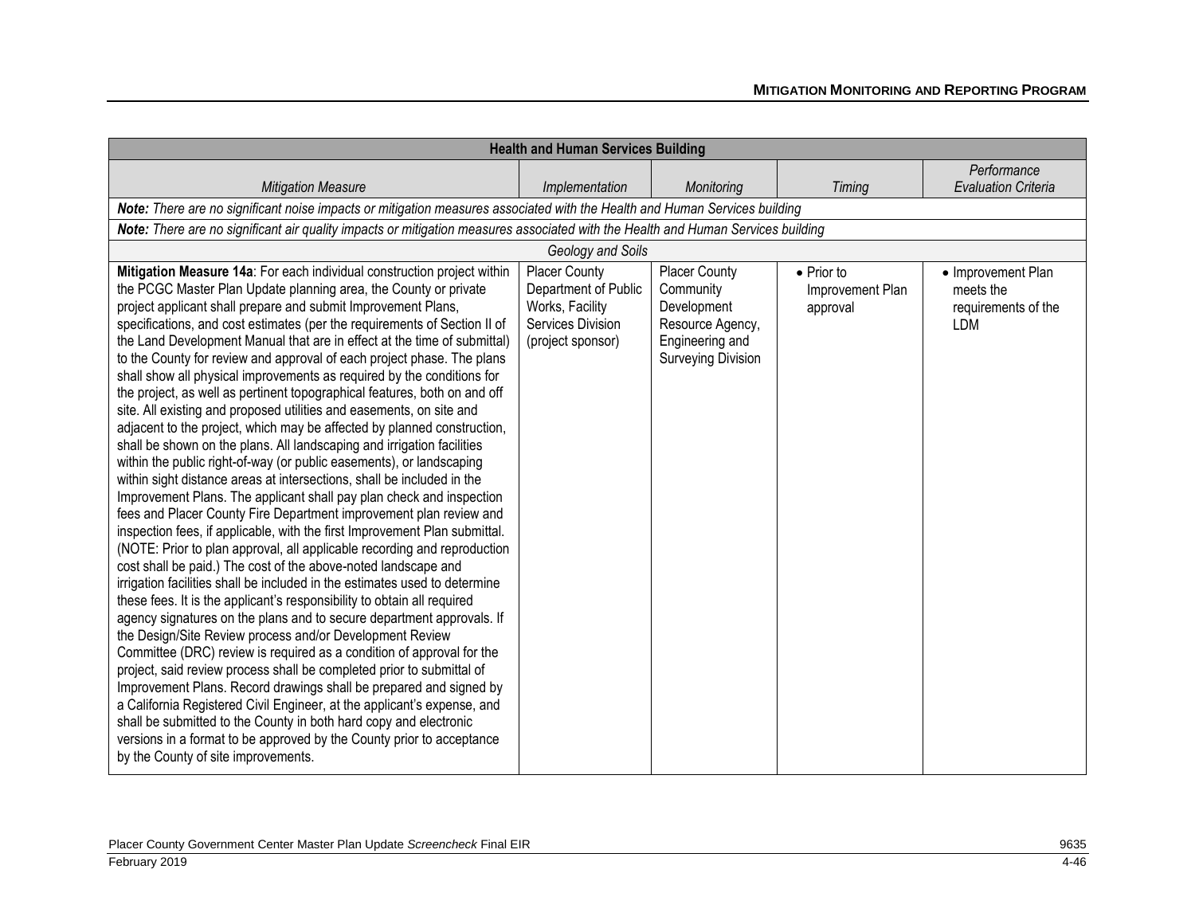| Health and Human Services Building | | | | |
|---|---|---|---|---|
| *Mitigation Measure* | *Implementation* | *Monitoring* | *Timing* | *Performance Evaluation Criteria* |
| ***Note:*** *There are no significant noise impacts or mitigation measures associated with the Health and Human Services building* | | | | |
| ***Note:*** *There are no significant air quality impacts or mitigation measures associated with the Health and Human Services building* | | | | |
| *Geology and Soils* | | | | |
| **Mitigation Measure 14a**: For each individual construction project within the PCGC Master Plan Update planning area, the County or private project applicant shall prepare and submit Improvement Plans, specifications, and cost estimates (per the requirements of Section II of the Land Development Manual that are in effect at the time of submittal) to the County for review and approval of each project phase. The plans shall show all physical improvements as required by the conditions for the project, as well as pertinent topographical features, both on and off site. All existing and proposed utilities and easements, on site and adjacent to the project, which may be affected by planned construction, shall be shown on the plans. All landscaping and irrigation facilities within the public right-of-way (or public easements), or landscaping within sight distance areas at intersections, shall be included in the Improvement Plans. The applicant shall pay plan check and inspection fees and Placer County Fire Department improvement plan review and inspection fees, if applicable, with the first Improvement Plan submittal. (NOTE: Prior to plan approval, all applicable recording and reproduction cost shall be paid.) The cost of the above-noted landscape and irrigation facilities shall be included in the estimates used to determine these fees. It is the applicant's responsibility to obtain all required agency signatures on the plans and to secure department approvals. If the Design/Site Review process and/or Development Review Committee (DRC) review is required as a condition of approval for the project, said review process shall be completed prior to submittal of Improvement Plans. Record drawings shall be prepared and signed by a California Registered Civil Engineer, at the applicant's expense, and shall be submitted to the County in both hard copy and electronic versions in a format to be approved by the County prior to acceptance by the County of site improvements. | Placer County Department of Public Works, Facility Services Division (project sponsor) | Placer County Community Development Resource Agency, Engineering and Surveying Division | • Prior to Improvement Plan approval | • Improvement Plan meets the requirements of the LDM |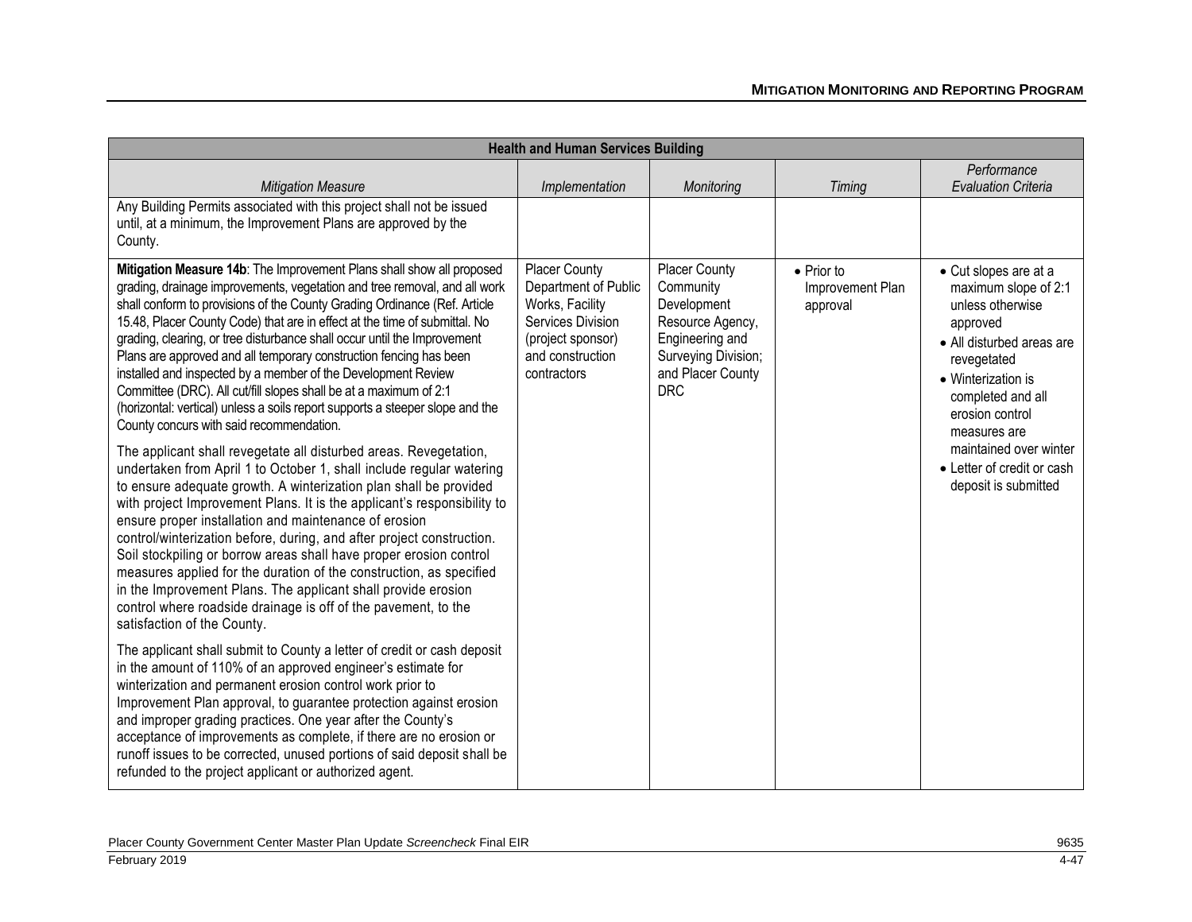| Health and Human Services Building | | | | |
|---|---|---|---|---|
| *Mitigation Measure* | *Implementation* | *Monitoring* | *Timing* | *Performance Evaluation Criteria* |
| Any Building Permits associated with this project shall not be issued until, at a minimum, the Improvement Plans are approved by the County. | | | | |
| **Mitigation Measure 14b**: The Improvement Plans shall show all proposed grading, drainage improvements, vegetation and tree removal, and all work shall conform to provisions of the County Grading Ordinance (Ref. Article 15.48, Placer County Code) that are in effect at the time of submittal. No grading, clearing, or tree disturbance shall occur until the Improvement Plans are approved and all temporary construction fencing has been installed and inspected by a member of the Development Review Committee (DRC). All cut/fill slopes shall be at a maximum of 2:1 (horizontal: vertical) unless a soils report supports a steeper slope and the County concurs with said recommendation.<br><br>The applicant shall revegetate all disturbed areas. Revegetation, undertaken from April 1 to October 1, shall include regular watering to ensure adequate growth. A winterization plan shall be provided with project Improvement Plans. It is the applicant's responsibility to ensure proper installation and maintenance of erosion control/winterization before, during, and after project construction. Soil stockpiling or borrow areas shall have proper erosion control measures applied for the duration of the construction, as specified in the Improvement Plans. The applicant shall provide erosion control where roadside drainage is off of the pavement, to the satisfaction of the County.<br><br>The applicant shall submit to County a letter of credit or cash deposit in the amount of 110% of an approved engineer's estimate for winterization and permanent erosion control work prior to Improvement Plan approval, to guarantee protection against erosion and improper grading practices. One year after the County's acceptance of improvements as complete, if there are no erosion or runoff issues to be corrected, unused portions of said deposit shall be refunded to the project applicant or authorized agent. | Placer County Department of Public Works, Facility Services Division (project sponsor) and construction contractors | Placer County Community Development Resource Agency, Engineering and Surveying Division; and Placer County DRC | • Prior to Improvement Plan approval | • Cut slopes are at a maximum slope of 2:1 unless otherwise approved<br>• All disturbed areas are revegetated<br>• Winterization is completed and all erosion control measures are maintained over winter<br>• Letter of credit or cash deposit is submitted |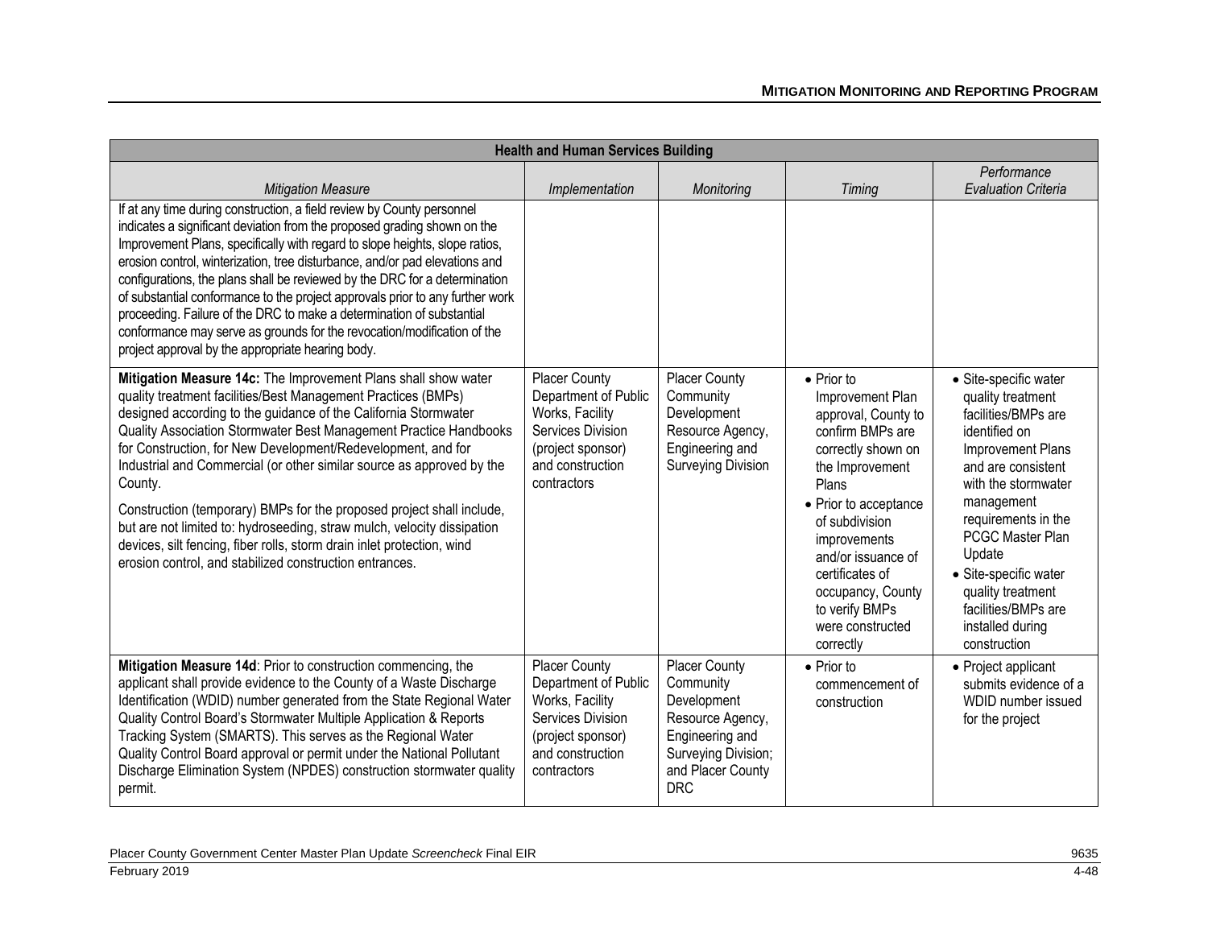| Health and Human Services Building | | | | |
|---|---|---|---|---|
| *Mitigation Measure* | *Implementation* | *Monitoring* | *Timing* | *Performance Evaluation Criteria* |
| If at any time during construction, a field review by County personnel indicates a significant deviation from the proposed grading shown on the Improvement Plans, specifically with regard to slope heights, slope ratios, erosion control, winterization, tree disturbance, and/or pad elevations and configurations, the plans shall be reviewed by the DRC for a determination of substantial conformance to the project approvals prior to any further work proceeding. Failure of the DRC to make a determination of substantial conformance may serve as grounds for the revocation/modification of the project approval by the appropriate hearing body. | | | | |
| **Mitigation Measure 14c:** The Improvement Plans shall show water quality treatment facilities/Best Management Practices (BMPs) designed according to the guidance of the California Stormwater Quality Association Stormwater Best Management Practice Handbooks for Construction, for New Development/Redevelopment, and for Industrial and Commercial (or other similar source as approved by the County.<br><br>Construction (temporary) BMPs for the proposed project shall include, but are not limited to: hydroseeding, straw mulch, velocity dissipation devices, silt fencing, fiber rolls, storm drain inlet protection, wind erosion control, and stabilized construction entrances. | Placer County Department of Public Works, Facility Services Division (project sponsor) and construction contractors | Placer County Community Development Resource Agency, Engineering and Surveying Division | • Prior to Improvement Plan approval, County to confirm BMPs are correctly shown on the Improvement Plans<br>• Prior to acceptance of subdivision improvements and/or issuance of certificates of occupancy, County to verify BMPs were constructed correctly | • Site-specific water quality treatment facilities/BMPs are identified on Improvement Plans and are consistent with the stormwater management requirements in the PCGC Master Plan Update<br>• Site-specific water quality treatment facilities/BMPs are installed during construction |
| **Mitigation Measure 14d**: Prior to construction commencing, the applicant shall provide evidence to the County of a Waste Discharge Identification (WDID) number generated from the State Regional Water Quality Control Board's Stormwater Multiple Application & Reports Tracking System (SMARTS). This serves as the Regional Water Quality Control Board approval or permit under the National Pollutant Discharge Elimination System (NPDES) construction stormwater quality permit. | Placer County Department of Public Works, Facility Services Division (project sponsor) and construction contractors | Placer County Community Development Resource Agency, Engineering and Surveying Division; and Placer County DRC | • Prior to commencement of construction | • Project applicant submits evidence of a WDID number issued for the project |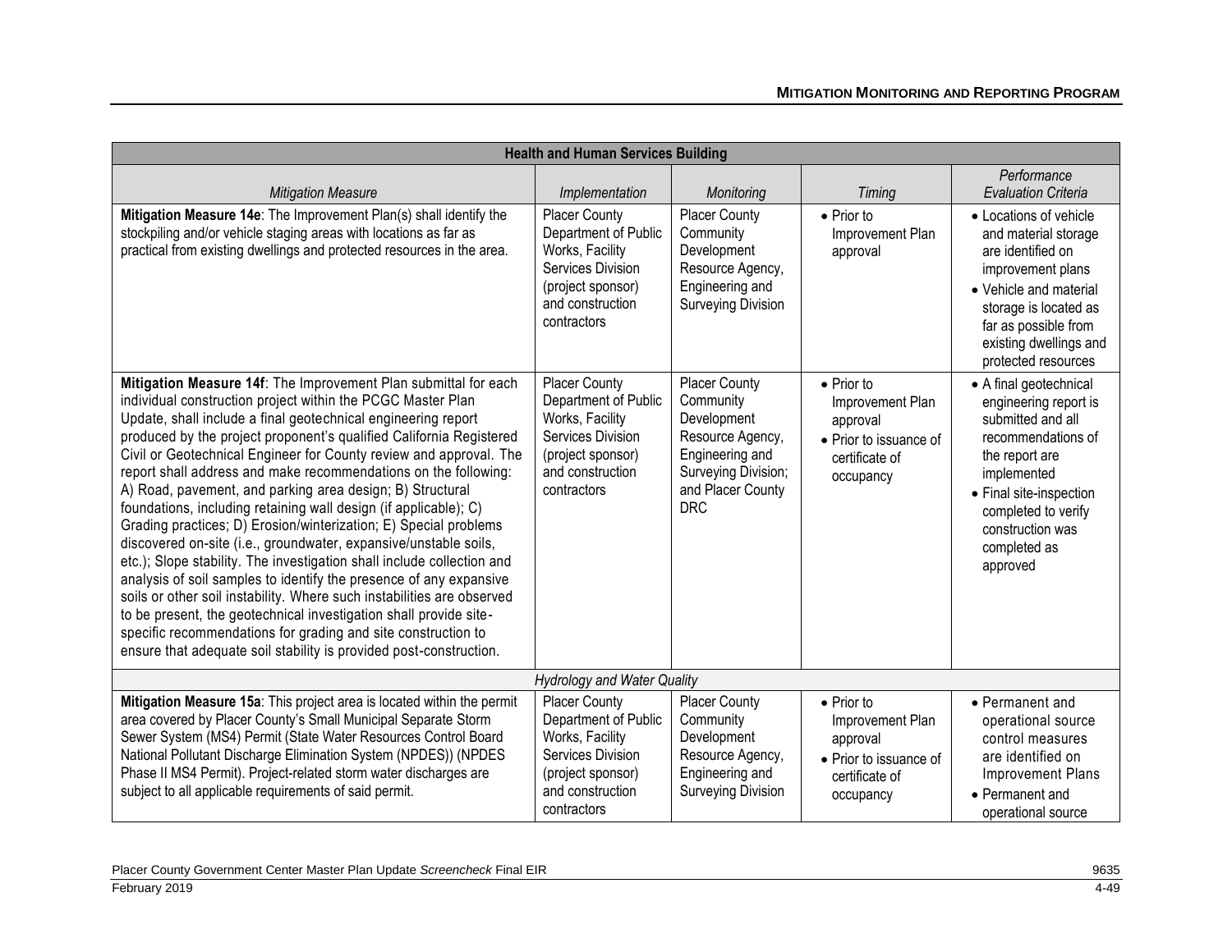| Health and Human Services Building | | | | |
|---|---|---|---|---|
| *Mitigation Measure* | *Implementation* | *Monitoring* | *Timing* | *Performance Evaluation Criteria* |
| **Mitigation Measure 14e**: The Improvement Plan(s) shall identify the stockpiling and/or vehicle staging areas with locations as far as practical from existing dwellings and protected resources in the area. | Placer County Department of Public Works, Facility Services Division (project sponsor) and construction contractors | Placer County Community Development Resource Agency, Engineering and Surveying Division | • Prior to Improvement Plan approval | • Locations of vehicle and material storage are identified on improvement plans<br>• Vehicle and material storage is located as far as possible from existing dwellings and protected resources |
| **Mitigation Measure 14f**: The Improvement Plan submittal for each individual construction project within the PCGC Master Plan Update, shall include a final geotechnical engineering report produced by the project proponent's qualified California Registered Civil or Geotechnical Engineer for County review and approval. The report shall address and make recommendations on the following: A) Road, pavement, and parking area design; B) Structural foundations, including retaining wall design (if applicable); C) Grading practices; D) Erosion/winterization; E) Special problems discovered on-site (i.e., groundwater, expansive/unstable soils, etc.); Slope stability. The investigation shall include collection and analysis of soil samples to identify the presence of any expansive soils or other soil instability. Where such instabilities are observed to be present, the geotechnical investigation shall provide site-specific recommendations for grading and site construction to ensure that adequate soil stability is provided post-construction. | Placer County Department of Public Works, Facility Services Division (project sponsor) and construction contractors | Placer County Community Development Resource Agency, Engineering and Surveying Division; and Placer County DRC | • Prior to Improvement Plan approval<br>• Prior to issuance of certificate of occupancy | • A final geotechnical engineering report is submitted and all recommendations of the report are implemented<br>• Final site-inspection completed to verify construction was completed as approved |
| *Hydrology and Water Quality* | | | | |
| **Mitigation Measure 15a**: This project area is located within the permit area covered by Placer County's Small Municipal Separate Storm Sewer System (MS4) Permit (State Water Resources Control Board National Pollutant Discharge Elimination System (NPDES)) (NPDES Phase II MS4 Permit). Project-related storm water discharges are subject to all applicable requirements of said permit. | Placer County Department of Public Works, Facility Services Division (project sponsor) and construction contractors | Placer County Community Development Resource Agency, Engineering and Surveying Division | • Prior to Improvement Plan approval<br>• Prior to issuance of certificate of occupancy | • Permanent and operational source control measures are identified on Improvement Plans<br>• Permanent and operational source |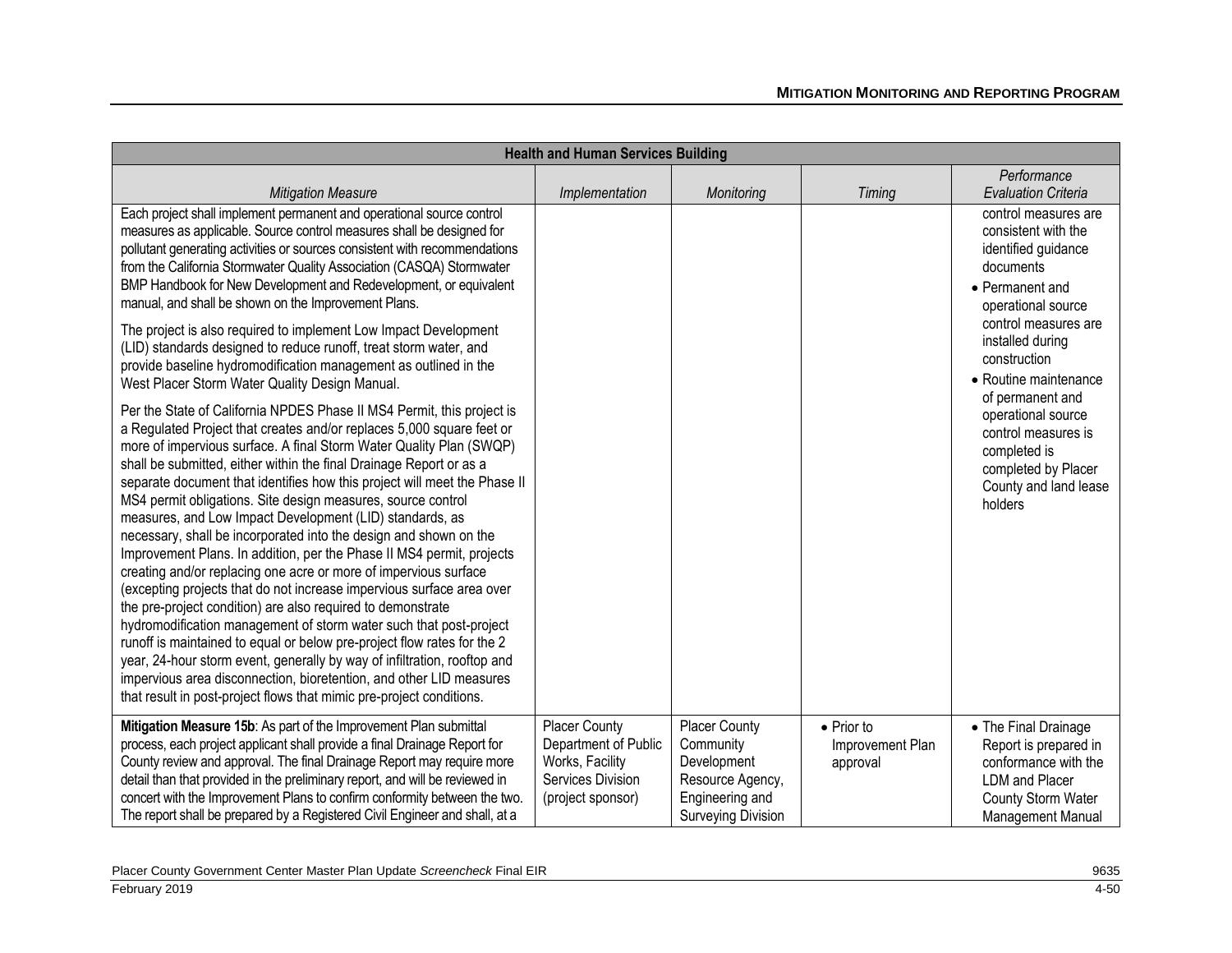| Health and Human Services Building | | | | |
|---|---|---|---|---|
| *Mitigation Measure* | *Implementation* | *Monitoring* | *Timing* | *Performance Evaluation Criteria* |
| Each project shall implement permanent and operational source control measures as applicable. Source control measures shall be designed for pollutant generating activities or sources consistent with recommendations from the California Stormwater Quality Association (CASQA) Stormwater BMP Handbook for New Development and Redevelopment, or equivalent manual, and shall be shown on the Improvement Plans.<br><br>The project is also required to implement Low Impact Development (LID) standards designed to reduce runoff, treat storm water, and provide baseline hydromodification management as outlined in the West Placer Storm Water Quality Design Manual.<br><br>Per the State of California NPDES Phase II MS4 Permit, this project is a Regulated Project that creates and/or replaces 5,000 square feet or more of impervious surface. A final Storm Water Quality Plan (SWQP) shall be submitted, either within the final Drainage Report or as a separate document that identifies how this project will meet the Phase II MS4 permit obligations. Site design measures, source control measures, and Low Impact Development (LID) standards, as necessary, shall be incorporated into the design and shown on the Improvement Plans. In addition, per the Phase II MS4 permit, projects creating and/or replacing one acre or more of impervious surface (excepting projects that do not increase impervious surface area over the pre-project condition) are also required to demonstrate hydromodification management of storm water such that post-project runoff is maintained to equal or below pre-project flow rates for the 2 year, 24-hour storm event, generally by way of infiltration, rooftop and impervious area disconnection, bioretention, and other LID measures that result in post-project flows that mimic pre-project conditions. | | | | control measures are consistent with the identified guidance documents<br>• Permanent and operational source control measures are installed during construction<br>• Routine maintenance of permanent and operational source control measures is completed is completed by Placer County and land lease holders |
| **Mitigation Measure 15b**: As part of the Improvement Plan submittal process, each project applicant shall provide a final Drainage Report for County review and approval. The final Drainage Report may require more detail than that provided in the preliminary report, and will be reviewed in concert with the Improvement Plans to confirm conformity between the two. The report shall be prepared by a Registered Civil Engineer and shall, at a | Placer County Department of Public Works, Facility Services Division (project sponsor) | Placer County Community Development Resource Agency, Engineering and Surveying Division | • Prior to Improvement Plan approval | • The Final Drainage Report is prepared in conformance with the LDM and Placer County Storm Water Management Manual |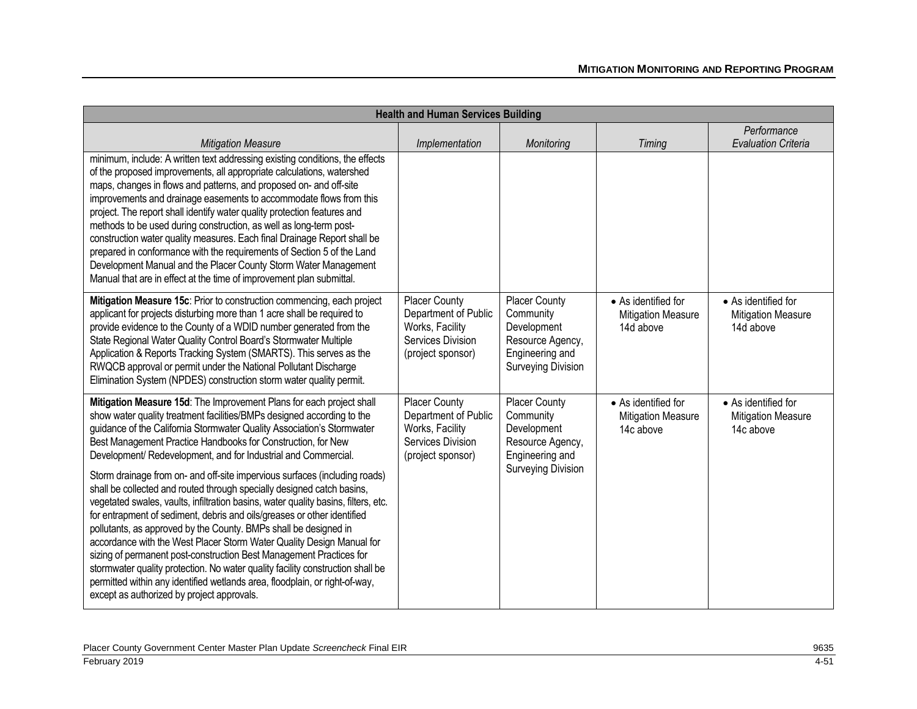| Health and Human Services Building | | | | |
|---|---|---|---|---|
| *Mitigation Measure* | *Implementation* | *Monitoring* | *Timing* | *Performance Evaluation Criteria* |
| minimum, include: A written text addressing existing conditions, the effects of the proposed improvements, all appropriate calculations, watershed maps, changes in flows and patterns, and proposed on- and off-site improvements and drainage easements to accommodate flows from this project. The report shall identify water quality protection features and methods to be used during construction, as well as long-term post-construction water quality measures. Each final Drainage Report shall be prepared in conformance with the requirements of Section 5 of the Land Development Manual and the Placer County Storm Water Management Manual that are in effect at the time of improvement plan submittal. | | | | |
| **Mitigation Measure 15c**: Prior to construction commencing, each project applicant for projects disturbing more than 1 acre shall be required to provide evidence to the County of a WDID number generated from the State Regional Water Quality Control Board's Stormwater Multiple Application & Reports Tracking System (SMARTS). This serves as the RWQCB approval or permit under the National Pollutant Discharge Elimination System (NPDES) construction storm water quality permit. | Placer County Department of Public Works, Facility Services Division (project sponsor) | Placer County Community Development Resource Agency, Engineering and Surveying Division | • As identified for Mitigation Measure 14d above | • As identified for Mitigation Measure 14d above |
| **Mitigation Measure 15d**: The Improvement Plans for each project shall show water quality treatment facilities/BMPs designed according to the guidance of the California Stormwater Quality Association's Stormwater Best Management Practice Handbooks for Construction, for New Development/ Redevelopment, and for Industrial and Commercial.<br><br>Storm drainage from on- and off-site impervious surfaces (including roads) shall be collected and routed through specially designed catch basins, vegetated swales, vaults, infiltration basins, water quality basins, filters, etc. for entrapment of sediment, debris and oils/greases or other identified pollutants, as approved by the County. BMPs shall be designed in accordance with the West Placer Storm Water Quality Design Manual for sizing of permanent post-construction Best Management Practices for stormwater quality protection. No water quality facility construction shall be permitted within any identified wetlands area, floodplain, or right-of-way, except as authorized by project approvals. | Placer County Department of Public Works, Facility Services Division (project sponsor) | Placer County Community Development Resource Agency, Engineering and Surveying Division | • As identified for Mitigation Measure 14c above | • As identified for Mitigation Measure 14c above |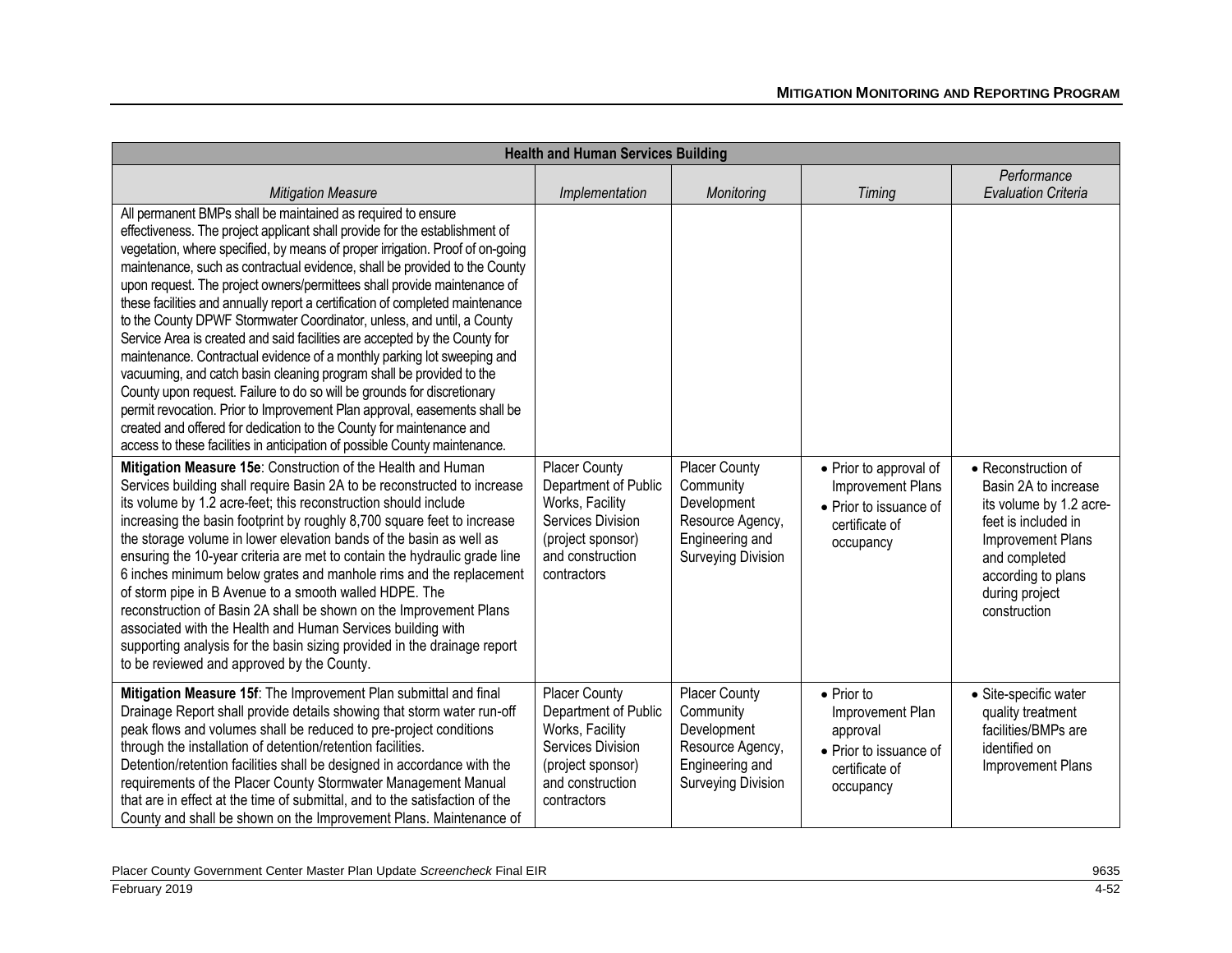| Health and Human Services Building | | | | |
|---|---|---|---|---|
| *Mitigation Measure* | *Implementation* | *Monitoring* | *Timing* | *Performance Evaluation Criteria* |
| All permanent BMPs shall be maintained as required to ensure effectiveness. The project applicant shall provide for the establishment of vegetation, where specified, by means of proper irrigation. Proof of on-going maintenance, such as contractual evidence, shall be provided to the County upon request. The project owners/permittees shall provide maintenance of these facilities and annually report a certification of completed maintenance to the County DPWF Stormwater Coordinator, unless, and until, a County Service Area is created and said facilities are accepted by the County for maintenance. Contractual evidence of a monthly parking lot sweeping and vacuuming, and catch basin cleaning program shall be provided to the County upon request. Failure to do so will be grounds for discretionary permit revocation. Prior to Improvement Plan approval, easements shall be created and offered for dedication to the County for maintenance and access to these facilities in anticipation of possible County maintenance. | | | | |
| **Mitigation Measure 15e**: Construction of the Health and Human Services building shall require Basin 2A to be reconstructed to increase its volume by 1.2 acre-feet; this reconstruction should include increasing the basin footprint by roughly 8,700 square feet to increase the storage volume in lower elevation bands of the basin as well as ensuring the 10-year criteria are met to contain the hydraulic grade line 6 inches minimum below grates and manhole rims and the replacement of storm pipe in B Avenue to a smooth walled HDPE. The reconstruction of Basin 2A shall be shown on the Improvement Plans associated with the Health and Human Services building with supporting analysis for the basin sizing provided in the drainage report to be reviewed and approved by the County. | Placer County Department of Public Works, Facility Services Division (project sponsor) and construction contractors | Placer County Community Development Resource Agency, Engineering and Surveying Division | • Prior to approval of Improvement Plans<br>• Prior to issuance of certificate of occupancy | • Reconstruction of Basin 2A to increase its volume by 1.2 acre-feet is included in Improvement Plans and completed according to plans during project construction |
| **Mitigation Measure 15f**: The Improvement Plan submittal and final Drainage Report shall provide details showing that storm water run-off peak flows and volumes shall be reduced to pre-project conditions through the installation of detention/retention facilities. Detention/retention facilities shall be designed in accordance with the requirements of the Placer County Stormwater Management Manual that are in effect at the time of submittal, and to the satisfaction of the County and shall be shown on the Improvement Plans. Maintenance of | Placer County Department of Public Works, Facility Services Division (project sponsor) and construction contractors | Placer County Community Development Resource Agency, Engineering and Surveying Division | • Prior to Improvement Plan approval<br>• Prior to issuance of certificate of occupancy | • Site-specific water quality treatment facilities/BMPs are identified on Improvement Plans |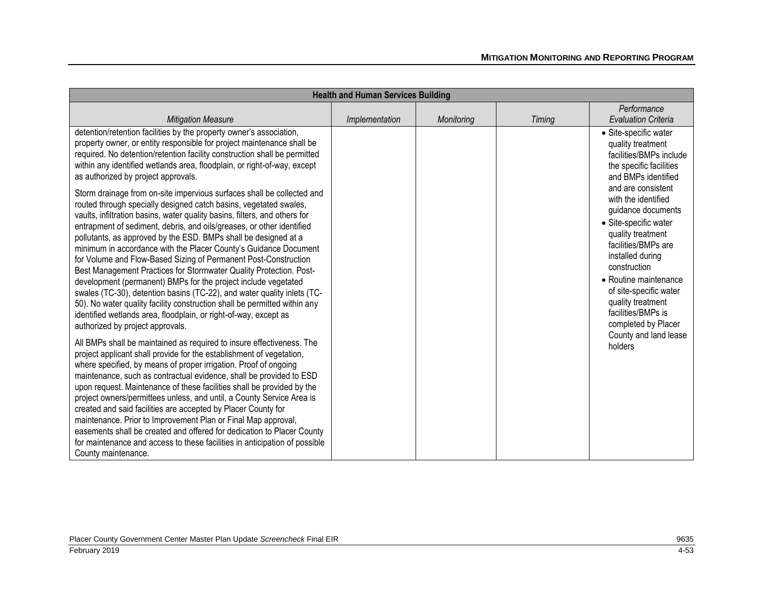| Health and Human Services Building | | | | |
|---|---|---|---|---|
| *Mitigation Measure* | *Implementation* | *Monitoring* | *Timing* | *Performance Evaluation Criteria* |
| detention/retention facilities by the property owner's association, property owner, or entity responsible for project maintenance shall be required. No detention/retention facility construction shall be permitted within any identified wetlands area, floodplain, or right-of-way, except as authorized by project approvals.<br><br>Storm drainage from on-site impervious surfaces shall be collected and routed through specially designed catch basins, vegetated swales, vaults, infiltration basins, water quality basins, filters, and others for entrapment of sediment, debris, and oils/greases, or other identified pollutants, as approved by the ESD. BMPs shall be designed at a minimum in accordance with the Placer County's Guidance Document for Volume and Flow-Based Sizing of Permanent Post-Construction Best Management Practices for Stormwater Quality Protection. Post-development (permanent) BMPs for the project include vegetated swales (TC-30), detention basins (TC-22), and water quality inlets (TC-50). No water quality facility construction shall be permitted within any identified wetlands area, floodplain, or right-of-way, except as authorized by project approvals.<br><br>All BMPs shall be maintained as required to insure effectiveness. The project applicant shall provide for the establishment of vegetation, where specified, by means of proper irrigation. Proof of ongoing maintenance, such as contractual evidence, shall be provided to ESD upon request. Maintenance of these facilities shall be provided by the project owners/permittees unless, and until, a County Service Area is created and said facilities are accepted by Placer County for maintenance. Prior to Improvement Plan or Final Map approval, easements shall be created and offered for dedication to Placer County for maintenance and access to these facilities in anticipation of possible County maintenance. | | | | • Site-specific water quality treatment facilities/BMPs include the specific facilities and BMPs identified and are consistent with the identified guidance documents<br>• Site-specific water quality treatment facilities/BMPs are installed during construction<br>• Routine maintenance of site-specific water quality treatment facilities/BMPs is completed by Placer County and land lease holders |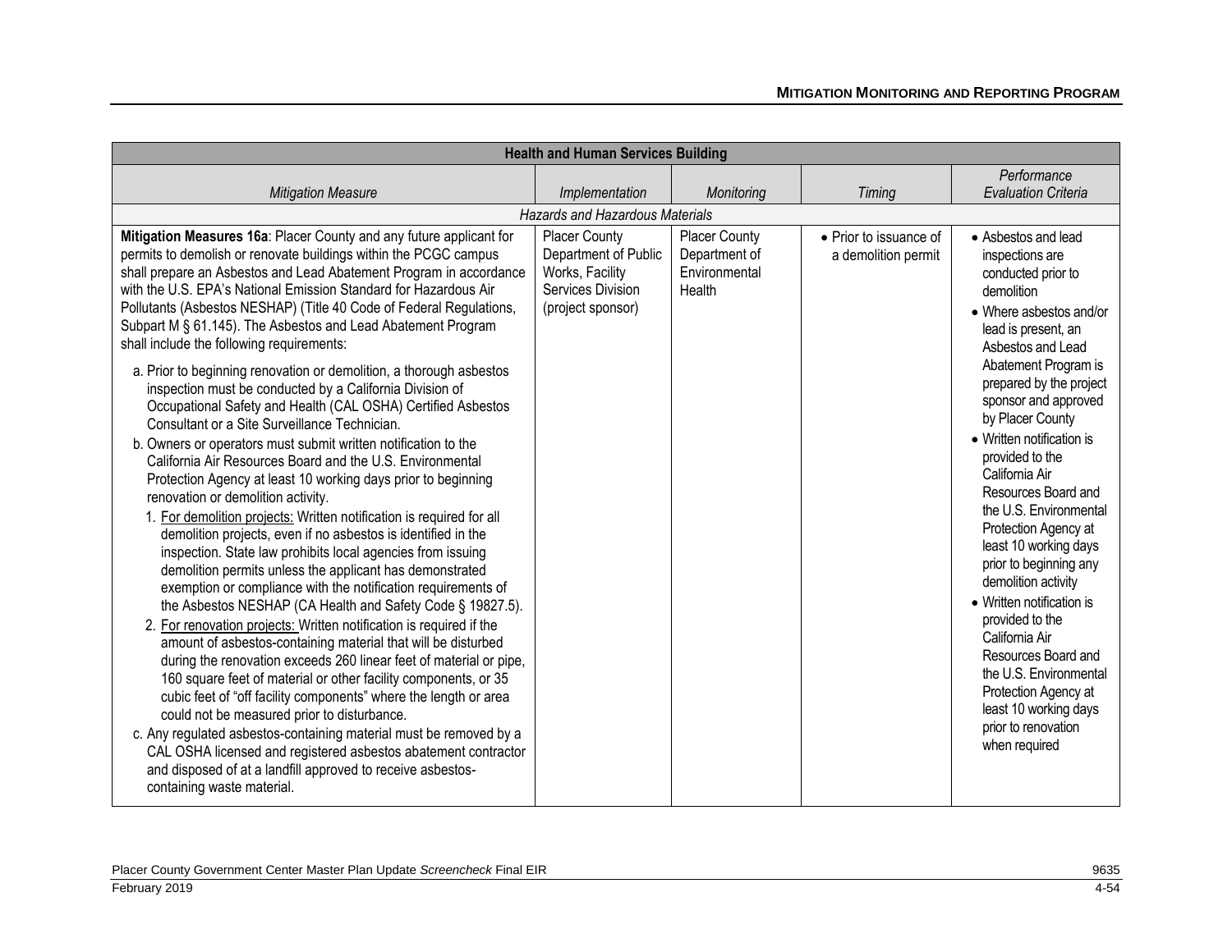| Health and Human Services Building | | | | |
|---|---|---|---|---|
| *Mitigation Measure* | *Implementation* | *Monitoring* | *Timing* | *Performance Evaluation Criteria* |
| *Hazards and Hazardous Materials* | | | | |
| **Mitigation Measures 16a**: Placer County and any future applicant for permits to demolish or renovate buildings within the PCGC campus shall prepare an Asbestos and Lead Abatement Program in accordance with the U.S. EPA's National Emission Standard for Hazardous Air Pollutants (Asbestos NESHAP) (Title 40 Code of Federal Regulations, Subpart M § 61.145). The Asbestos and Lead Abatement Program shall include the following requirements:<br><br>a. Prior to beginning renovation or demolition, a thorough asbestos inspection must be conducted by a California Division of Occupational Safety and Health (CAL OSHA) Certified Asbestos Consultant or a Site Surveillance Technician.<br>b. Owners or operators must submit written notification to the California Air Resources Board and the U.S. Environmental Protection Agency at least 10 working days prior to beginning renovation or demolition activity.<br>1. For demolition projects: Written notification is required for all demolition projects, even if no asbestos is identified in the inspection. State law prohibits local agencies from issuing demolition permits unless the applicant has demonstrated exemption or compliance with the notification requirements of the Asbestos NESHAP (CA Health and Safety Code § 19827.5).<br>2. For renovation projects: Written notification is required if the amount of asbestos-containing material that will be disturbed during the renovation exceeds 260 linear feet of material or pipe, 160 square feet of material or other facility components, or 35 cubic feet of "off facility components" where the length or area could not be measured prior to disturbance.<br>c. Any regulated asbestos-containing material must be removed by a CAL OSHA licensed and registered asbestos abatement contractor and disposed of at a landfill approved to receive asbestos-containing waste material. | Placer County Department of Public Works, Facility Services Division (project sponsor) | Placer County Department of Environmental Health | • Prior to issuance of a demolition permit | • Asbestos and lead inspections are conducted prior to demolition<br>• Where asbestos and/or lead is present, an Asbestos and Lead Abatement Program is prepared by the project sponsor and approved by Placer County<br>• Written notification is provided to the California Air Resources Board and the U.S. Environmental Protection Agency at least 10 working days prior to beginning any demolition activity<br>• Written notification is provided to the California Air Resources Board and the U.S. Environmental Protection Agency at least 10 working days prior to renovation when required |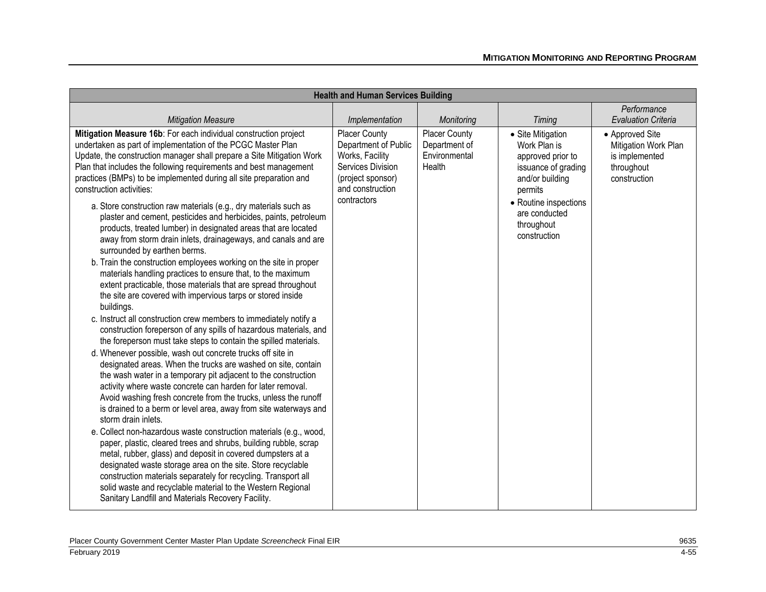| Health and Human Services Building | | | | |
|---|---|---|---|---|
| *Mitigation Measure* | *Implementation* | *Monitoring* | *Timing* | *Performance Evaluation Criteria* |
| **Mitigation Measure 16b**: For each individual construction project undertaken as part of implementation of the PCGC Master Plan Update, the construction manager shall prepare a Site Mitigation Work Plan that includes the following requirements and best management practices (BMPs) to be implemented during all site preparation and construction activities:<br>a. Store construction raw materials (e.g., dry materials such as plaster and cement, pesticides and herbicides, paints, petroleum products, treated lumber) in designated areas that are located away from storm drain inlets, drainageways, and canals and are surrounded by earthen berms.<br>b. Train the construction employees working on the site in proper materials handling practices to ensure that, to the maximum extent practicable, those materials that are spread throughout the site are covered with impervious tarps or stored inside buildings.<br>c. Instruct all construction crew members to immediately notify a construction foreperson of any spills of hazardous materials, and the foreperson must take steps to contain the spilled materials.<br>d. Whenever possible, wash out concrete trucks off site in designated areas. When the trucks are washed on site, contain the wash water in a temporary pit adjacent to the construction activity where waste concrete can harden for later removal. Avoid washing fresh concrete from the trucks, unless the runoff is drained to a berm or level area, away from site waterways and storm drain inlets.<br>e. Collect non-hazardous waste construction materials (e.g., wood, paper, plastic, cleared trees and shrubs, building rubble, scrap metal, rubber, glass) and deposit in covered dumpsters at a designated waste storage area on the site. Store recyclable construction materials separately for recycling. Transport all solid waste and recyclable material to the Western Regional Sanitary Landfill and Materials Recovery Facility. | Placer County Department of Public Works, Facility Services Division (project sponsor) and construction contractors | Placer County Department of Environmental Health | • Site Mitigation Work Plan is approved prior to issuance of grading and/or building permits<br>• Routine inspections are conducted throughout construction | • Approved Site Mitigation Work Plan is implemented throughout construction |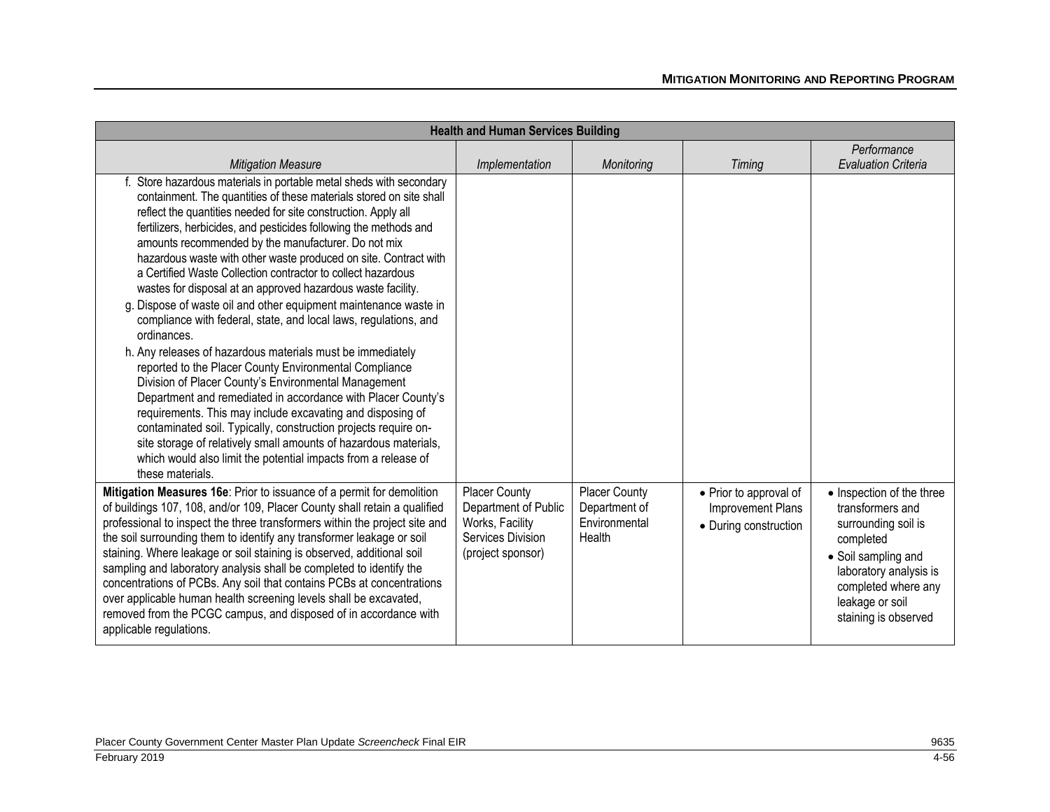| Health and Human Services Building | | | | |
|---|---|---|---|---|
| *Mitigation Measure* | *Implementation* | *Monitoring* | *Timing* | *Performance Evaluation Criteria* |
| f. Store hazardous materials in portable metal sheds with secondary containment. The quantities of these materials stored on site shall reflect the quantities needed for site construction. Apply all fertilizers, herbicides, and pesticides following the methods and amounts recommended by the manufacturer. Do not mix hazardous waste with other waste produced on site. Contract with a Certified Waste Collection contractor to collect hazardous wastes for disposal at an approved hazardous waste facility.<br>g. Dispose of waste oil and other equipment maintenance waste in compliance with federal, state, and local laws, regulations, and ordinances.<br>h. Any releases of hazardous materials must be immediately reported to the Placer County Environmental Compliance Division of Placer County's Environmental Management Department and remediated in accordance with Placer County's requirements. This may include excavating and disposing of contaminated soil. Typically, construction projects require on-site storage of relatively small amounts of hazardous materials, which would also limit the potential impacts from a release of these materials. | | | | |
| **Mitigation Measures 16e**: Prior to issuance of a permit for demolition of buildings 107, 108, and/or 109, Placer County shall retain a qualified professional to inspect the three transformers within the project site and the soil surrounding them to identify any transformer leakage or soil staining. Where leakage or soil staining is observed, additional soil sampling and laboratory analysis shall be completed to identify the concentrations of PCBs. Any soil that contains PCBs at concentrations over applicable human health screening levels shall be excavated, removed from the PCGC campus, and disposed of in accordance with applicable regulations. | Placer County Department of Public Works, Facility Services Division (project sponsor) | Placer County Department of Environmental Health | • Prior to approval of Improvement Plans<br>• During construction | • Inspection of the three transformers and surrounding soil is completed<br>• Soil sampling and laboratory analysis is completed where any leakage or soil staining is observed |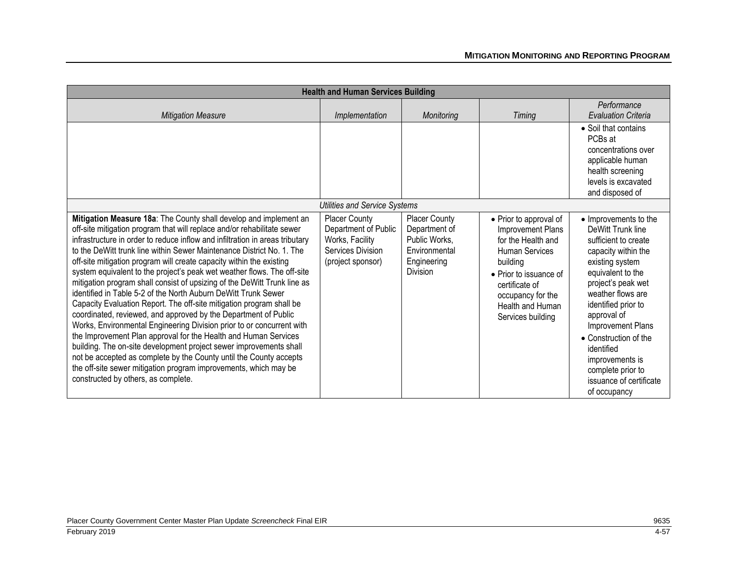| Health and Human Services Building | | | | |
|---|---|---|---|---|
| *Mitigation Measure* | *Implementation* | *Monitoring* | *Timing* | *Performance Evaluation Criteria* |
| | | | | • Soil that contains PCBs at concentrations over applicable human health screening levels is excavated and disposed of |
| *Utilities and Service Systems* | | | | |
| **Mitigation Measure 18a**: The County shall develop and implement an off-site mitigation program that will replace and/or rehabilitate sewer infrastructure in order to reduce inflow and infiltration in areas tributary to the DeWitt trunk line within Sewer Maintenance District No. 1. The off-site mitigation program will create capacity within the existing system equivalent to the project's peak wet weather flows. The off-site mitigation program shall consist of upsizing of the DeWitt Trunk line as identified in Table 5-2 of the North Auburn DeWitt Trunk Sewer Capacity Evaluation Report. The off-site mitigation program shall be coordinated, reviewed, and approved by the Department of Public Works, Environmental Engineering Division prior to or concurrent with the Improvement Plan approval for the Health and Human Services building. The on-site development project sewer improvements shall not be accepted as complete by the County until the County accepts the off-site sewer mitigation program improvements, which may be constructed by others, as complete. | Placer County Department of Public Works, Facility Services Division (project sponsor) | Placer County Department of Public Works, Environmental Engineering Division | • Prior to approval of Improvement Plans for the Health and Human Services building<br>• Prior to issuance of certificate of occupancy for the Health and Human Services building | • Improvements to the DeWitt Trunk line sufficient to create capacity within the existing system equivalent to the project's peak wet weather flows are identified prior to approval of Improvement Plans<br>• Construction of the identified improvements is complete prior to issuance of certificate of occupancy |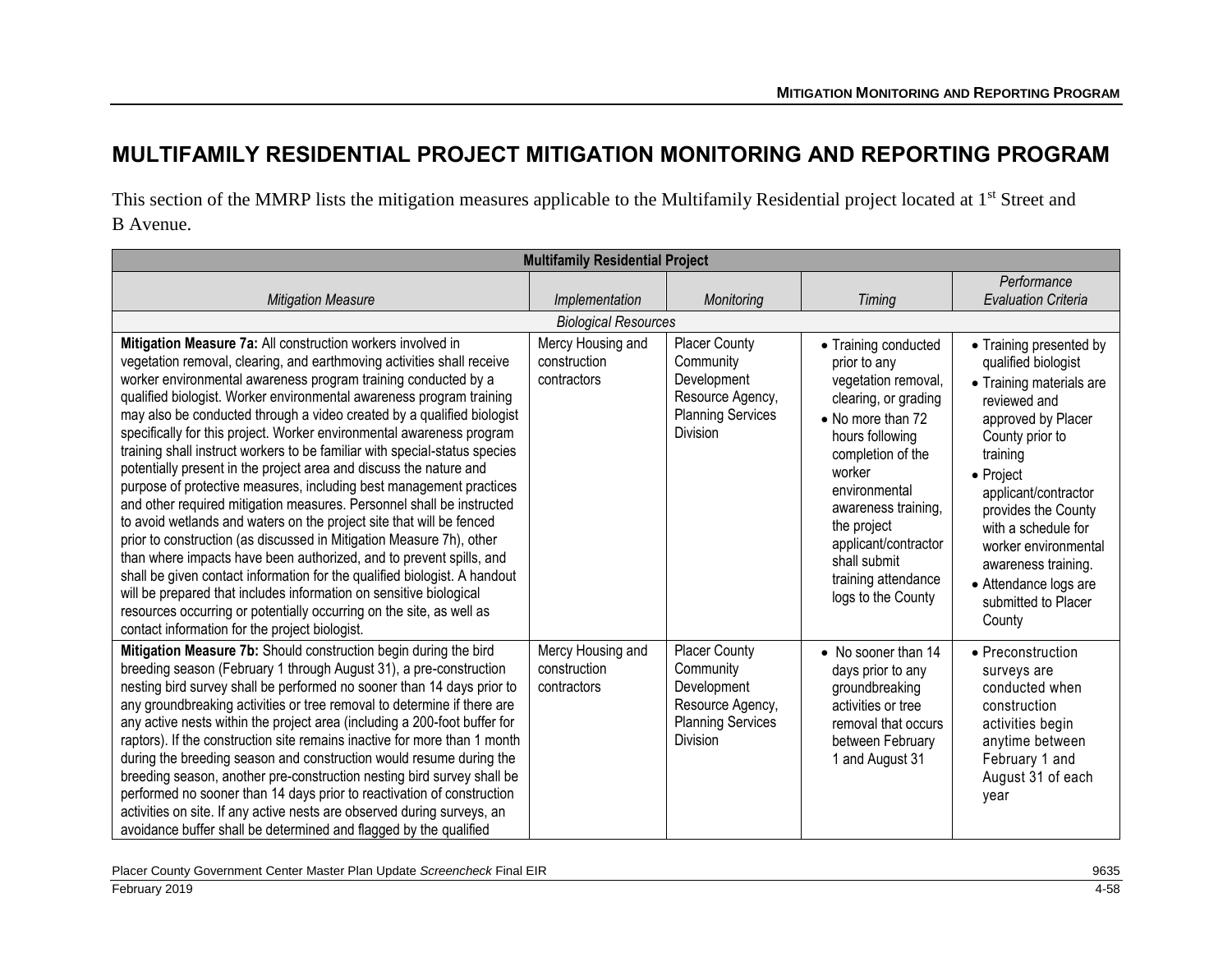# MULTIFAMILY RESIDENTIAL PROJECT MITIGATION MONITORING AND REPORTING PROGRAM

This section of the MMRP lists the mitigation measures applicable to the Multifamily Residential project located at 1st Street and B Avenue.

| Multifamily Residential Project | | | | |
|---|---|---|---|---|
| *Mitigation Measure* | *Implementation* | *Monitoring* | *Timing* | *Performance Evaluation Criteria* |
| *Biological Resources* | | | | |
| **Mitigation Measure 7a:** All construction workers involved in vegetation removal, clearing, and earthmoving activities shall receive worker environmental awareness program training conducted by a qualified biologist. Worker environmental awareness program training may also be conducted through a video created by a qualified biologist specifically for this project. Worker environmental awareness program training shall instruct workers to be familiar with special-status species potentially present in the project area and discuss the nature and purpose of protective measures, including best management practices and other required mitigation measures. Personnel shall be instructed to avoid wetlands and waters on the project site that will be fenced prior to construction (as discussed in Mitigation Measure 7h), other than where impacts have been authorized, and to prevent spills, and shall be given contact information for the qualified biologist. A handout will be prepared that includes information on sensitive biological resources occurring or potentially occurring on the site, as well as contact information for the project biologist. | Mercy Housing and construction contractors | Placer County Community Development Resource Agency, Planning Services Division | • Training conducted prior to any vegetation removal, clearing, or grading<br>• No more than 72 hours following completion of the worker environmental awareness training, the project applicant/contractor shall submit training attendance logs to the County | • Training presented by qualified biologist<br>• Training materials are reviewed and approved by Placer County prior to training<br>• Project applicant/contractor provides the County with a schedule for worker environmental awareness training.<br>• Attendance logs are submitted to Placer County |
| **Mitigation Measure 7b:** Should construction begin during the bird breeding season (February 1 through August 31), a pre-construction nesting bird survey shall be performed no sooner than 14 days prior to any groundbreaking activities or tree removal to determine if there are any active nests within the project area (including a 200-foot buffer for raptors). If the construction site remains inactive for more than 1 month during the breeding season and construction would resume during the breeding season, another pre-construction nesting bird survey shall be performed no sooner than 14 days prior to reactivation of construction activities on site. If any active nests are observed during surveys, an avoidance buffer shall be determined and flagged by the qualified | Mercy Housing and construction contractors | Placer County Community Development Resource Agency, Planning Services Division | • No sooner than 14 days prior to any groundbreaking activities or tree removal that occurs between February 1 and August 31 | • Preconstruction surveys are conducted when construction activities begin anytime between February 1 and August 31 of each year |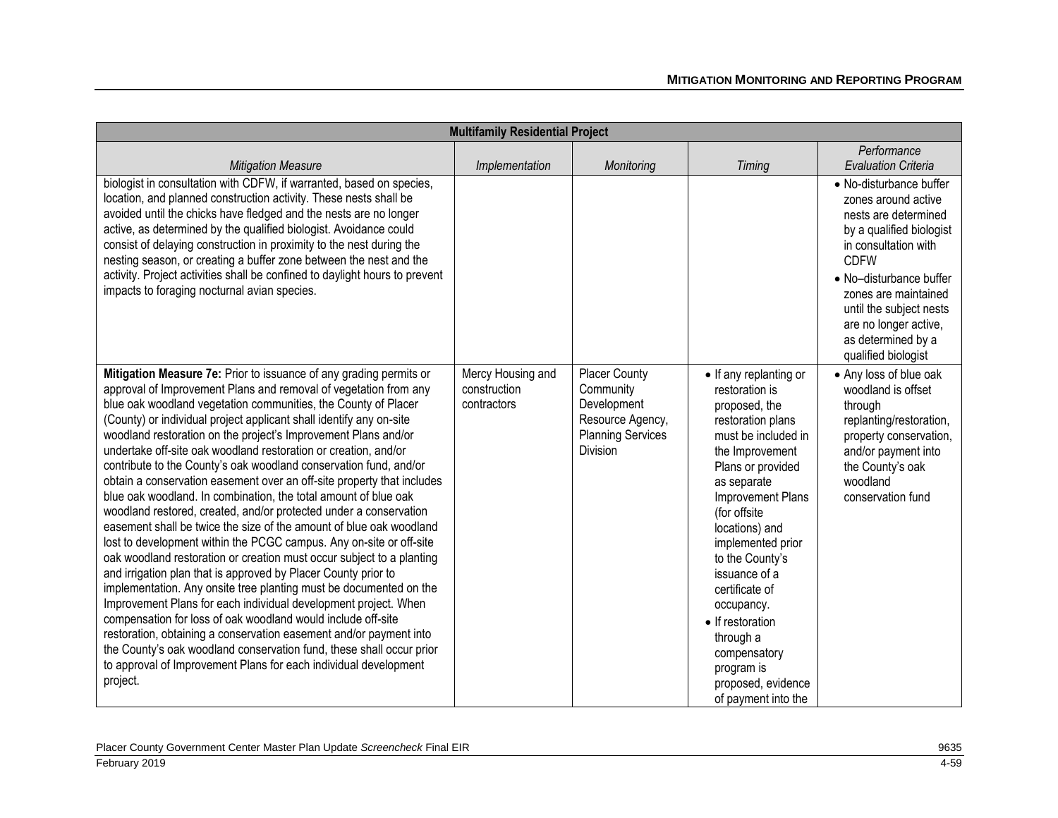| Multifamily Residential Project | | | | |
|---|---|---|---|---|
| *Mitigation Measure* | *Implementation* | *Monitoring* | *Timing* | *Performance Evaluation Criteria* |
| biologist in consultation with CDFW, if warranted, based on species, location, and planned construction activity. These nests shall be avoided until the chicks have fledged and the nests are no longer active, as determined by the qualified biologist. Avoidance could consist of delaying construction in proximity to the nest during the nesting season, or creating a buffer zone between the nest and the activity. Project activities shall be confined to daylight hours to prevent impacts to foraging nocturnal avian species. | | | | • No-disturbance buffer zones around active nests are determined by a qualified biologist in consultation with CDFW<br>• No–disturbance buffer zones are maintained until the subject nests are no longer active, as determined by a qualified biologist |
| **Mitigation Measure 7e:** Prior to issuance of any grading permits or approval of Improvement Plans and removal of vegetation from any blue oak woodland vegetation communities, the County of Placer (County) or individual project applicant shall identify any on-site woodland restoration on the project's Improvement Plans and/or undertake off-site oak woodland restoration or creation, and/or contribute to the County's oak woodland conservation fund, and/or obtain a conservation easement over an off-site property that includes blue oak woodland. In combination, the total amount of blue oak woodland restored, created, and/or protected under a conservation easement shall be twice the size of the amount of blue oak woodland lost to development within the PCGC campus. Any on-site or off-site oak woodland restoration or creation must occur subject to a planting and irrigation plan that is approved by Placer County prior to implementation. Any onsite tree planting must be documented on the Improvement Plans for each individual development project. When compensation for loss of oak woodland would include off-site restoration, obtaining a conservation easement and/or payment into the County's oak woodland conservation fund, these shall occur prior to approval of Improvement Plans for each individual development project. | Mercy Housing and construction contractors | Placer County Community Development Resource Agency, Planning Services Division | • If any replanting or restoration is proposed, the restoration plans must be included in the Improvement Plans or provided as separate Improvement Plans (for offsite locations) and implemented prior to the County's issuance of a certificate of occupancy.<br>• If restoration through a compensatory program is proposed, evidence of payment into the | • Any loss of blue oak woodland is offset through replanting/restoration, property conservation, and/or payment into the County's oak woodland conservation fund |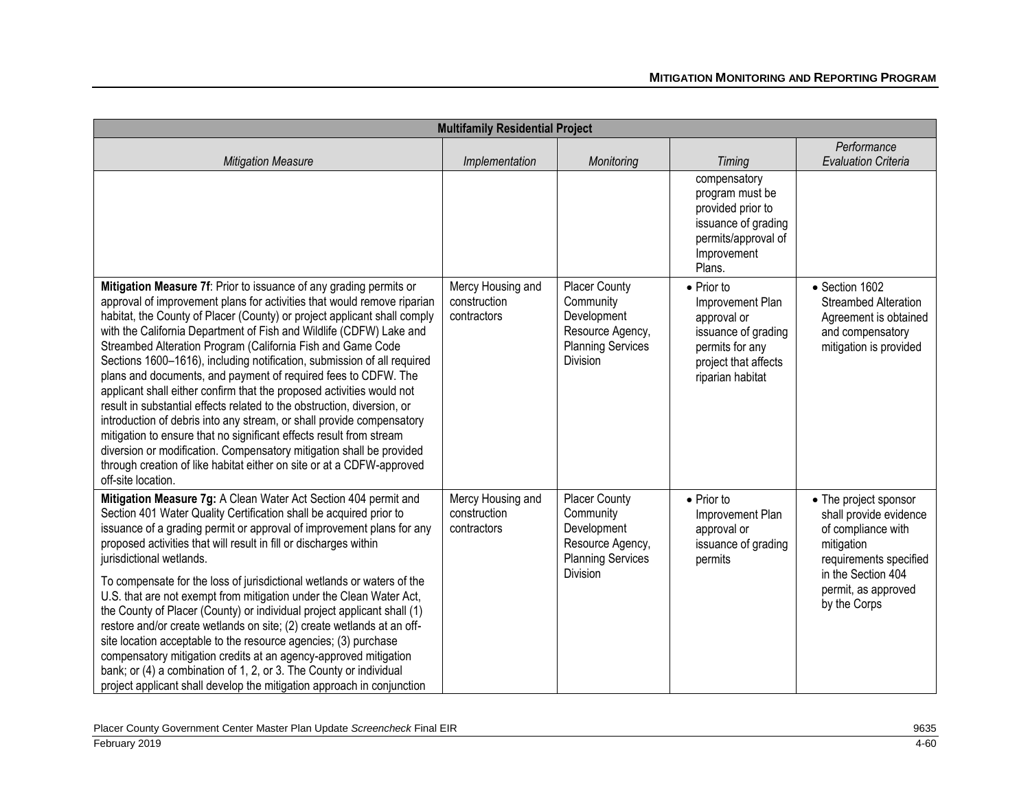| Multifamily Residential Project | | | | |
|---|---|---|---|---|
| *Mitigation Measure* | *Implementation* | *Monitoring* | *Timing* | *Performance Evaluation Criteria* |
| | | | compensatory program must be provided prior to issuance of grading permits/approval of Improvement Plans. | |
| **Mitigation Measure 7f**: Prior to issuance of any grading permits or approval of improvement plans for activities that would remove riparian habitat, the County of Placer (County) or project applicant shall comply with the California Department of Fish and Wildlife (CDFW) Lake and Streambed Alteration Program (California Fish and Game Code Sections 1600–1616), including notification, submission of all required plans and documents, and payment of required fees to CDFW. The applicant shall either confirm that the proposed activities would not result in substantial effects related to the obstruction, diversion, or introduction of debris into any stream, or shall provide compensatory mitigation to ensure that no significant effects result from stream diversion or modification. Compensatory mitigation shall be provided through creation of like habitat either on site or at a CDFW-approved off-site location. | Mercy Housing and construction contractors | Placer County Community Development Resource Agency, Planning Services Division | • Prior to Improvement Plan approval or issuance of grading permits for any project that affects riparian habitat | • Section 1602 Streambed Alteration Agreement is obtained and compensatory mitigation is provided |
| **Mitigation Measure 7g:** A Clean Water Act Section 404 permit and Section 401 Water Quality Certification shall be acquired prior to issuance of a grading permit or approval of improvement plans for any proposed activities that will result in fill or discharges within jurisdictional wetlands.<br><br>To compensate for the loss of jurisdictional wetlands or waters of the U.S. that are not exempt from mitigation under the Clean Water Act, the County of Placer (County) or individual project applicant shall (1) restore and/or create wetlands on site; (2) create wetlands at an off-site location acceptable to the resource agencies; (3) purchase compensatory mitigation credits at an agency-approved mitigation bank; or (4) a combination of 1, 2, or 3. The County or individual project applicant shall develop the mitigation approach in conjunction | Mercy Housing and construction contractors | Placer County Community Development Resource Agency, Planning Services Division | • Prior to Improvement Plan approval or issuance of grading permits | • The project sponsor shall provide evidence of compliance with mitigation requirements specified in the Section 404 permit, as approved by the Corps |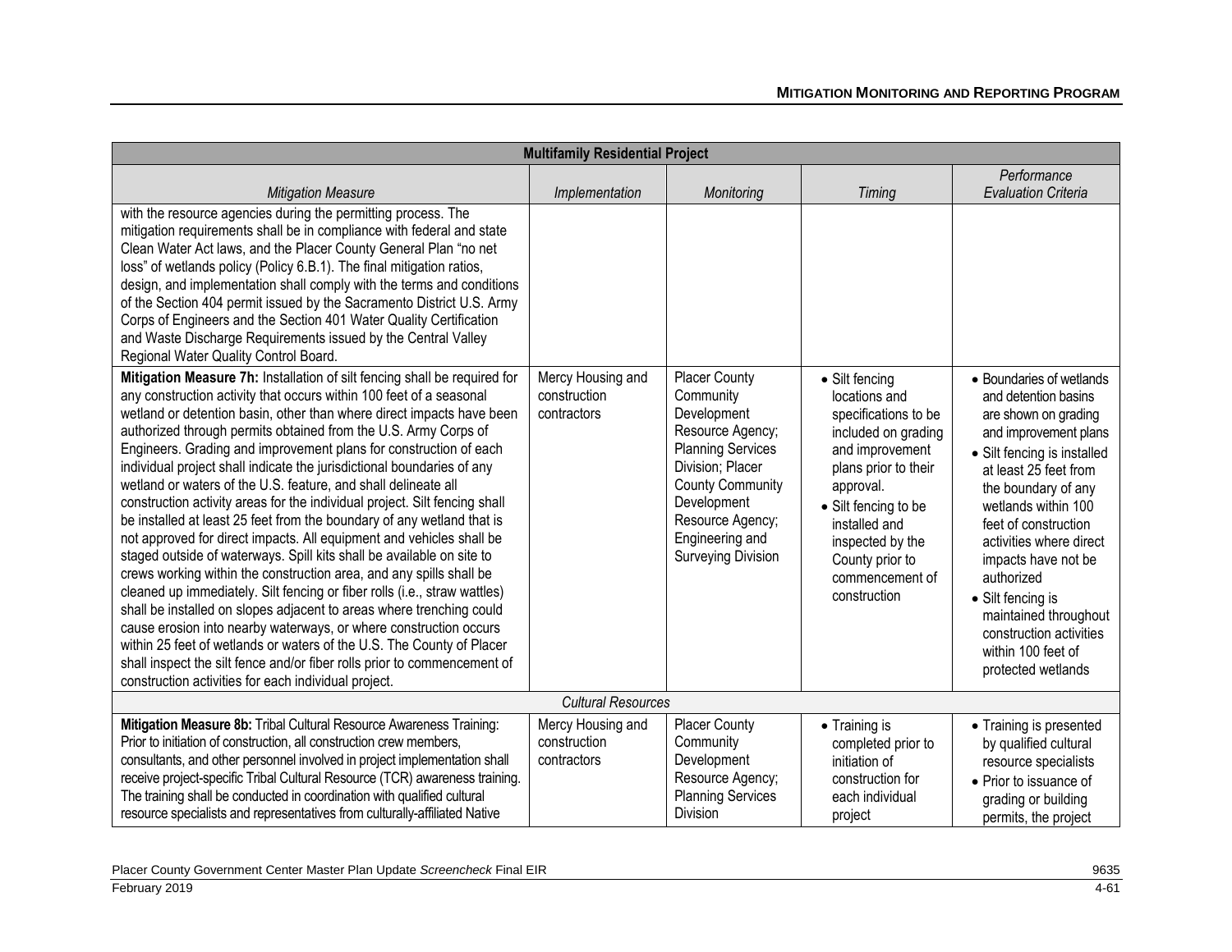| Multifamily Residential Project | | | | |
|---|---|---|---|---|
| *Mitigation Measure* | *Implementation* | *Monitoring* | *Timing* | *Performance Evaluation Criteria* |
| with the resource agencies during the permitting process. The mitigation requirements shall be in compliance with federal and state Clean Water Act laws, and the Placer County General Plan "no net loss" of wetlands policy (Policy 6.B.1). The final mitigation ratios, design, and implementation shall comply with the terms and conditions of the Section 404 permit issued by the Sacramento District U.S. Army Corps of Engineers and the Section 401 Water Quality Certification and Waste Discharge Requirements issued by the Central Valley Regional Water Quality Control Board. | | | | |
| **Mitigation Measure 7h:** Installation of silt fencing shall be required for any construction activity that occurs within 100 feet of a seasonal wetland or detention basin, other than where direct impacts have been authorized through permits obtained from the U.S. Army Corps of Engineers. Grading and improvement plans for construction of each individual project shall indicate the jurisdictional boundaries of any wetland or waters of the U.S. feature, and shall delineate all construction activity areas for the individual project. Silt fencing shall be installed at least 25 feet from the boundary of any wetland that is not approved for direct impacts. All equipment and vehicles shall be staged outside of waterways. Spill kits shall be available on site to crews working within the construction area, and any spills shall be cleaned up immediately. Silt fencing or fiber rolls (i.e., straw wattles) shall be installed on slopes adjacent to areas where trenching could cause erosion into nearby waterways, or where construction occurs within 25 feet of wetlands or waters of the U.S. The County of Placer shall inspect the silt fence and/or fiber rolls prior to commencement of construction activities for each individual project. | Mercy Housing and construction contractors | Placer County Community Development Resource Agency; Planning Services Division; Placer County Community Development Resource Agency; Engineering and Surveying Division | • Silt fencing locations and specifications to be included on grading and improvement plans prior to their approval.<br>• Silt fencing to be installed and inspected by the County prior to commencement of construction | • Boundaries of wetlands and detention basins are shown on grading and improvement plans<br>• Silt fencing is installed at least 25 feet from the boundary of any wetlands within 100 feet of construction activities where direct impacts have not been authorized<br>• Silt fencing is maintained throughout construction activities within 100 feet of protected wetlands |
| *Cultural Resources* | | | | |
| **Mitigation Measure 8b:** Tribal Cultural Resource Awareness Training: Prior to initiation of construction, all construction crew members, consultants, and other personnel involved in project implementation shall receive project-specific Tribal Cultural Resource (TCR) awareness training. The training shall be conducted in coordination with qualified cultural resource specialists and representatives from culturally-affiliated Native | Mercy Housing and construction contractors | Placer County Community Development Resource Agency; Planning Services Division | • Training is completed prior to initiation of construction for each individual project | • Training is presented by qualified cultural resource specialists<br>• Prior to issuance of grading or building permits, the project |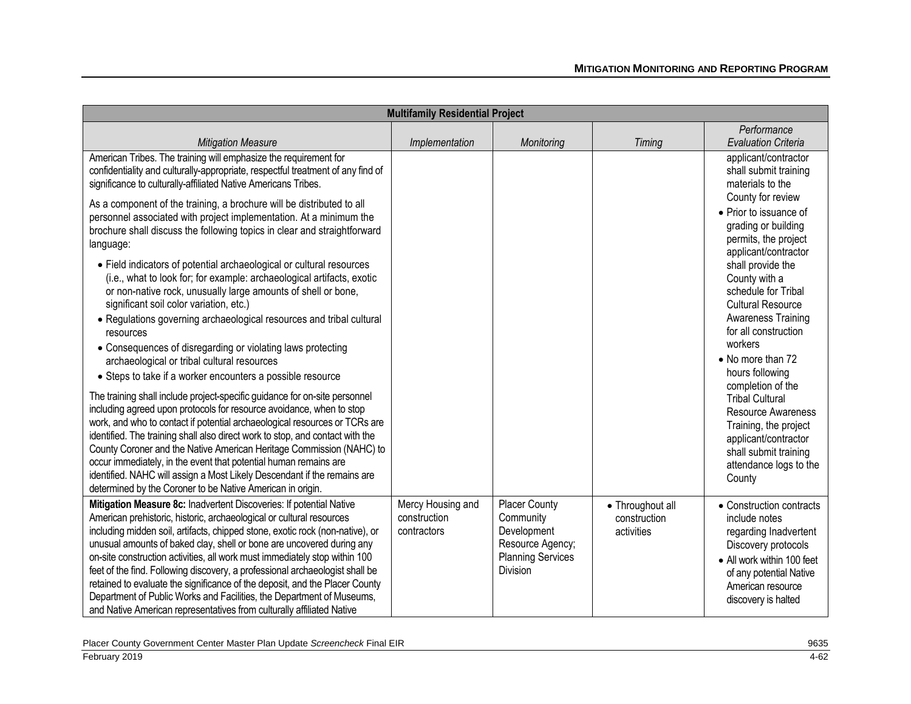| Multifamily Residential Project | | | | |
|---|---|---|---|---|
| *Mitigation Measure* | *Implementation* | *Monitoring* | *Timing* | *Performance Evaluation Criteria* |
| American Tribes. The training will emphasize the requirement for confidentiality and culturally-appropriate, respectful treatment of any find of significance to culturally-affiliated Native Americans Tribes.<br><br>As a component of the training, a brochure will be distributed to all personnel associated with project implementation. At a minimum the brochure shall discuss the following topics in clear and straightforward language:<br><br>• Field indicators of potential archaeological or cultural resources (i.e., what to look for; for example: archaeological artifacts, exotic or non-native rock, unusually large amounts of shell or bone, significant soil color variation, etc.)<br>• Regulations governing archaeological resources and tribal cultural resources<br>• Consequences of disregarding or violating laws protecting archaeological or tribal cultural resources<br>• Steps to take if a worker encounters a possible resource<br><br>The training shall include project-specific guidance for on-site personnel including agreed upon protocols for resource avoidance, when to stop work, and who to contact if potential archaeological resources or TCRs are identified. The training shall also direct work to stop, and contact with the County Coroner and the Native American Heritage Commission (NAHC) to occur immediately, in the event that potential human remains are identified. NAHC will assign a Most Likely Descendant if the remains are determined by the Coroner to be Native American in origin. | | | | applicant/contractor shall submit training materials to the County for review<br>• Prior to issuance of grading or building permits, the project applicant/contractor shall provide the County with a schedule for Tribal Cultural Resource Awareness Training for all construction workers<br>• No more than 72 hours following completion of the Tribal Cultural Resource Awareness Training, the project applicant/contractor shall submit training attendance logs to the County |
| **Mitigation Measure 8c:** Inadvertent Discoveries: If potential Native American prehistoric, historic, archaeological or cultural resources including midden soil, artifacts, chipped stone, exotic rock (non-native), or unusual amounts of baked clay, shell or bone are uncovered during any on-site construction activities, all work must immediately stop within 100 feet of the find. Following discovery, a professional archaeologist shall be retained to evaluate the significance of the deposit, and the Placer County Department of Public Works and Facilities, the Department of Museums, and Native American representatives from culturally affiliated Native | Mercy Housing and construction contractors | Placer County Community Development Resource Agency; Planning Services Division | • Throughout all construction activities | • Construction contracts include notes regarding Inadvertent Discovery protocols<br>• All work within 100 feet of any potential Native American resource discovery is halted |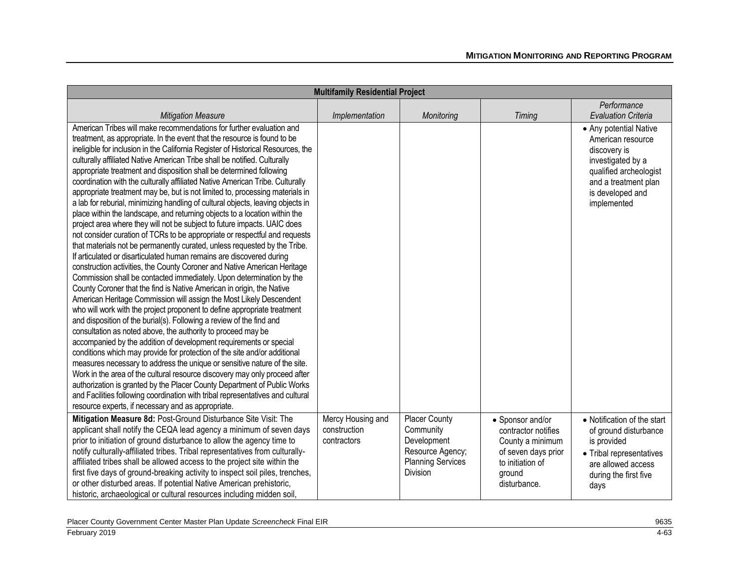| Multifamily Residential Project | | | | |
|---|---|---|---|---|
| *Mitigation Measure* | *Implementation* | *Monitoring* | *Timing* | *Performance Evaluation Criteria* |
| American Tribes will make recommendations for further evaluation and treatment, as appropriate. In the event that the resource is found to be ineligible for inclusion in the California Register of Historical Resources, the culturally affiliated Native American Tribe shall be notified. Culturally appropriate treatment and disposition shall be determined following coordination with the culturally affiliated Native American Tribe. Culturally appropriate treatment may be, but is not limited to, processing materials in a lab for reburial, minimizing handling of cultural objects, leaving objects in place within the landscape, and returning objects to a location within the project area where they will not be subject to future impacts. UAIC does not consider curation of TCRs to be appropriate or respectful and requests that materials not be permanently curated, unless requested by the Tribe. If articulated or disarticulated human remains are discovered during construction activities, the County Coroner and Native American Heritage Commission shall be contacted immediately. Upon determination by the County Coroner that the find is Native American in origin, the Native American Heritage Commission will assign the Most Likely Descendent who will work with the project proponent to define appropriate treatment and disposition of the burial(s). Following a review of the find and consultation as noted above, the authority to proceed may be accompanied by the addition of development requirements or special conditions which may provide for protection of the site and/or additional measures necessary to address the unique or sensitive nature of the site. Work in the area of the cultural resource discovery may only proceed after authorization is granted by the Placer County Department of Public Works and Facilities following coordination with tribal representatives and cultural resource experts, if necessary and as appropriate. | | | | • Any potential Native American resource discovery is investigated by a qualified archeologist and a treatment plan is developed and implemented |
| **Mitigation Measure 8d:** Post-Ground Disturbance Site Visit: The applicant shall notify the CEQA lead agency a minimum of seven days prior to initiation of ground disturbance to allow the agency time to notify culturally-affiliated tribes. Tribal representatives from culturally-affiliated tribes shall be allowed access to the project site within the first five days of ground-breaking activity to inspect soil piles, trenches, or other disturbed areas. If potential Native American prehistoric, historic, archaeological or cultural resources including midden soil, | Mercy Housing and construction contractors | Placer County Community Development Resource Agency; Planning Services Division | • Sponsor and/or contractor notifies County a minimum of seven days prior to initiation of ground disturbance. | • Notification of the start of ground disturbance is provided<br>• Tribal representatives are allowed access during the first five days |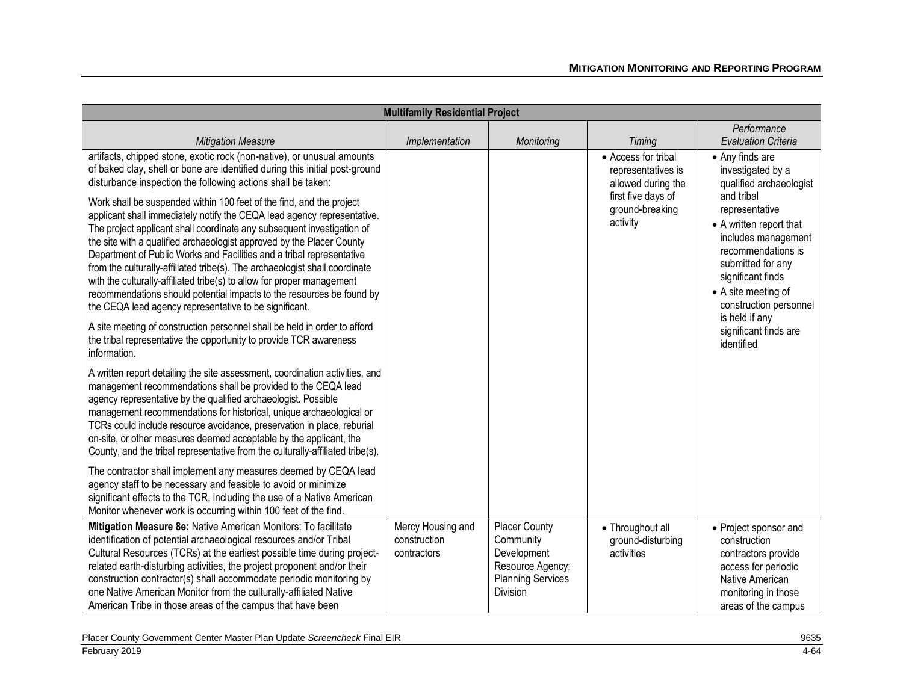| Multifamily Residential Project | | | | |
|---|---|---|---|---|
| *Mitigation Measure* | *Implementation* | *Monitoring* | *Timing* | *Performance Evaluation Criteria* |
| artifacts, chipped stone, exotic rock (non-native), or unusual amounts of baked clay, shell or bone are identified during this initial post-ground disturbance inspection the following actions shall be taken:<br><br>Work shall be suspended within 100 feet of the find, and the project applicant shall immediately notify the CEQA lead agency representative. The project applicant shall coordinate any subsequent investigation of the site with a qualified archaeologist approved by the Placer County Department of Public Works and Facilities and a tribal representative from the culturally-affiliated tribe(s). The archaeologist shall coordinate with the culturally-affiliated tribe(s) to allow for proper management recommendations should potential impacts to the resources be found by the CEQA lead agency representative to be significant.<br><br>A site meeting of construction personnel shall be held in order to afford the tribal representative the opportunity to provide TCR awareness information.<br><br>A written report detailing the site assessment, coordination activities, and management recommendations shall be provided to the CEQA lead agency representative by the qualified archaeologist. Possible management recommendations for historical, unique archaeological or TCRs could include resource avoidance, preservation in place, reburial on-site, or other measures deemed acceptable by the applicant, the County, and the tribal representative from the culturally-affiliated tribe(s).<br><br>The contractor shall implement any measures deemed by CEQA lead agency staff to be necessary and feasible to avoid or minimize significant effects to the TCR, including the use of a Native American Monitor whenever work is occurring within 100 feet of the find. | | | • Access for tribal representatives is allowed during the first five days of ground-breaking activity | • Any finds are investigated by a qualified archaeologist and tribal representative<br>• A written report that includes management recommendations is submitted for any significant finds<br>• A site meeting of construction personnel is held if any significant finds are identified |
| **Mitigation Measure 8e:** Native American Monitors: To facilitate identification of potential archaeological resources and/or Tribal Cultural Resources (TCRs) at the earliest possible time during project-related earth-disturbing activities, the project proponent and/or their construction contractor(s) shall accommodate periodic monitoring by one Native American Monitor from the culturally-affiliated Native American Tribe in those areas of the campus that have been | Mercy Housing and construction contractors | Placer County Community Development Resource Agency; Planning Services Division | • Throughout all ground-disturbing activities | • Project sponsor and construction contractors provide access for periodic Native American monitoring in those areas of the campus |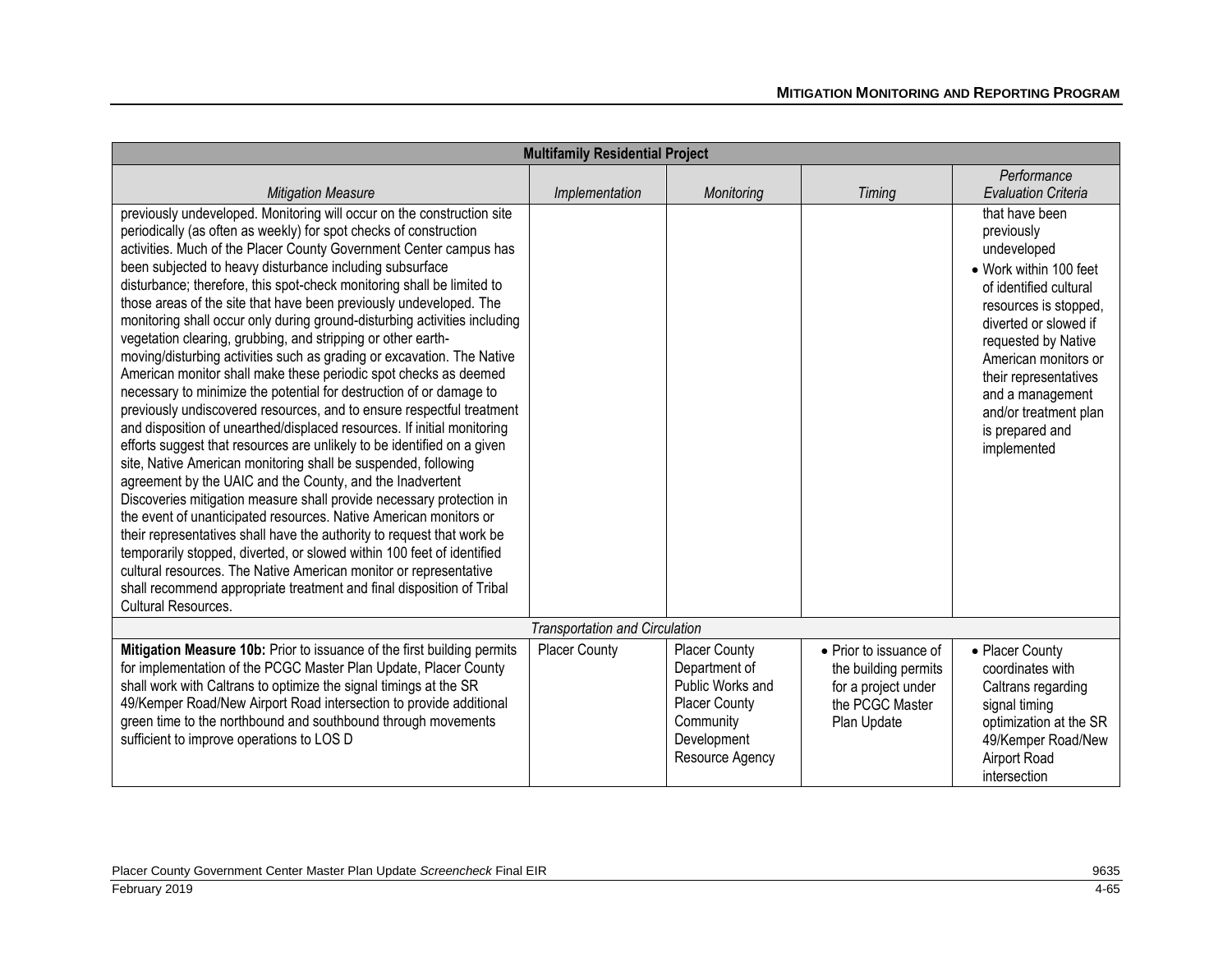| Multifamily Residential Project | | | | |
|---|---|---|---|---|
| *Mitigation Measure* | *Implementation* | *Monitoring* | *Timing* | *Performance Evaluation Criteria* |
| previously undeveloped. Monitoring will occur on the construction site periodically (as often as weekly) for spot checks of construction activities. Much of the Placer County Government Center campus has been subjected to heavy disturbance including subsurface disturbance; therefore, this spot-check monitoring shall be limited to those areas of the site that have been previously undeveloped. The monitoring shall occur only during ground-disturbing activities including vegetation clearing, grubbing, and stripping or other earth-moving/disturbing activities such as grading or excavation. The Native American monitor shall make these periodic spot checks as deemed necessary to minimize the potential for destruction of or damage to previously undiscovered resources, and to ensure respectful treatment and disposition of unearthed/displaced resources. If initial monitoring efforts suggest that resources are unlikely to be identified on a given site, Native American monitoring shall be suspended, following agreement by the UAIC and the County, and the Inadvertent Discoveries mitigation measure shall provide necessary protection in the event of unanticipated resources. Native American monitors or their representatives shall have the authority to request that work be temporarily stopped, diverted, or slowed within 100 feet of identified cultural resources. The Native American monitor or representative shall recommend appropriate treatment and final disposition of Tribal Cultural Resources. | | | | that have been previously undeveloped<br>• Work within 100 feet of identified cultural resources is stopped, diverted or slowed if requested by Native American monitors or their representatives and a management and/or treatment plan is prepared and implemented |
| *Transportation and Circulation* | | | | |
| **Mitigation Measure 10b:** Prior to issuance of the first building permits for implementation of the PCGC Master Plan Update, Placer County shall work with Caltrans to optimize the signal timings at the SR 49/Kemper Road/New Airport Road intersection to provide additional green time to the northbound and southbound through movements sufficient to improve operations to LOS D | Placer County | Placer County Department of Public Works and Placer County Community Development Resource Agency | • Prior to issuance of the building permits for a project under the PCGC Master Plan Update | • Placer County coordinates with Caltrans regarding signal timing optimization at the SR 49/Kemper Road/New Airport Road intersection |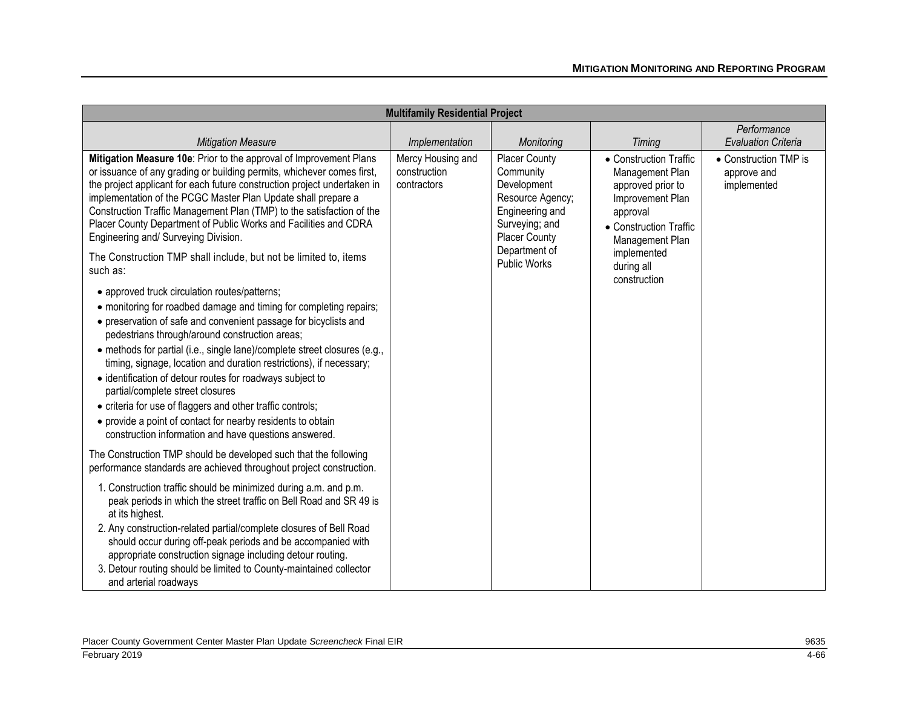| Multifamily Residential Project | | | | |
|---|---|---|---|---|
| *Mitigation Measure* | *Implementation* | *Monitoring* | *Timing* | *Performance Evaluation Criteria* |
| **Mitigation Measure 10e**: Prior to the approval of Improvement Plans or issuance of any grading or building permits, whichever comes first, the project applicant for each future construction project undertaken in implementation of the PCGC Master Plan Update shall prepare a Construction Traffic Management Plan (TMP) to the satisfaction of the Placer County Department of Public Works and Facilities and CDRA Engineering and/ Surveying Division.<br><br>The Construction TMP shall include, but not be limited to, items such as:<br><br>• approved truck circulation routes/patterns;<br>• monitoring for roadbed damage and timing for completing repairs;<br>• preservation of safe and convenient passage for bicyclists and pedestrians through/around construction areas;<br>• methods for partial (i.e., single lane)/complete street closures (e.g., timing, signage, location and duration restrictions), if necessary;<br>• identification of detour routes for roadways subject to partial/complete street closures<br>• criteria for use of flaggers and other traffic controls;<br>• provide a point of contact for nearby residents to obtain construction information and have questions answered.<br><br>The Construction TMP should be developed such that the following performance standards are achieved throughout project construction.<br><br>1. Construction traffic should be minimized during a.m. and p.m. peak periods in which the street traffic on Bell Road and SR 49 is at its highest.<br>2. Any construction-related partial/complete closures of Bell Road should occur during off-peak periods and be accompanied with appropriate construction signage including detour routing.<br>3. Detour routing should be limited to County-maintained collector and arterial roadways | Mercy Housing and construction contractors | Placer County Community Development Resource Agency; Engineering and Surveying; and Placer County Department of Public Works | • Construction Traffic Management Plan approved prior to Improvement Plan approval<br>• Construction Traffic Management Plan implemented during all construction | • Construction TMP is approve and implemented |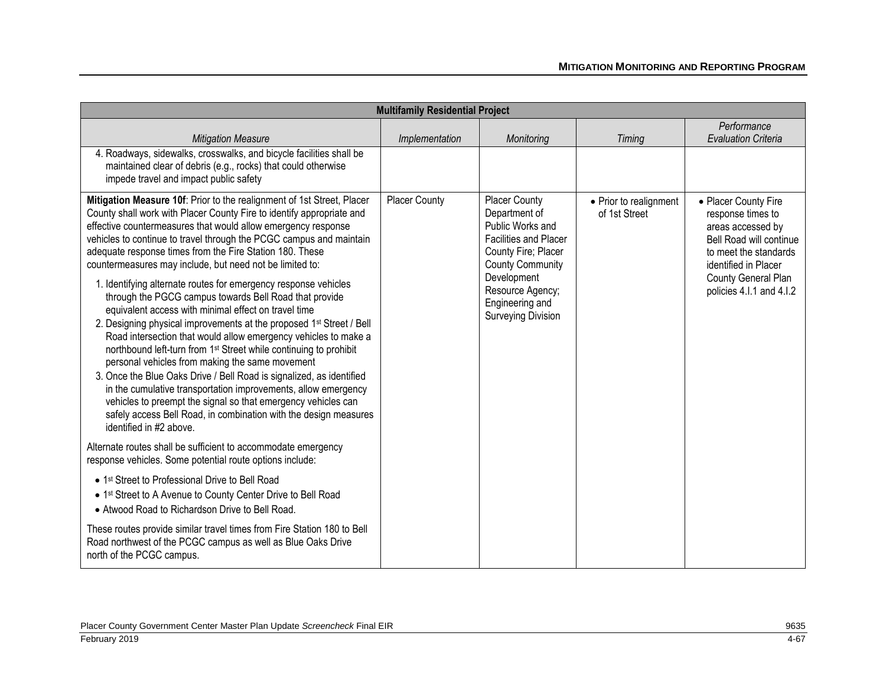| Multifamily Residential Project | | | | |
|---|---|---|---|---|
| *Mitigation Measure* | *Implementation* | *Monitoring* | *Timing* | *Performance Evaluation Criteria* |
| 4. Roadways, sidewalks, crosswalks, and bicycle facilities shall be maintained clear of debris (e.g., rocks) that could otherwise impede travel and impact public safety | | | | |
| **Mitigation Measure 10f**: Prior to the realignment of 1st Street, Placer County shall work with Placer County Fire to identify appropriate and effective countermeasures that would allow emergency response vehicles to continue to travel through the PCGC campus and maintain adequate response times from the Fire Station 180. These countermeasures may include, but need not be limited to:<br><br>1. Identifying alternate routes for emergency response vehicles through the PGCG campus towards Bell Road that provide equivalent access with minimal effect on travel time<br>2. Designing physical improvements at the proposed 1st Street / Bell Road intersection that would allow emergency vehicles to make a northbound left-turn from 1st Street while continuing to prohibit personal vehicles from making the same movement<br>3. Once the Blue Oaks Drive / Bell Road is signalized, as identified in the cumulative transportation improvements, allow emergency vehicles to preempt the signal so that emergency vehicles can safely access Bell Road, in combination with the design measures identified in #2 above.<br><br>Alternate routes shall be sufficient to accommodate emergency response vehicles. Some potential route options include:<br><br>• 1st Street to Professional Drive to Bell Road<br>• 1st Street to A Avenue to County Center Drive to Bell Road<br>• Atwood Road to Richardson Drive to Bell Road.<br><br>These routes provide similar travel times from Fire Station 180 to Bell Road northwest of the PCGC campus as well as Blue Oaks Drive north of the PCGC campus. | Placer County | Placer County Department of Public Works and Facilities and Placer County Fire; Placer County Community Development Resource Agency; Engineering and Surveying Division | • Prior to realignment of 1st Street | • Placer County Fire response times to areas accessed by Bell Road will continue to meet the standards identified in Placer County General Plan policies 4.I.1 and 4.I.2 |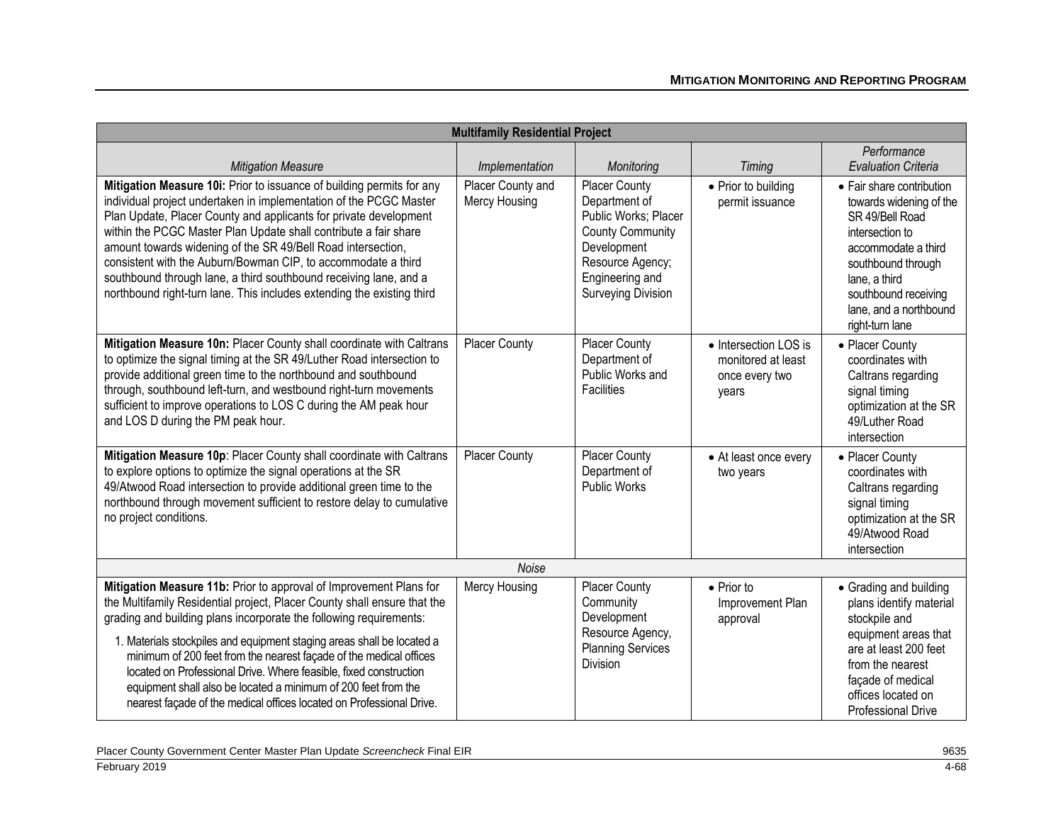| Multifamily Residential Project | | | | |
|---|---|---|---|---|
| *Mitigation Measure* | *Implementation* | *Monitoring* | *Timing* | *Performance Evaluation Criteria* |
| **Mitigation Measure 10i:** Prior to issuance of building permits for any individual project undertaken in implementation of the PCGC Master Plan Update, Placer County and applicants for private development within the PCGC Master Plan Update shall contribute a fair share amount towards widening of the SR 49/Bell Road intersection, consistent with the Auburn/Bowman CIP, to accommodate a third southbound through lane, a third southbound receiving lane, and a northbound right-turn lane. This includes extending the existing third | Placer County and Mercy Housing | Placer County Department of Public Works; Placer County Community Development Resource Agency; Engineering and Surveying Division | • Prior to building permit issuance | • Fair share contribution towards widening of the SR 49/Bell Road intersection to accommodate a third southbound through lane, a third southbound receiving lane, and a northbound right-turn lane |
| **Mitigation Measure 10n:** Placer County shall coordinate with Caltrans to optimize the signal timing at the SR 49/Luther Road intersection to provide additional green time to the northbound and southbound through, southbound left-turn, and westbound right-turn movements sufficient to improve operations to LOS C during the AM peak hour and LOS D during the PM peak hour. | Placer County | Placer County Department of Public Works and Facilities | • Intersection LOS is monitored at least once every two years | • Placer County coordinates with Caltrans regarding signal timing optimization at the SR 49/Luther Road intersection |
| **Mitigation Measure 10p**: Placer County shall coordinate with Caltrans to explore options to optimize the signal operations at the SR 49/Atwood Road intersection to provide additional green time to the northbound through movement sufficient to restore delay to cumulative no project conditions. | Placer County | Placer County Department of Public Works | • At least once every two years | • Placer County coordinates with Caltrans regarding signal timing optimization at the SR 49/Atwood Road intersection |
| *Noise* | | | | |
| **Mitigation Measure 11b:** Prior to approval of Improvement Plans for the Multifamily Residential project, Placer County shall ensure that the grading and building plans incorporate the following requirements:<br><br>1. Materials stockpiles and equipment staging areas shall be located a minimum of 200 feet from the nearest façade of the medical offices located on Professional Drive. Where feasible, fixed construction equipment shall also be located a minimum of 200 feet from the nearest façade of the medical offices located on Professional Drive. | Mercy Housing | Placer County Community Development Resource Agency, Planning Services Division | • Prior to Improvement Plan approval | • Grading and building plans identify material stockpile and equipment areas that are at least 200 feet from the nearest façade of medical offices located on Professional Drive |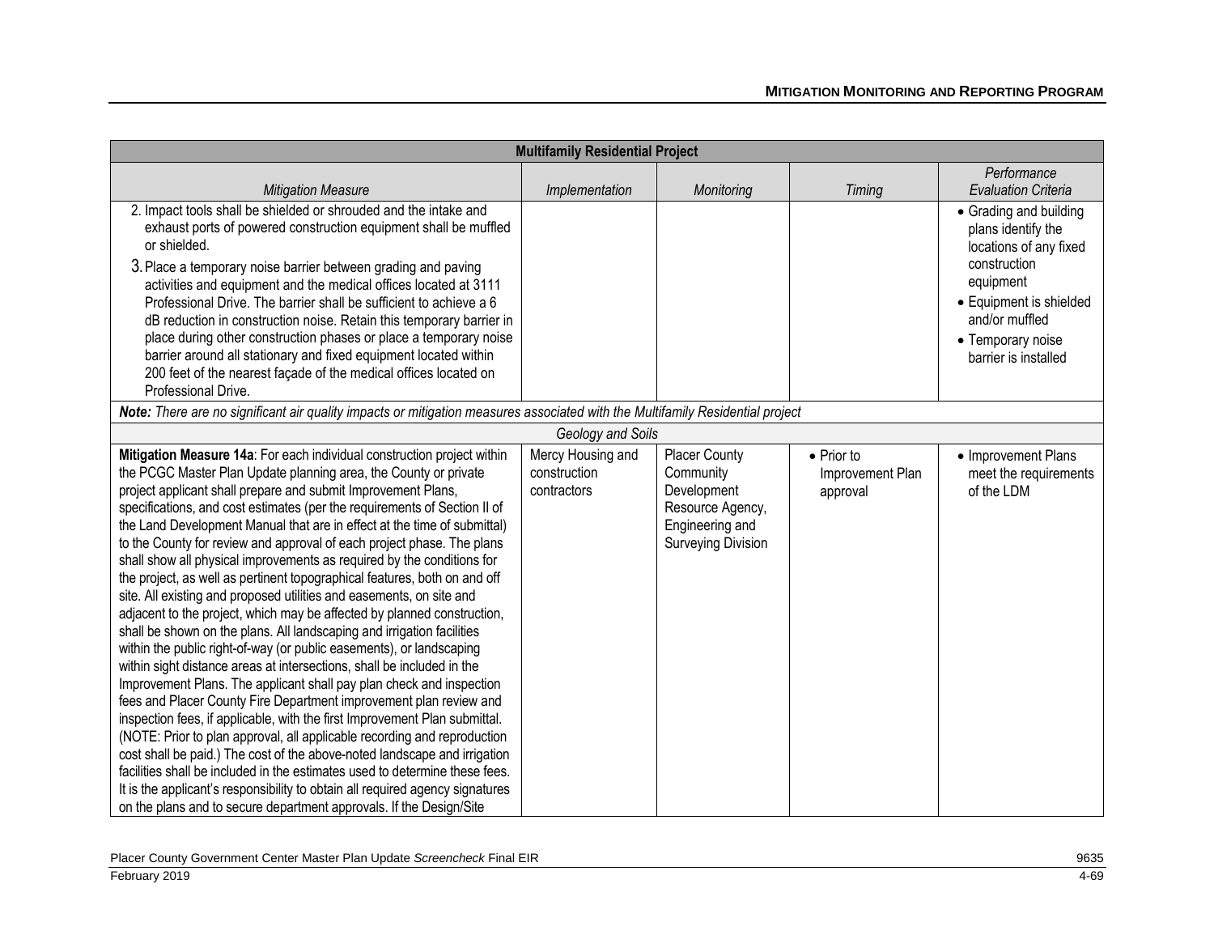| Multifamily Residential Project | | | | |
|---|---|---|---|---|
| *Mitigation Measure* | *Implementation* | *Monitoring* | *Timing* | *Performance Evaluation Criteria* |
| 2. Impact tools shall be shielded or shrouded and the intake and exhaust ports of powered construction equipment shall be muffled or shielded.<br>3. Place a temporary noise barrier between grading and paving activities and equipment and the medical offices located at 3111 Professional Drive. The barrier shall be sufficient to achieve a 6 dB reduction in construction noise. Retain this temporary barrier in place during other construction phases or place a temporary noise barrier around all stationary and fixed equipment located within 200 feet of the nearest façade of the medical offices located on Professional Drive. | | | | • Grading and building plans identify the locations of any fixed construction equipment<br>• Equipment is shielded and/or muffled<br>• Temporary noise barrier is installed |
| ***Note:*** *There are no significant air quality impacts or mitigation measures associated with the Multifamily Residential project* | | | | |
| *Geology and Soils* | | | | |
| **Mitigation Measure 14a**: For each individual construction project within the PCGC Master Plan Update planning area, the County or private project applicant shall prepare and submit Improvement Plans, specifications, and cost estimates (per the requirements of Section II of the Land Development Manual that are in effect at the time of submittal) to the County for review and approval of each project phase. The plans shall show all physical improvements as required by the conditions for the project, as well as pertinent topographical features, both on and off site. All existing and proposed utilities and easements, on site and adjacent to the project, which may be affected by planned construction, shall be shown on the plans. All landscaping and irrigation facilities within the public right-of-way (or public easements), or landscaping within sight distance areas at intersections, shall be included in the Improvement Plans. The applicant shall pay plan check and inspection fees and Placer County Fire Department improvement plan review and inspection fees, if applicable, with the first Improvement Plan submittal. (NOTE: Prior to plan approval, all applicable recording and reproduction cost shall be paid.) The cost of the above-noted landscape and irrigation facilities shall be included in the estimates used to determine these fees. It is the applicant's responsibility to obtain all required agency signatures on the plans and to secure department approvals. If the Design/Site | Mercy Housing and construction contractors | Placer County Community Development Resource Agency, Engineering and Surveying Division | • Prior to Improvement Plan approval | • Improvement Plans meet the requirements of the LDM |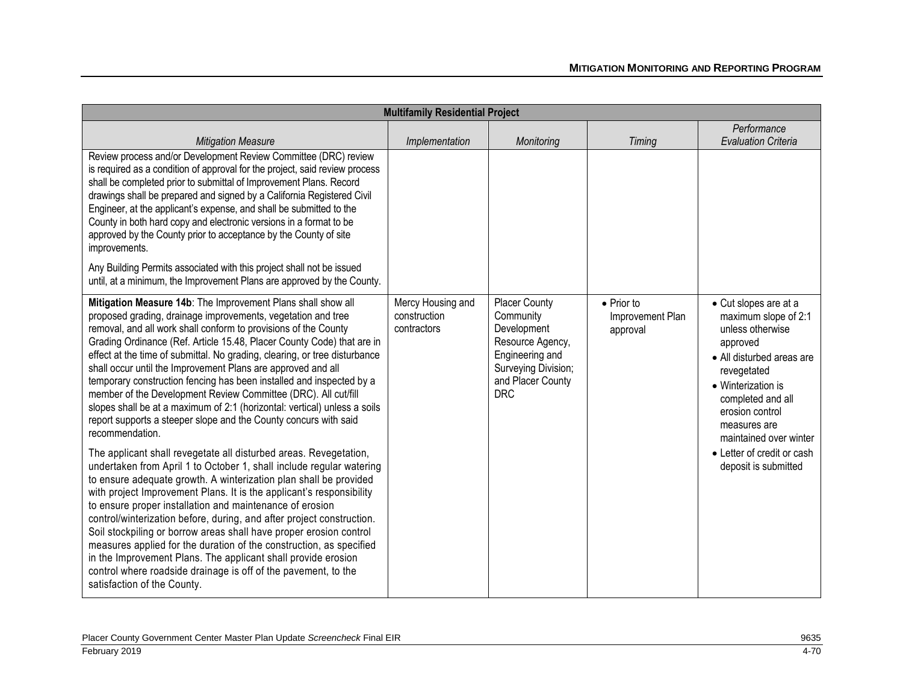| Multifamily Residential Project | | | | |
|---|---|---|---|---|
| *Mitigation Measure* | *Implementation* | *Monitoring* | *Timing* | *Performance Evaluation Criteria* |
| Review process and/or Development Review Committee (DRC) review is required as a condition of approval for the project, said review process shall be completed prior to submittal of Improvement Plans. Record drawings shall be prepared and signed by a California Registered Civil Engineer, at the applicant's expense, and shall be submitted to the County in both hard copy and electronic versions in a format to be approved by the County prior to acceptance by the County of site improvements.<br><br>Any Building Permits associated with this project shall not be issued until, at a minimum, the Improvement Plans are approved by the County. | | | | |
| **Mitigation Measure 14b**: The Improvement Plans shall show all proposed grading, drainage improvements, vegetation and tree removal, and all work shall conform to provisions of the County Grading Ordinance (Ref. Article 15.48, Placer County Code) that are in effect at the time of submittal. No grading, clearing, or tree disturbance shall occur until the Improvement Plans are approved and all temporary construction fencing has been installed and inspected by a member of the Development Review Committee (DRC). All cut/fill slopes shall be at a maximum of 2:1 (horizontal: vertical) unless a soils report supports a steeper slope and the County concurs with said recommendation.<br><br>The applicant shall revegetate all disturbed areas. Revegetation, undertaken from April 1 to October 1, shall include regular watering to ensure adequate growth. A winterization plan shall be provided with project Improvement Plans. It is the applicant's responsibility to ensure proper installation and maintenance of erosion control/winterization before, during, and after project construction. Soil stockpiling or borrow areas shall have proper erosion control measures applied for the duration of the construction, as specified in the Improvement Plans. The applicant shall provide erosion control where roadside drainage is off of the pavement, to the satisfaction of the County. | Mercy Housing and construction contractors | Placer County Community Development Resource Agency, Engineering and Surveying Division; and Placer County DRC | • Prior to Improvement Plan approval | • Cut slopes are at a maximum slope of 2:1 unless otherwise approved<br>• All disturbed areas are revegetated<br>• Winterization is completed and all erosion control measures are maintained over winter<br>• Letter of credit or cash deposit is submitted |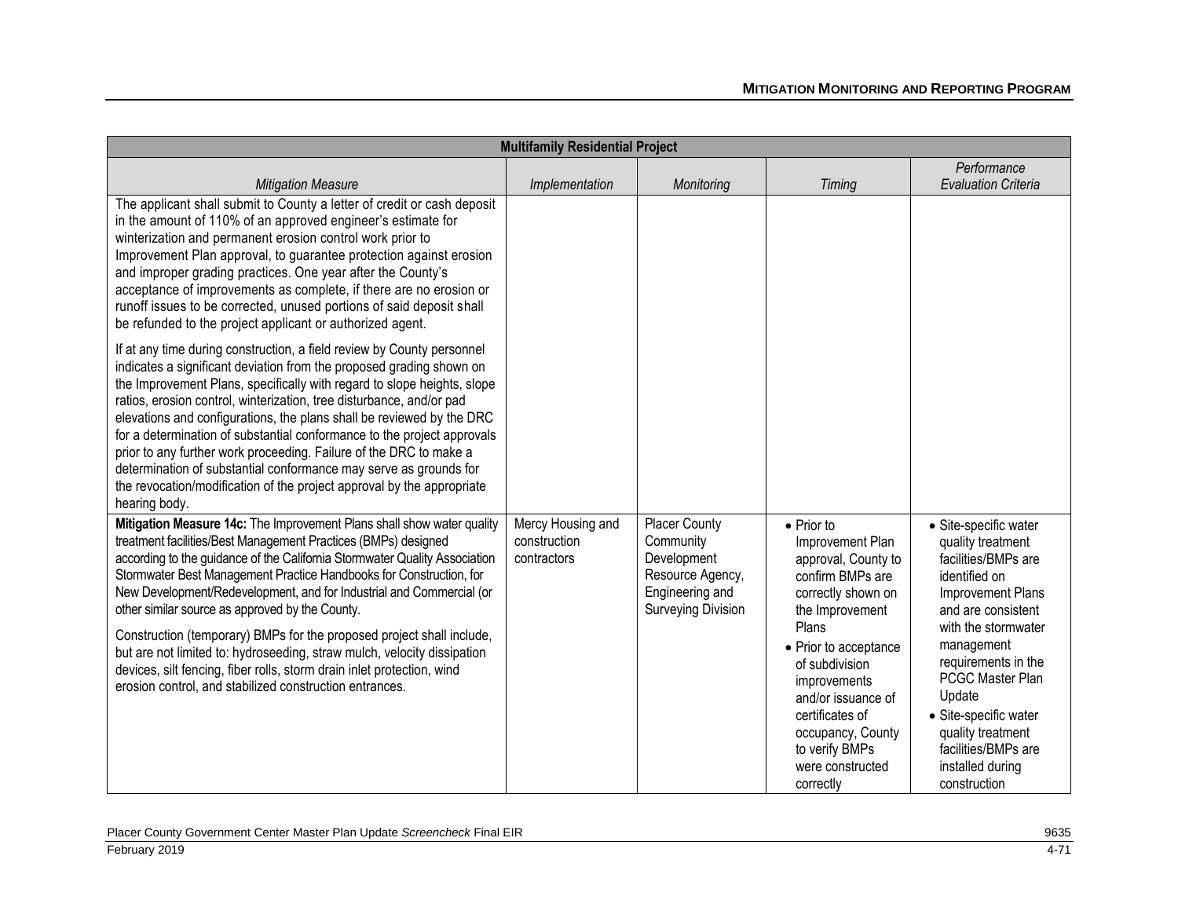| Multifamily Residential Project | | | | |
|---|---|---|---|---|
| *Mitigation Measure* | *Implementation* | *Monitoring* | *Timing* | *Performance Evaluation Criteria* |
| The applicant shall submit to County a letter of credit or cash deposit in the amount of 110% of an approved engineer's estimate for winterization and permanent erosion control work prior to Improvement Plan approval, to guarantee protection against erosion and improper grading practices. One year after the County's acceptance of improvements as complete, if there are no erosion or runoff issues to be corrected, unused portions of said deposit shall be refunded to the project applicant or authorized agent.<br><br>If at any time during construction, a field review by County personnel indicates a significant deviation from the proposed grading shown on the Improvement Plans, specifically with regard to slope heights, slope ratios, erosion control, winterization, tree disturbance, and/or pad elevations and configurations, the plans shall be reviewed by the DRC for a determination of substantial conformance to the project approvals prior to any further work proceeding. Failure of the DRC to make a determination of substantial conformance may serve as grounds for the revocation/modification of the project approval by the appropriate hearing body. | | | | |
| **Mitigation Measure 14c:** The Improvement Plans shall show water quality treatment facilities/Best Management Practices (BMPs) designed according to the guidance of the California Stormwater Quality Association Stormwater Best Management Practice Handbooks for Construction, for New Development/Redevelopment, and for Industrial and Commercial (or other similar source as approved by the County.<br><br>Construction (temporary) BMPs for the proposed project shall include, but are not limited to: hydroseeding, straw mulch, velocity dissipation devices, silt fencing, fiber rolls, storm drain inlet protection, wind erosion control, and stabilized construction entrances. | Mercy Housing and construction contractors | Placer County Community Development Resource Agency, Engineering and Surveying Division | • Prior to Improvement Plan approval, County to confirm BMPs are correctly shown on the Improvement Plans<br>• Prior to acceptance of subdivision improvements and/or issuance of certificates of occupancy, County to verify BMPs were constructed correctly | • Site-specific water quality treatment facilities/BMPs are identified on Improvement Plans and are consistent with the stormwater management requirements in the PCGC Master Plan Update<br>• Site-specific water quality treatment facilities/BMPs are installed during construction |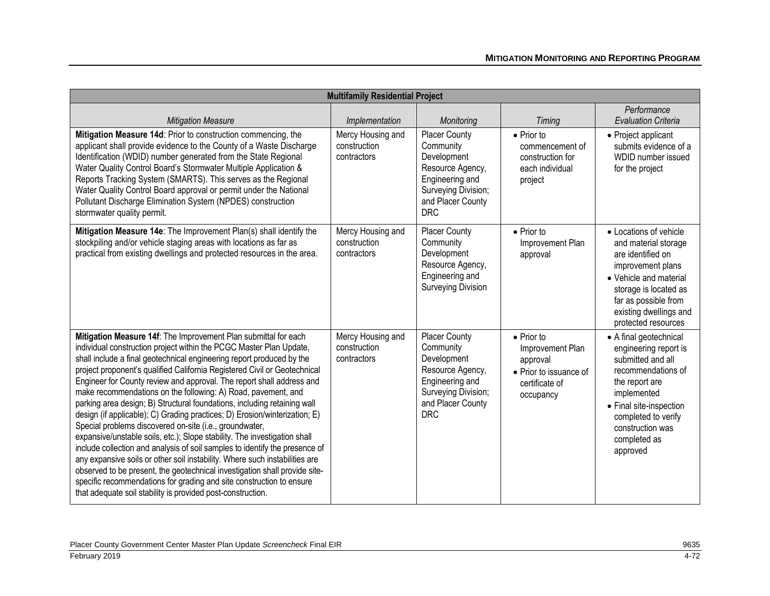| Multifamily Residential Project | | | | |
|---|---|---|---|---|
| *Mitigation Measure* | *Implementation* | *Monitoring* | *Timing* | *Performance Evaluation Criteria* |
| **Mitigation Measure 14d**: Prior to construction commencing, the applicant shall provide evidence to the County of a Waste Discharge Identification (WDID) number generated from the State Regional Water Quality Control Board's Stormwater Multiple Application & Reports Tracking System (SMARTS). This serves as the Regional Water Quality Control Board approval or permit under the National Pollutant Discharge Elimination System (NPDES) construction stormwater quality permit. | Mercy Housing and construction contractors | Placer County Community Development Resource Agency, Engineering and Surveying Division; and Placer County DRC | • Prior to commencement of construction for each individual project | • Project applicant submits evidence of a WDID number issued for the project |
| **Mitigation Measure 14e**: The Improvement Plan(s) shall identify the stockpiling and/or vehicle staging areas with locations as far as practical from existing dwellings and protected resources in the area. | Mercy Housing and construction contractors | Placer County Community Development Resource Agency, Engineering and Surveying Division | • Prior to Improvement Plan approval | • Locations of vehicle and material storage are identified on improvement plans<br>• Vehicle and material storage is located as far as possible from existing dwellings and protected resources |
| **Mitigation Measure 14f**: The Improvement Plan submittal for each individual construction project within the PCGC Master Plan Update, shall include a final geotechnical engineering report produced by the project proponent's qualified California Registered Civil or Geotechnical Engineer for County review and approval. The report shall address and make recommendations on the following: A) Road, pavement, and parking area design; B) Structural foundations, including retaining wall design (if applicable); C) Grading practices; D) Erosion/winterization; E) Special problems discovered on-site (i.e., groundwater, expansive/unstable soils, etc.); Slope stability. The investigation shall include collection and analysis of soil samples to identify the presence of any expansive soils or other soil instability. Where such instabilities are observed to be present, the geotechnical investigation shall provide site-specific recommendations for grading and site construction to ensure that adequate soil stability is provided post-construction. | Mercy Housing and construction contractors | Placer County Community Development Resource Agency, Engineering and Surveying Division; and Placer County DRC | • Prior to Improvement Plan approval<br>• Prior to issuance of certificate of occupancy | • A final geotechnical engineering report is submitted and all recommendations of the report are implemented<br>• Final site-inspection completed to verify construction was completed as approved |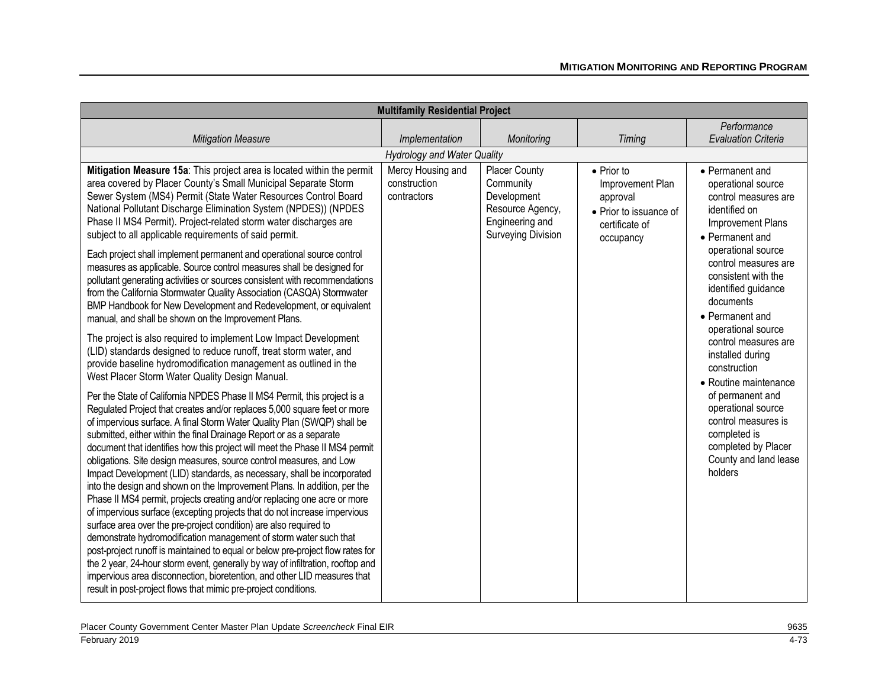| Multifamily Residential Project | | | | |
|---|---|---|---|---|
| *Mitigation Measure* | *Implementation* | *Monitoring* | *Timing* | *Performance Evaluation Criteria* |
| | *Hydrology and Water Quality* | | | |
| **Mitigation Measure 15a**: This project area is located within the permit area covered by Placer County's Small Municipal Separate Storm Sewer System (MS4) Permit (State Water Resources Control Board National Pollutant Discharge Elimination System (NPDES)) (NPDES Phase II MS4 Permit). Project-related storm water discharges are subject to all applicable requirements of said permit.<br><br>Each project shall implement permanent and operational source control measures as applicable. Source control measures shall be designed for pollutant generating activities or sources consistent with recommendations from the California Stormwater Quality Association (CASQA) Stormwater BMP Handbook for New Development and Redevelopment, or equivalent manual, and shall be shown on the Improvement Plans.<br><br>The project is also required to implement Low Impact Development (LID) standards designed to reduce runoff, treat storm water, and provide baseline hydromodification management as outlined in the West Placer Storm Water Quality Design Manual.<br><br>Per the State of California NPDES Phase II MS4 Permit, this project is a Regulated Project that creates and/or replaces 5,000 square feet or more of impervious surface. A final Storm Water Quality Plan (SWQP) shall be submitted, either within the final Drainage Report or as a separate document that identifies how this project will meet the Phase II MS4 permit obligations. Site design measures, source control measures, and Low Impact Development (LID) standards, as necessary, shall be incorporated into the design and shown on the Improvement Plans. In addition, per the Phase II MS4 permit, projects creating and/or replacing one acre or more of impervious surface (excepting projects that do not increase impervious surface area over the pre-project condition) are also required to demonstrate hydromodification management of storm water such that post-project runoff is maintained to equal or below pre-project flow rates for the 2 year, 24-hour storm event, generally by way of infiltration, rooftop and impervious area disconnection, bioretention, and other LID measures that result in post-project flows that mimic pre-project conditions. | Mercy Housing and construction contractors | Placer County Community Development Resource Agency, Engineering and Surveying Division | • Prior to Improvement Plan approval<br>• Prior to issuance of certificate of occupancy | • Permanent and operational source control measures are identified on Improvement Plans<br>• Permanent and operational source control measures are consistent with the identified guidance documents<br>• Permanent and operational source control measures are installed during construction<br>• Routine maintenance of permanent and operational source control measures is completed is completed by Placer County and land lease holders |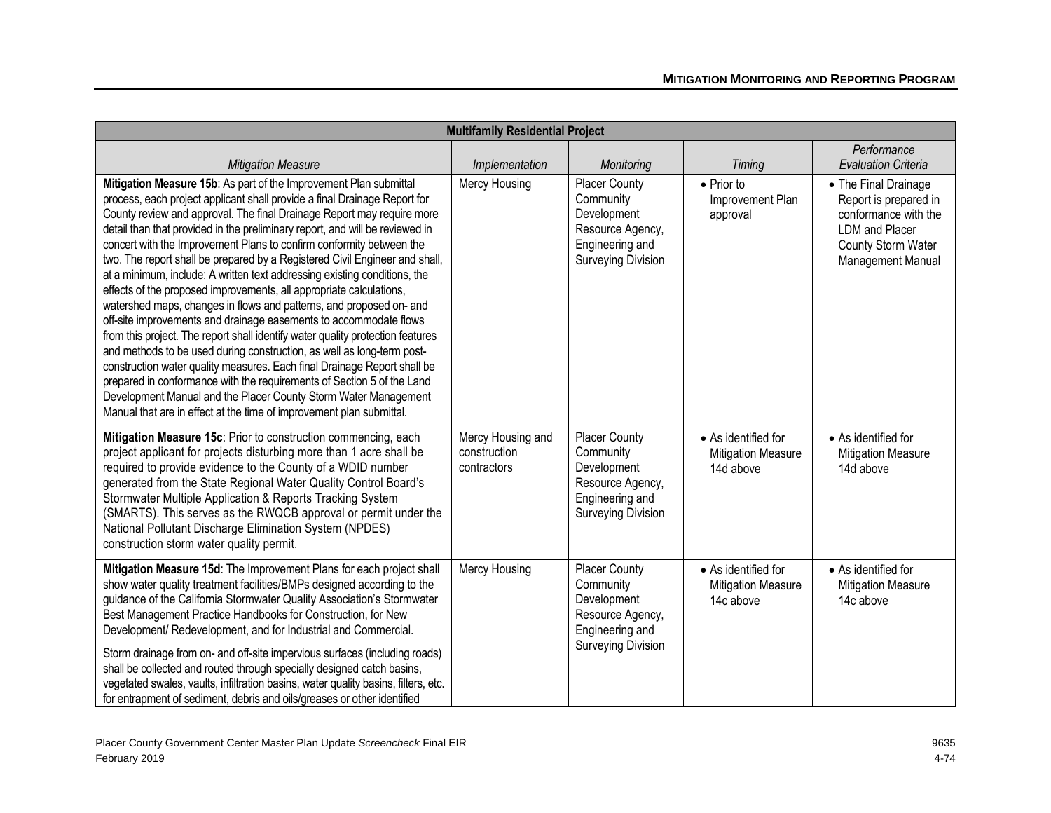| Multifamily Residential Project | | | | |
|---|---|---|---|---|
| *Mitigation Measure* | *Implementation* | *Monitoring* | *Timing* | *Performance Evaluation Criteria* |
| **Mitigation Measure 15b**: As part of the Improvement Plan submittal process, each project applicant shall provide a final Drainage Report for County review and approval. The final Drainage Report may require more detail than that provided in the preliminary report, and will be reviewed in concert with the Improvement Plans to confirm conformity between the two. The report shall be prepared by a Registered Civil Engineer and shall, at a minimum, include: A written text addressing existing conditions, the effects of the proposed improvements, all appropriate calculations, watershed maps, changes in flows and patterns, and proposed on- and off-site improvements and drainage easements to accommodate flows from this project. The report shall identify water quality protection features and methods to be used during construction, as well as long-term post-construction water quality measures. Each final Drainage Report shall be prepared in conformance with the requirements of Section 5 of the Land Development Manual and the Placer County Storm Water Management Manual that are in effect at the time of improvement plan submittal. | Mercy Housing | Placer County Community Development Resource Agency, Engineering and Surveying Division | • Prior to Improvement Plan approval | • The Final Drainage Report is prepared in conformance with the LDM and Placer County Storm Water Management Manual |
| **Mitigation Measure 15c**: Prior to construction commencing, each project applicant for projects disturbing more than 1 acre shall be required to provide evidence to the County of a WDID number generated from the State Regional Water Quality Control Board's Stormwater Multiple Application & Reports Tracking System (SMARTS). This serves as the RWQCB approval or permit under the National Pollutant Discharge Elimination System (NPDES) construction storm water quality permit. | Mercy Housing and construction contractors | Placer County Community Development Resource Agency, Engineering and Surveying Division | • As identified for Mitigation Measure 14d above | • As identified for Mitigation Measure 14d above |
| **Mitigation Measure 15d**: The Improvement Plans for each project shall show water quality treatment facilities/BMPs designed according to the guidance of the California Stormwater Quality Association's Stormwater Best Management Practice Handbooks for Construction, for New Development/ Redevelopment, and for Industrial and Commercial.<br><br>Storm drainage from on- and off-site impervious surfaces (including roads) shall be collected and routed through specially designed catch basins, vegetated swales, vaults, infiltration basins, water quality basins, filters, etc. for entrapment of sediment, debris and oils/greases or other identified | Mercy Housing | Placer County Community Development Resource Agency, Engineering and Surveying Division | • As identified for Mitigation Measure 14c above | • As identified for Mitigation Measure 14c above |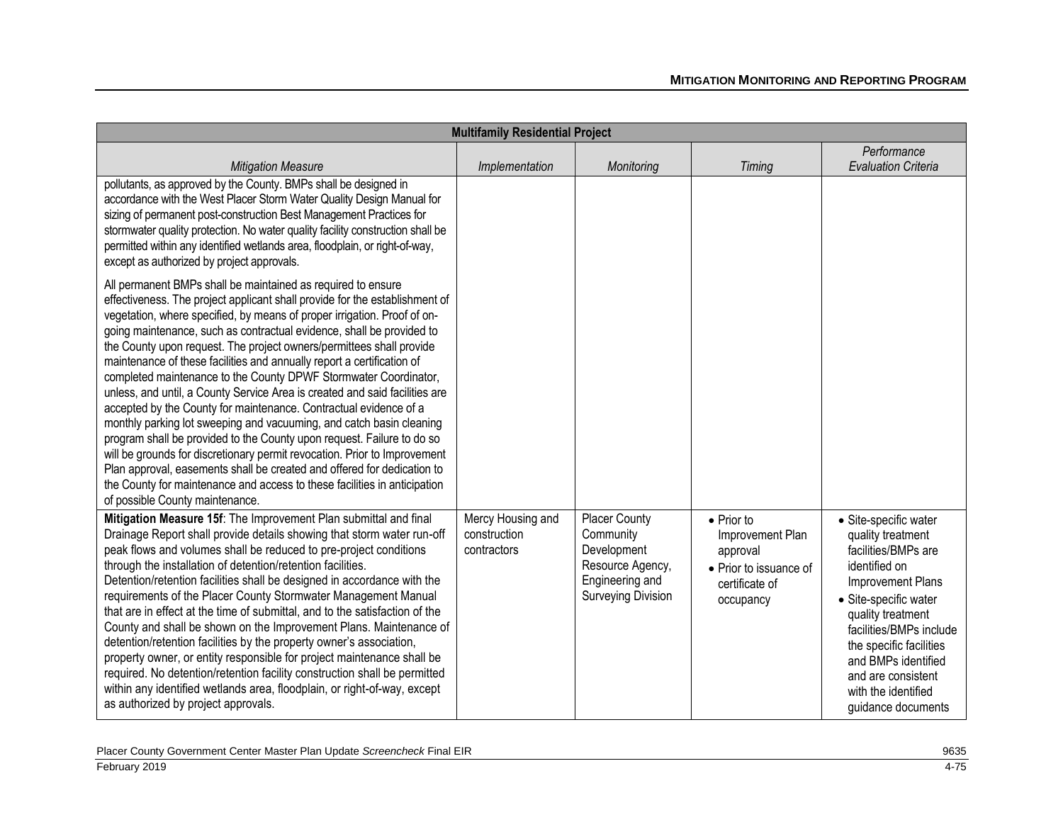| Multifamily Residential Project | | | | |
|---|---|---|---|---|
| *Mitigation Measure* | *Implementation* | *Monitoring* | *Timing* | *Performance Evaluation Criteria* |
| pollutants, as approved by the County. BMPs shall be designed in accordance with the West Placer Storm Water Quality Design Manual for sizing of permanent post-construction Best Management Practices for stormwater quality protection. No water quality facility construction shall be permitted within any identified wetlands area, floodplain, or right-of-way, except as authorized by project approvals.<br><br>All permanent BMPs shall be maintained as required to ensure effectiveness. The project applicant shall provide for the establishment of vegetation, where specified, by means of proper irrigation. Proof of on-going maintenance, such as contractual evidence, shall be provided to the County upon request. The project owners/permittees shall provide maintenance of these facilities and annually report a certification of completed maintenance to the County DPWF Stormwater Coordinator, unless, and until, a County Service Area is created and said facilities are accepted by the County for maintenance. Contractual evidence of a monthly parking lot sweeping and vacuuming, and catch basin cleaning program shall be provided to the County upon request. Failure to do so will be grounds for discretionary permit revocation. Prior to Improvement Plan approval, easements shall be created and offered for dedication to the County for maintenance and access to these facilities in anticipation of possible County maintenance. | | | | |
| **Mitigation Measure 15f**: The Improvement Plan submittal and final Drainage Report shall provide details showing that storm water run-off peak flows and volumes shall be reduced to pre-project conditions through the installation of detention/retention facilities. Detention/retention facilities shall be designed in accordance with the requirements of the Placer County Stormwater Management Manual that are in effect at the time of submittal, and to the satisfaction of the County and shall be shown on the Improvement Plans. Maintenance of detention/retention facilities by the property owner's association, property owner, or entity responsible for project maintenance shall be required. No detention/retention facility construction shall be permitted within any identified wetlands area, floodplain, or right-of-way, except as authorized by project approvals. | Mercy Housing and construction contractors | Placer County Community Development Resource Agency, Engineering and Surveying Division | • Prior to Improvement Plan approval<br>• Prior to issuance of certificate of occupancy | • Site-specific water quality treatment facilities/BMPs are identified on Improvement Plans<br>• Site-specific water quality treatment facilities/BMPs include the specific facilities and BMPs identified and are consistent with the identified guidance documents |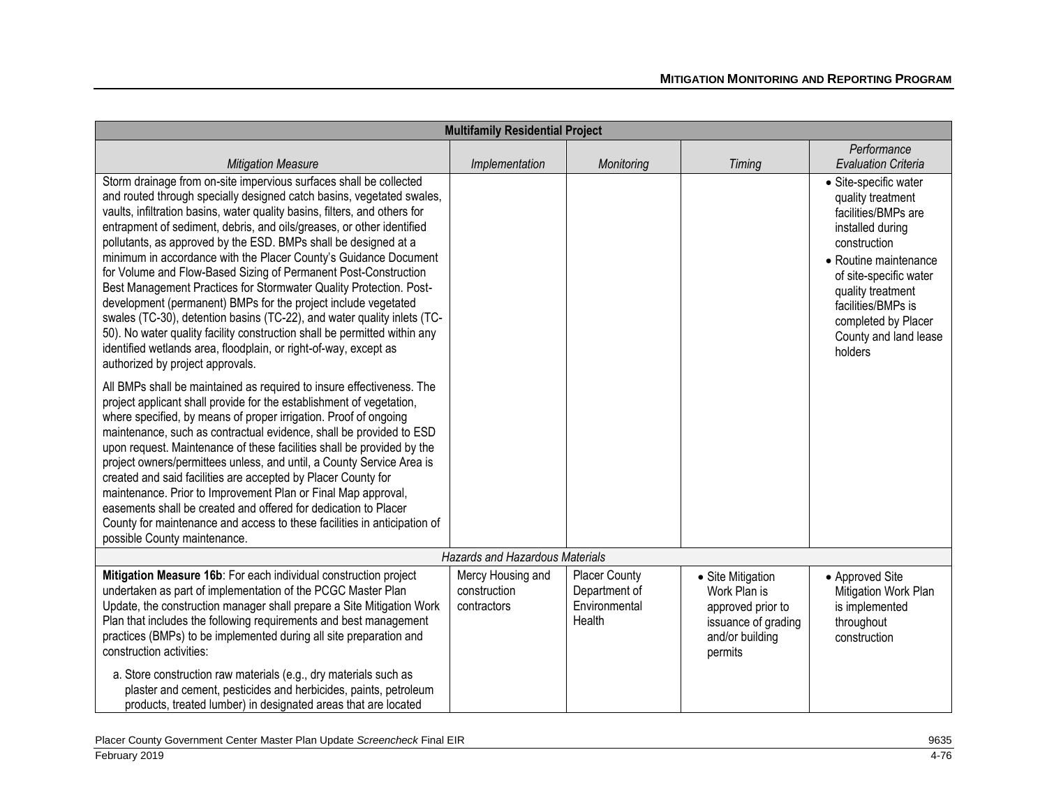| Multifamily Residential Project | | | | |
|---|---|---|---|---|
| *Mitigation Measure* | *Implementation* | *Monitoring* | *Timing* | *Performance Evaluation Criteria* |
| Storm drainage from on-site impervious surfaces shall be collected and routed through specially designed catch basins, vegetated swales, vaults, infiltration basins, water quality basins, filters, and others for entrapment of sediment, debris, and oils/greases, or other identified pollutants, as approved by the ESD. BMPs shall be designed at a minimum in accordance with the Placer County's Guidance Document for Volume and Flow-Based Sizing of Permanent Post-Construction Best Management Practices for Stormwater Quality Protection. Post-development (permanent) BMPs for the project include vegetated swales (TC-30), detention basins (TC-22), and water quality inlets (TC-50). No water quality facility construction shall be permitted within any identified wetlands area, floodplain, or right-of-way, except as authorized by project approvals.<br><br>All BMPs shall be maintained as required to insure effectiveness. The project applicant shall provide for the establishment of vegetation, where specified, by means of proper irrigation. Proof of ongoing maintenance, such as contractual evidence, shall be provided to ESD upon request. Maintenance of these facilities shall be provided by the project owners/permittees unless, and until, a County Service Area is created and said facilities are accepted by Placer County for maintenance. Prior to Improvement Plan or Final Map approval, easements shall be created and offered for dedication to Placer County for maintenance and access to these facilities in anticipation of possible County maintenance. | | | | • Site-specific water quality treatment facilities/BMPs are installed during construction<br>• Routine maintenance of site-specific water quality treatment facilities/BMPs is completed by Placer County and land lease holders |
| *Hazards and Hazardous Materials* | | | | |
| **Mitigation Measure 16b**: For each individual construction project undertaken as part of implementation of the PCGC Master Plan Update, the construction manager shall prepare a Site Mitigation Work Plan that includes the following requirements and best management practices (BMPs) to be implemented during all site preparation and construction activities:<br><br>a. Store construction raw materials (e.g., dry materials such as plaster and cement, pesticides and herbicides, paints, petroleum products, treated lumber) in designated areas that are located | Mercy Housing and construction contractors | Placer County Department of Environmental Health | • Site Mitigation Work Plan is approved prior to issuance of grading and/or building permits | • Approved Site Mitigation Work Plan is implemented throughout construction |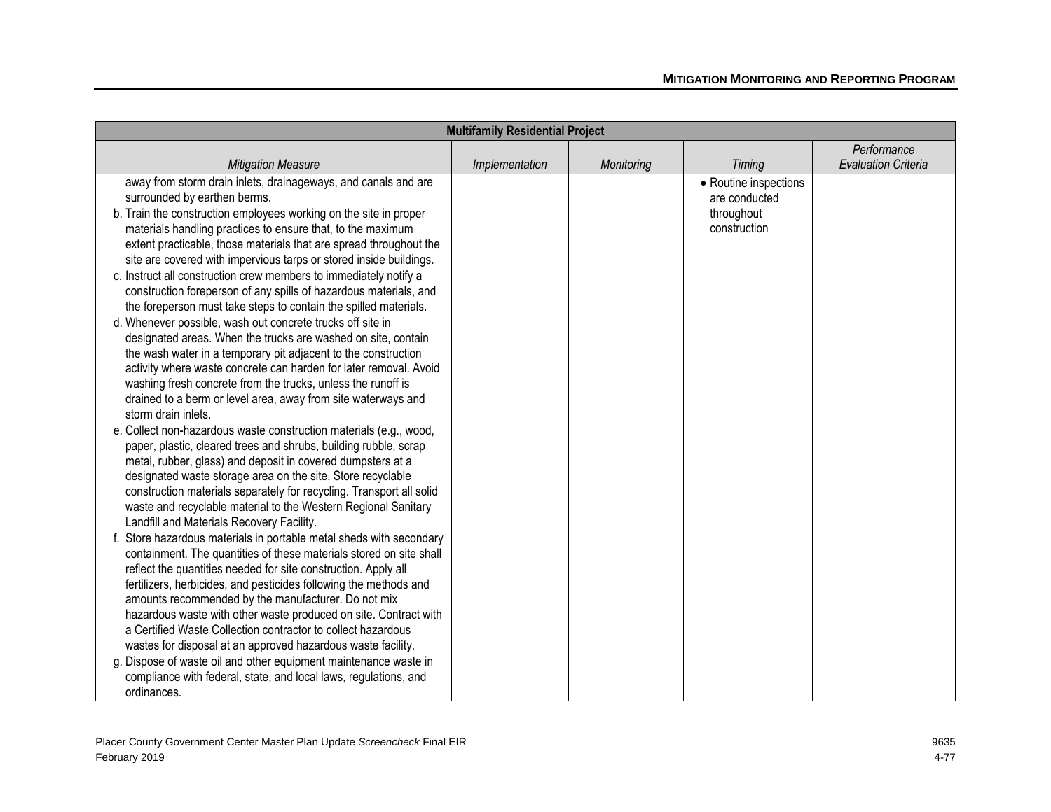| Multifamily Residential Project | | | | |
|---|---|---|---|---|
| *Mitigation Measure* | *Implementation* | *Monitoring* | *Timing* | *Performance Evaluation Criteria* |
| away from storm drain inlets, drainageways, and canals and are surrounded by earthen berms.<br>b. Train the construction employees working on the site in proper materials handling practices to ensure that, to the maximum extent practicable, those materials that are spread throughout the site are covered with impervious tarps or stored inside buildings.<br>c. Instruct all construction crew members to immediately notify a construction foreperson of any spills of hazardous materials, and the foreperson must take steps to contain the spilled materials.<br>d. Whenever possible, wash out concrete trucks off site in designated areas. When the trucks are washed on site, contain the wash water in a temporary pit adjacent to the construction activity where waste concrete can harden for later removal. Avoid washing fresh concrete from the trucks, unless the runoff is drained to a berm or level area, away from site waterways and storm drain inlets.<br>e. Collect non-hazardous waste construction materials (e.g., wood, paper, plastic, cleared trees and shrubs, building rubble, scrap metal, rubber, glass) and deposit in covered dumpsters at a designated waste storage area on the site. Store recyclable construction materials separately for recycling. Transport all solid waste and recyclable material to the Western Regional Sanitary Landfill and Materials Recovery Facility.<br>f. Store hazardous materials in portable metal sheds with secondary containment. The quantities of these materials stored on site shall reflect the quantities needed for site construction. Apply all fertilizers, herbicides, and pesticides following the methods and amounts recommended by the manufacturer. Do not mix hazardous waste with other waste produced on site. Contract with a Certified Waste Collection contractor to collect hazardous wastes for disposal at an approved hazardous waste facility.<br>g. Dispose of waste oil and other equipment maintenance waste in compliance with federal, state, and local laws, regulations, and ordinances. | | | • Routine inspections are conducted throughout construction | |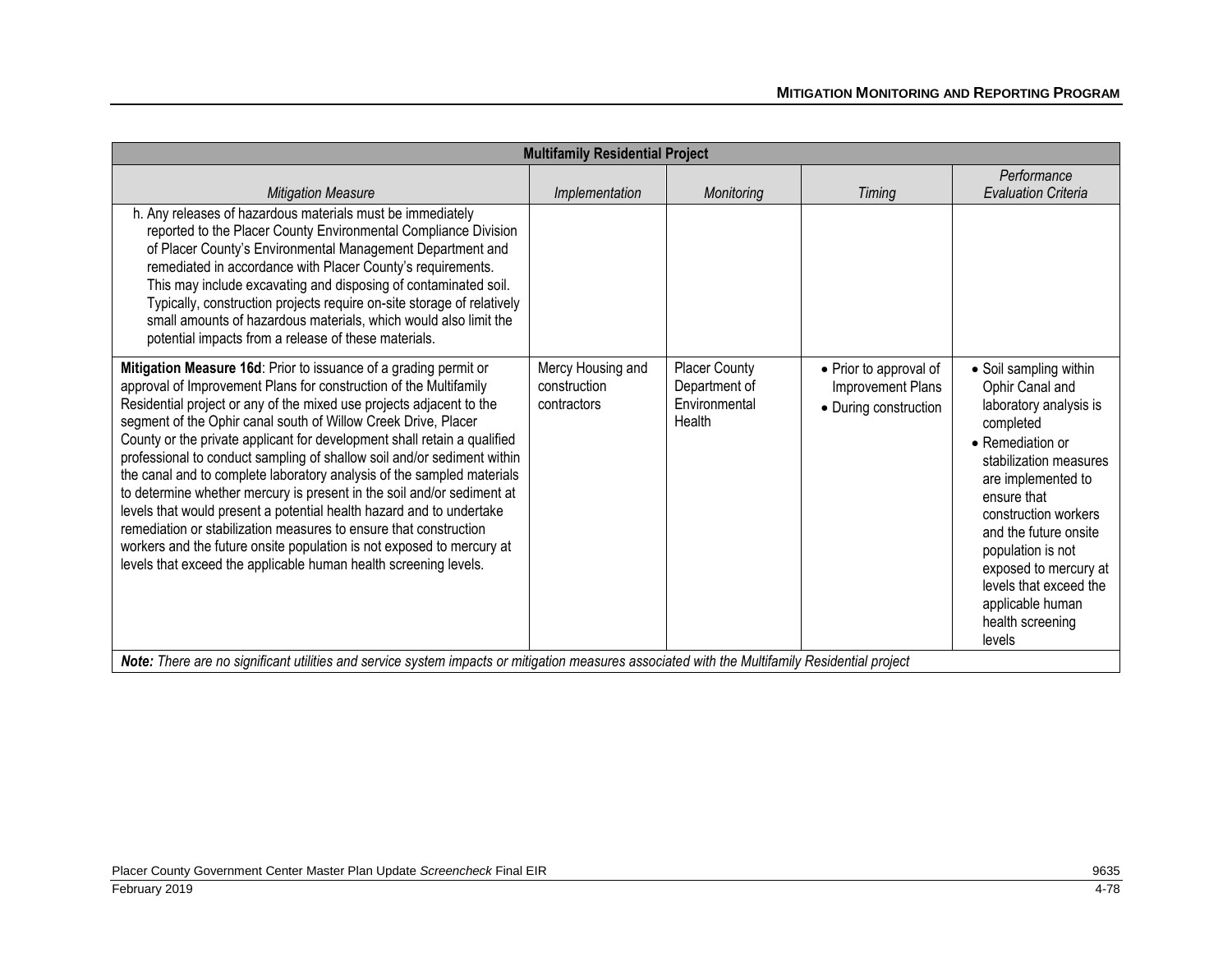| Multifamily Residential Project | | | | |
|---|---|---|---|---|
| *Mitigation Measure* | *Implementation* | *Monitoring* | *Timing* | *Performance Evaluation Criteria* |
| h. Any releases of hazardous materials must be immediately reported to the Placer County Environmental Compliance Division of Placer County's Environmental Management Department and remediated in accordance with Placer County's requirements. This may include excavating and disposing of contaminated soil. Typically, construction projects require on-site storage of relatively small amounts of hazardous materials, which would also limit the potential impacts from a release of these materials. | | | | |
| **Mitigation Measure 16d**: Prior to issuance of a grading permit or approval of Improvement Plans for construction of the Multifamily Residential project or any of the mixed use projects adjacent to the segment of the Ophir canal south of Willow Creek Drive, Placer County or the private applicant for development shall retain a qualified professional to conduct sampling of shallow soil and/or sediment within the canal and to complete laboratory analysis of the sampled materials to determine whether mercury is present in the soil and/or sediment at levels that would present a potential health hazard and to undertake remediation or stabilization measures to ensure that construction workers and the future onsite population is not exposed to mercury at levels that exceed the applicable human health screening levels. | Mercy Housing and construction contractors | Placer County Department of Environmental Health | • Prior to approval of Improvement Plans<br>• During construction | • Soil sampling within Ophir Canal and laboratory analysis is completed<br>• Remediation or stabilization measures are implemented to ensure that construction workers and the future onsite population is not exposed to mercury at levels that exceed the applicable human health screening levels |
| ***Note:*** *There are no significant utilities and service system impacts or mitigation measures associated with the Multifamily Residential project* | | | | |